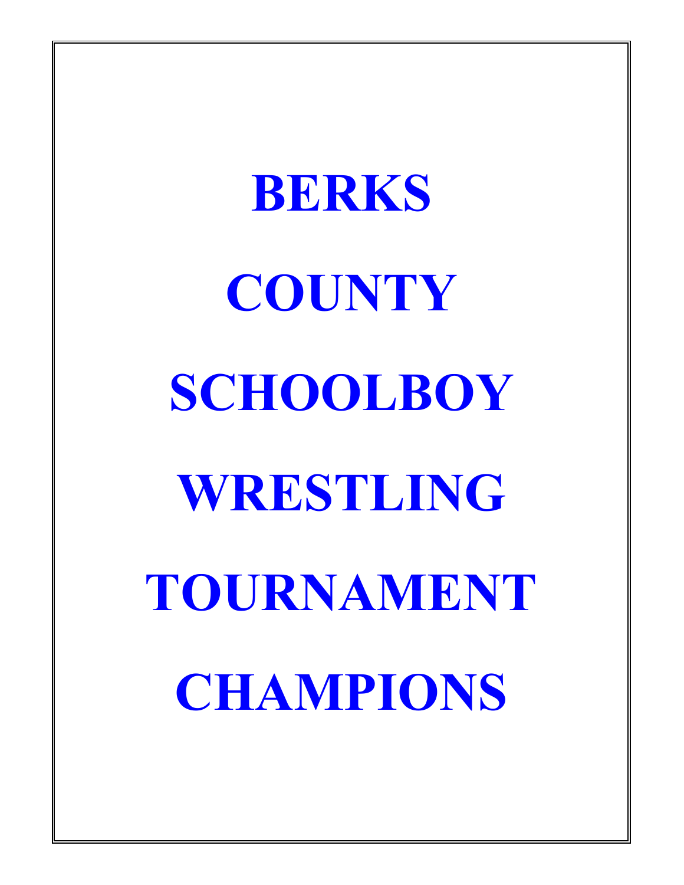# BERKS COUNTY SCHOOLBOY WRESTLING TOURNAMENT CHAMPIONS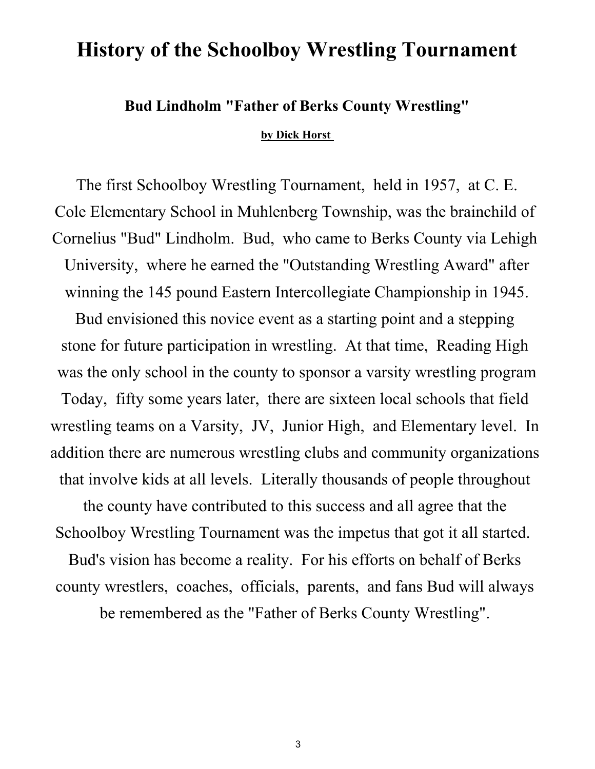# History of the Schoolboy Wrestling Tournament

### Bud Lindholm "Father of Berks County Wrestling"

**by Dick Horst**

The first Schoolboy Wrestling Tournament, held in 1957, at C. E. Cole Elementary School in Muhlenberg Township, was the brainchild of Cornelius "Bud" Lindholm. Bud, who came to Berks County via Lehigh University, where he earned the "Outstanding Wrestling Award" after winning the 145 pound Eastern Intercollegiate Championship in 1945. Bud envisioned this novice event as a starting point and a stepping stone for future participation in wrestling. At that time, Reading High was the only school in the county to sponsor a varsity wrestling program Today, fifty some years later, there are sixteen local schools that field wrestling teams on a Varsity, JV, Junior High, and Elementary level. In addition there are numerous wrestling clubs and community organizations that involve kids at all levels. Literally thousands of people throughout the county have contributed to this success and all agree that the Schoolboy Wrestling Tournament was the impetus that got it all started. Bud's vision has become a reality. For his efforts on behalf of Berks county wrestlers, coaches, officials, parents, and fans Bud will always be remembered as the "Father of Berks County Wrestling".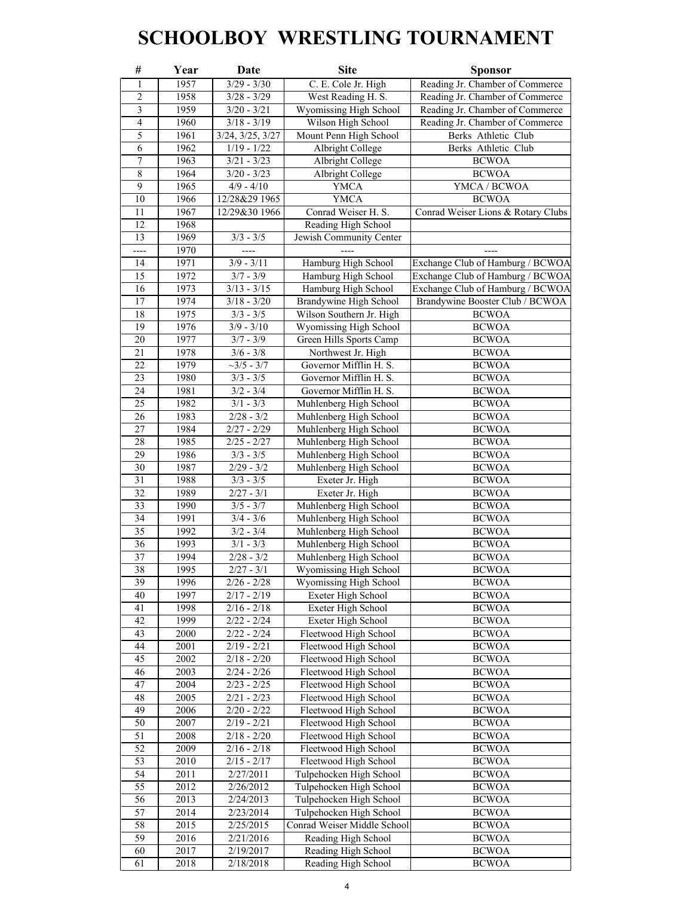# SCHOOLBOY WRESTLING TOURNAMENT

| # | Year | Date | Site | Sponsor |
|---|---|---|---|---|
| 1 | 1957 | 3/29 - 3/30 | C. E. Cole Jr. High | Reading Jr. Chamber of Commerce |
| 2 | 1958 | 3/28 - 3/29 | West Reading H. S. | Reading Jr. Chamber of Commerce |
| 3 | 1959 | 3/20 - 3/21 | Wyomissing High School | Reading Jr. Chamber of Commerce |
| 4 | 1960 | 3/18 - 3/19 | Wilson High School | Reading Jr. Chamber of Commerce |
| 5 | 1961 | 3/24, 3/25, 3/27 | Mount Penn High School | Berks Athletic Club |
| 6 | 1962 | 1/19 - 1/22 | Albright College | Berks Athletic Club |
| 7 | 1963 | 3/21 - 3/23 | Albright College | BCWOA |
| 8 | 1964 | 3/20 - 3/23 | Albright College | BCWOA |
| 9 | 1965 | 4/9 - 4/10 | YMCA | YMCA / BCWOA |
| 10 | 1966 | 12/28&29 1965 | YMCA | BCWOA |
| 11 | 1967 | 12/29&30 1966 | Conrad Weiser H. S. | Conrad Weiser Lions & Rotary Clubs |
| 12 | 1968 | | Reading High School | |
| 13 | 1969 | 3/3 - 3/5 | Jewish Community Center | |
| ---- | 1970 | ---- | ---- | ---- |
| 14 | 1971 | 3/9 - 3/11 | Hamburg High School | Exchange Club of Hamburg / BCWOA |
| 15 | 1972 | 3/7 - 3/9 | Hamburg High School | Exchange Club of Hamburg / BCWOA |
| 16 | 1973 | 3/13 - 3/15 | Hamburg High School | Exchange Club of Hamburg / BCWOA |
| 17 | 1974 | 3/18 - 3/20 | Brandywine High School | Brandywine Booster Club / BCWOA |
| 18 | 1975 | 3/3 - 3/5 | Wilson Southern Jr. High | BCWOA |
| 19 | 1976 | 3/9 - 3/10 | Wyomissing High School | BCWOA |
| 20 | 1977 | 3/7 - 3/9 | Green Hills Sports Camp | BCWOA |
| 21 | 1978 | 3/6 - 3/8 | Northwest Jr. High | BCWOA |
| 22 | 1979 | ~3/5 - 3/7 | Governor Mifflin H. S. | BCWOA |
| 23 | 1980 | 3/3 - 3/5 | Governor Mifflin H. S. | BCWOA |
| 24 | 1981 | 3/2 - 3/4 | Governor Mifflin H. S. | BCWOA |
| 25 | 1982 | 3/1 - 3/3 | Muhlenberg High School | BCWOA |
| 26 | 1983 | 2/28 - 3/2 | Muhlenberg High School | BCWOA |
| 27 | 1984 | 2/27 - 2/29 | Muhlenberg High School | BCWOA |
| 28 | 1985 | 2/25 - 2/27 | Muhlenberg High School | BCWOA |
| 29 | 1986 | 3/3 - 3/5 | Muhlenberg High School | BCWOA |
| 30 | 1987 | 2/29 - 3/2 | Muhlenberg High School | BCWOA |
| 31 | 1988 | 3/3 - 3/5 | Exeter Jr. High | BCWOA |
| 32 | 1989 | 2/27 - 3/1 | Exeter Jr. High | BCWOA |
| 33 | 1990 | 3/5 - 3/7 | Muhlenberg High School | BCWOA |
| 34 | 1991 | 3/4 - 3/6 | Muhlenberg High School | BCWOA |
| 35 | 1992 | 3/2 - 3/4 | Muhlenberg High School | BCWOA |
| 36 | 1993 | 3/1 - 3/3 | Muhlenberg High School | BCWOA |
| 37 | 1994 | 2/28 - 3/2 | Muhlenberg High School | BCWOA |
| 38 | 1995 | 2/27 - 3/1 | Wyomissing High School | BCWOA |
| 39 | 1996 | 2/26 - 2/28 | Wyomissing High School | BCWOA |
| 40 | 1997 | 2/17 - 2/19 | Exeter High School | BCWOA |
| 41 | 1998 | 2/16 - 2/18 | Exeter High School | BCWOA |
| 42 | 1999 | 2/22 - 2/24 | Exeter High School | BCWOA |
| 43 | 2000 | 2/22 - 2/24 | Fleetwood High School | BCWOA |
| 44 | 2001 | 2/19 - 2/21 | Fleetwood High School | BCWOA |
| 45 | 2002 | 2/18 - 2/20 | Fleetwood High School | BCWOA |
| 46 | 2003 | 2/24 - 2/26 | Fleetwood High School | BCWOA |
| 47 | 2004 | 2/23 - 2/25 | Fleetwood High School | BCWOA |
| 48 | 2005 | 2/21 - 2/23 | Fleetwood High School | BCWOA |
| 49 | 2006 | 2/20 - 2/22 | Fleetwood High School | BCWOA |
| 50 | 2007 | 2/19 - 2/21 | Fleetwood High School | BCWOA |
| 51 | 2008 | 2/18 - 2/20 | Fleetwood High School | BCWOA |
| 52 | 2009 | 2/16 - 2/18 | Fleetwood High School | BCWOA |
| 53 | 2010 | 2/15 - 2/17 | Fleetwood High School | BCWOA |
| 54 | 2011 | 2/27/2011 | Tulpehocken High School | BCWOA |
| 55 | 2012 | 2/26/2012 | Tulpehocken High School | BCWOA |
| 56 | 2013 | 2/24/2013 | Tulpehocken High School | BCWOA |
| 57 | 2014 | 2/23/2014 | Tulpehocken High School | BCWOA |
| 58 | 2015 | 2/25/2015 | Conrad Weiser Middle School | BCWOA |
| 59 | 2016 | 2/21/2016 | Reading High School | BCWOA |
| 60 | 2017 | 2/19/2017 | Reading High School | BCWOA |
| 61 | 2018 | 2/18/2018 | Reading High School | BCWOA |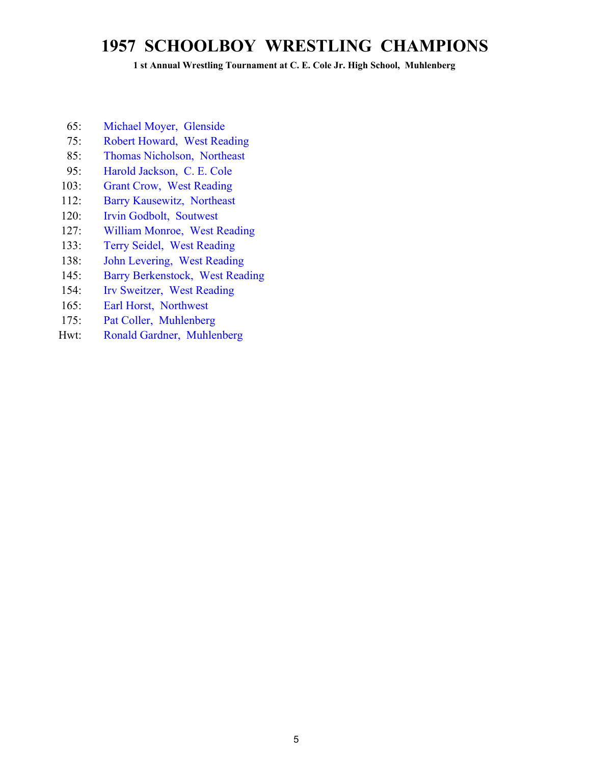# 1957 SCHOOLBOY WRESTLING CHAMPIONS

**1 st Annual Wrestling Tournament at C. E. Cole Jr. High School, Muhlenberg**

| | |
|---|---|
| 65: | Michael Moyer, Glenside |
| 75: | Robert Howard, West Reading |
| 85: | Thomas Nicholson, Northeast |
| 95: | Harold Jackson, C. E. Cole |
| 103: | Grant Crow, West Reading |
| 112: | Barry Kausewitz, Northeast |
| 120: | Irvin Godbolt, Soutwest |
| 127: | William Monroe, West Reading |
| 133: | Terry Seidel, West Reading |
| 138: | John Levering, West Reading |
| 145: | Barry Berkenstock, West Reading |
| 154: | Irv Sweitzer, West Reading |
| 165: | Earl Horst, Northwest |
| 175: | Pat Coller, Muhlenberg |
| Hwt: | Ronald Gardner, Muhlenberg |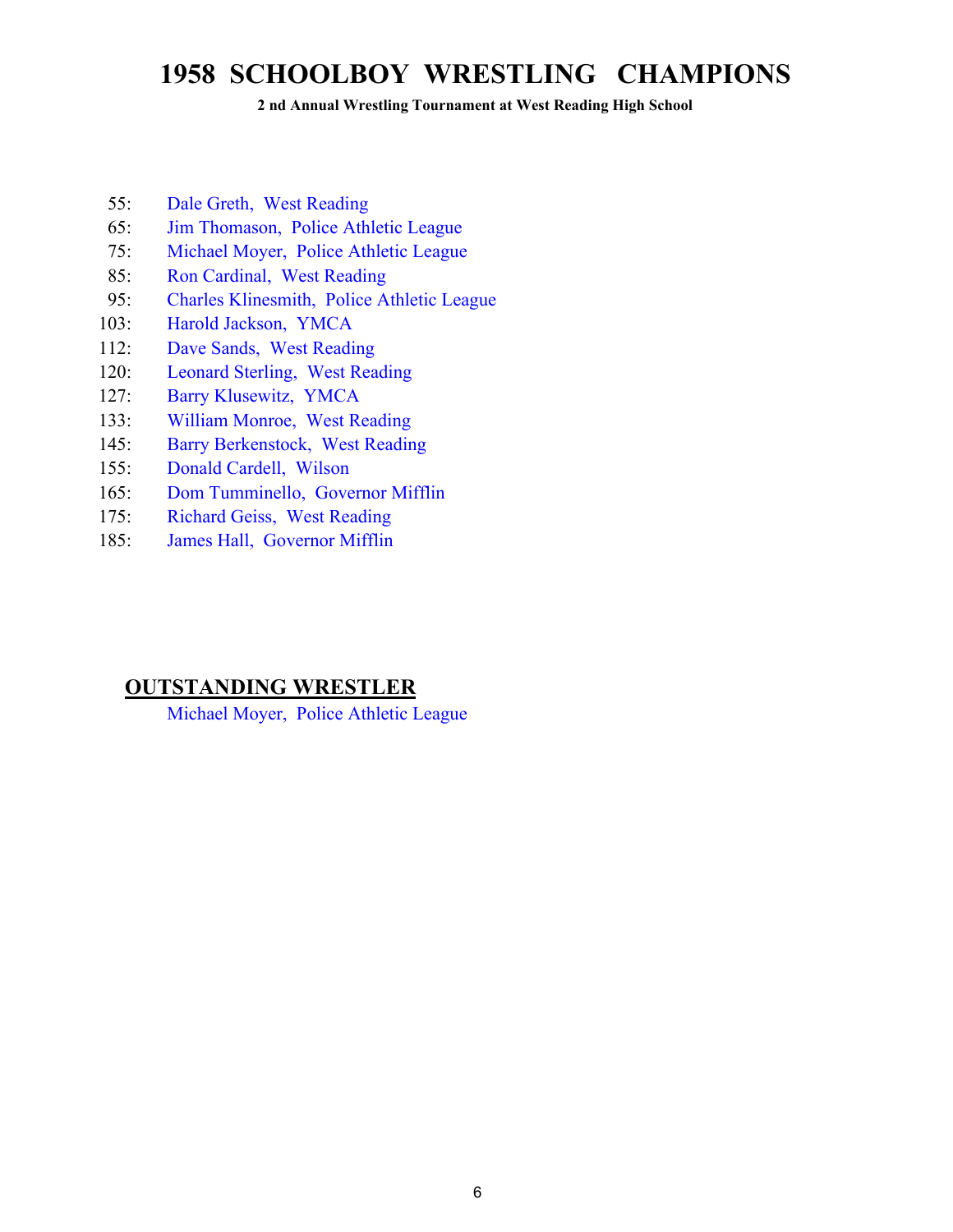# 1958 SCHOOLBOY WRESTLING CHAMPIONS

**2 nd Annual Wrestling Tournament at West Reading High School**

55: Dale Greth, West Reading
65: Jim Thomason, Police Athletic League
75: Michael Moyer, Police Athletic League
85: Ron Cardinal, West Reading
95: Charles Klinesmith, Police Athletic League
103: Harold Jackson, YMCA
112: Dave Sands, West Reading
120: Leonard Sterling, West Reading
127: Barry Klusewitz, YMCA
133: William Monroe, West Reading
145: Barry Berkenstock, West Reading
155: Donald Cardell, Wilson
165: Dom Tumminello, Governor Mifflin
175: Richard Geiss, West Reading
185: James Hall, Governor Mifflin

## OUTSTANDING WRESTLER

Michael Moyer, Police Athletic League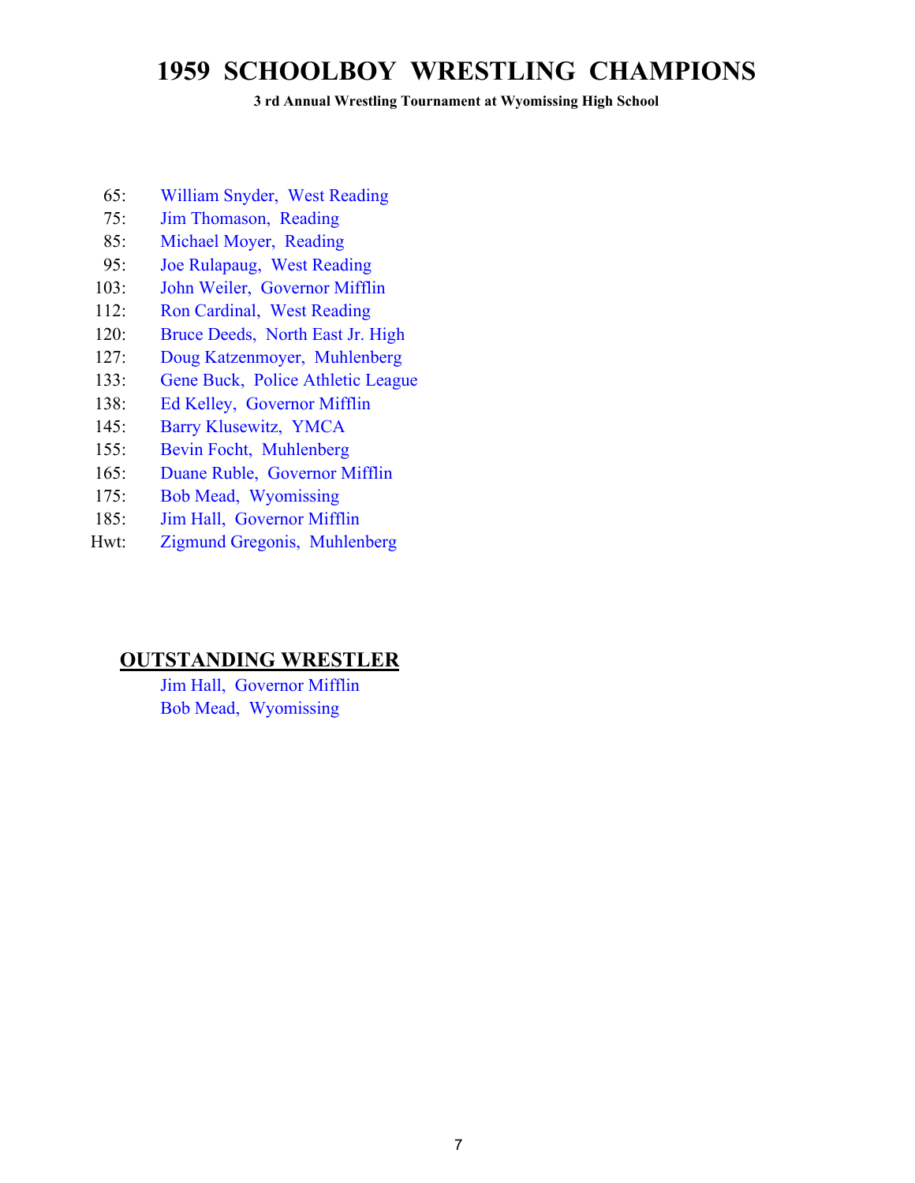# 1959 SCHOOLBOY WRESTLING CHAMPIONS

**3 rd Annual Wrestling Tournament at Wyomissing High School**

| | |
|---|---|
| 65: | William Snyder, West Reading |
| 75: | Jim Thomason, Reading |
| 85: | Michael Moyer, Reading |
| 95: | Joe Rulapaug, West Reading |
| 103: | John Weiler, Governor Mifflin |
| 112: | Ron Cardinal, West Reading |
| 120: | Bruce Deeds, North East Jr. High |
| 127: | Doug Katzenmoyer, Muhlenberg |
| 133: | Gene Buck, Police Athletic League |
| 138: | Ed Kelley, Governor Mifflin |
| 145: | Barry Klusewitz, YMCA |
| 155: | Bevin Focht, Muhlenberg |
| 165: | Duane Ruble, Governor Mifflin |
| 175: | Bob Mead, Wyomissing |
| 185: | Jim Hall, Governor Mifflin |
| Hwt: | Zigmund Gregonis, Muhlenberg |

## OUTSTANDING WRESTLER

Jim Hall, Governor Mifflin
Bob Mead, Wyomissing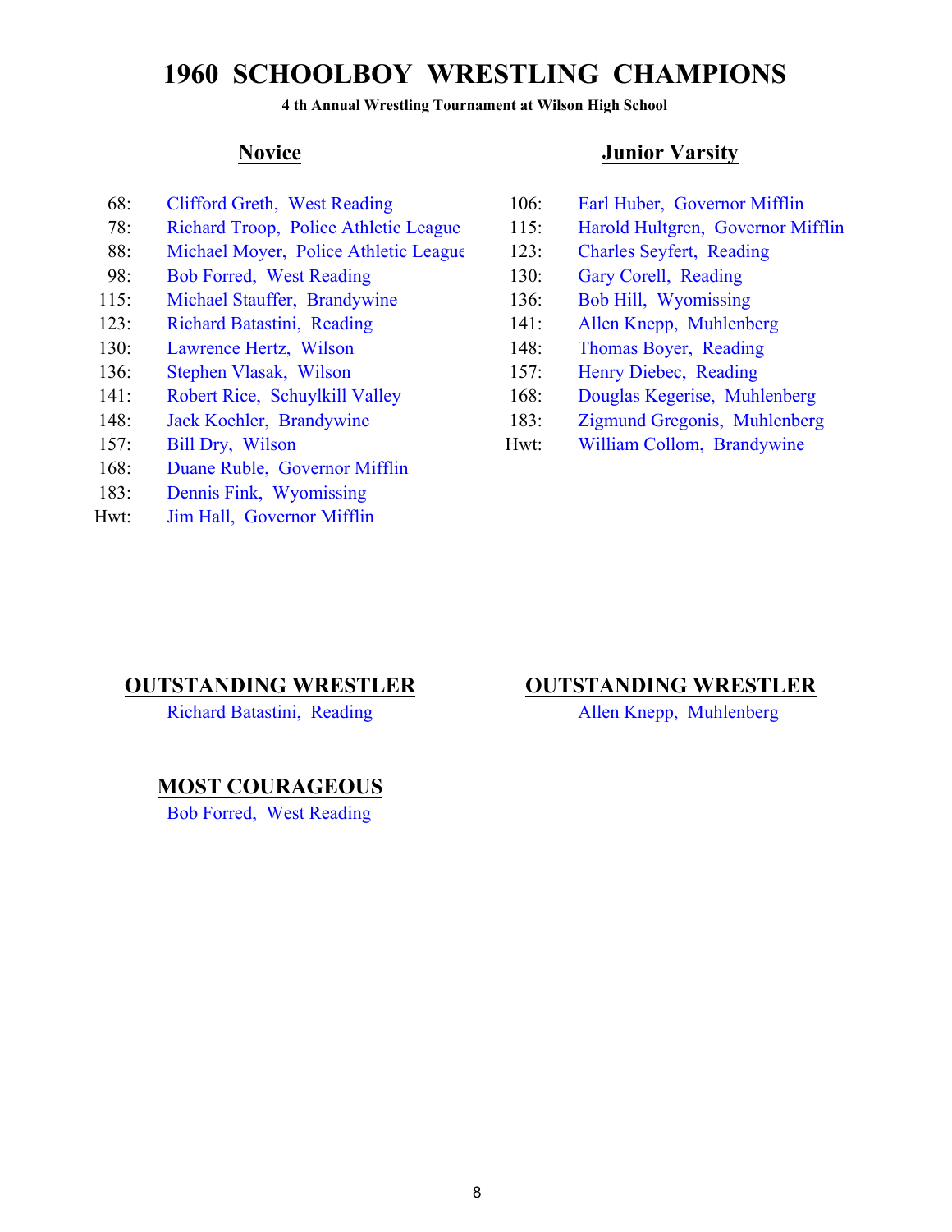# 1960 SCHOOLBOY WRESTLING CHAMPIONS

**4 th Annual Wrestling Tournament at Wilson High School**

## Novice

| | |
|---|---|
| 68: | Clifford Greth, West Reading |
| 78: | Richard Troop, Police Athletic League |
| 88: | Michael Moyer, Police Athletic League |
| 98: | Bob Forred, West Reading |
| 115: | Michael Stauffer, Brandywine |
| 123: | Richard Batastini, Reading |
| 130: | Lawrence Hertz, Wilson |
| 136: | Stephen Vlasak, Wilson |
| 141: | Robert Rice, Schuylkill Valley |
| 148: | Jack Koehler, Brandywine |
| 157: | Bill Dry, Wilson |
| 168: | Duane Ruble, Governor Mifflin |
| 183: | Dennis Fink, Wyomissing |
| Hwt: | Jim Hall, Governor Mifflin |

## Junior Varsity

| | |
|---|---|
| 106: | Earl Huber, Governor Mifflin |
| 115: | Harold Hultgren, Governor Mifflin |
| 123: | Charles Seyfert, Reading |
| 130: | Gary Corell, Reading |
| 136: | Bob Hill, Wyomissing |
| 141: | Allen Knepp, Muhlenberg |
| 148: | Thomas Boyer, Reading |
| 157: | Henry Diebec, Reading |
| 168: | Douglas Kegerise, Muhlenberg |
| 183: | Zigmund Gregonis, Muhlenberg |
| Hwt: | William Collom, Brandywine |

**OUTSTANDING WRESTLER**

Richard Batastini, Reading

**OUTSTANDING WRESTLER**

Allen Knepp, Muhlenberg

**MOST COURAGEOUS**

Bob Forred, West Reading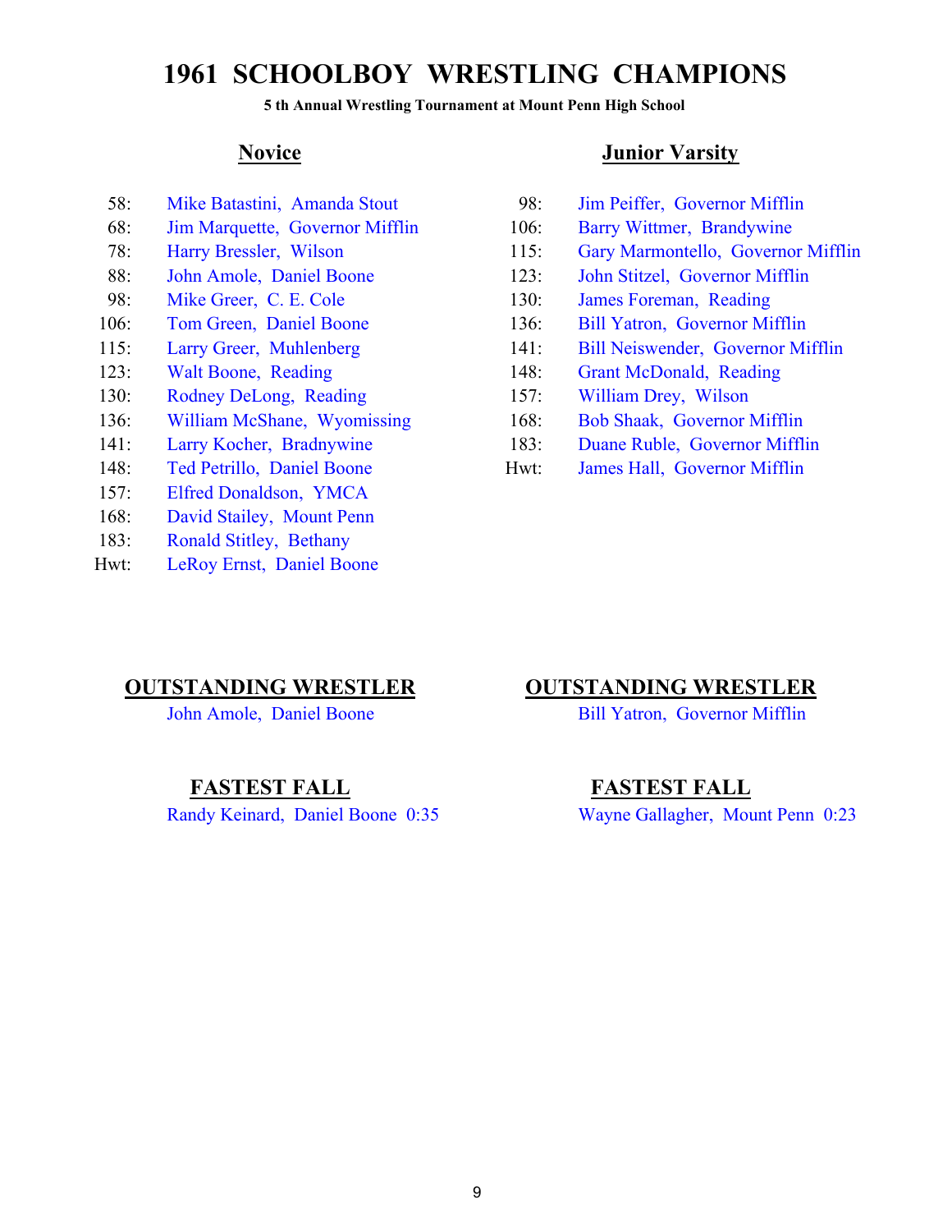# 1961 SCHOOLBOY WRESTLING CHAMPIONS

**5 th Annual Wrestling Tournament at Mount Penn High School**

## Novice

| | |
|---|---|
| 58: | Mike Batastini, Amanda Stout |
| 68: | Jim Marquette, Governor Mifflin |
| 78: | Harry Bressler, Wilson |
| 88: | John Amole, Daniel Boone |
| 98: | Mike Greer, C. E. Cole |
| 106: | Tom Green, Daniel Boone |
| 115: | Larry Greer, Muhlenberg |
| 123: | Walt Boone, Reading |
| 130: | Rodney DeLong, Reading |
| 136: | William McShane, Wyomissing |
| 141: | Larry Kocher, Bradnywine |
| 148: | Ted Petrillo, Daniel Boone |
| 157: | Elfred Donaldson, YMCA |
| 168: | David Stailey, Mount Penn |
| 183: | Ronald Stitley, Bethany |
| Hwt: | LeRoy Ernst, Daniel Boone |

### OUTSTANDING WRESTLER

John Amole, Daniel Boone

### FASTEST FALL

Randy Keinard, Daniel Boone 0:35

## Junior Varsity

| | |
|---|---|
| 98: | Jim Peiffer, Governor Mifflin |
| 106: | Barry Wittmer, Brandywine |
| 115: | Gary Marmontello, Governor Mifflin |
| 123: | John Stitzel, Governor Mifflin |
| 130: | James Foreman, Reading |
| 136: | Bill Yatron, Governor Mifflin |
| 141: | Bill Neiswender, Governor Mifflin |
| 148: | Grant McDonald, Reading |
| 157: | William Drey, Wilson |
| 168: | Bob Shaak, Governor Mifflin |
| 183: | Duane Ruble, Governor Mifflin |
| Hwt: | James Hall, Governor Mifflin |

### OUTSTANDING WRESTLER

Bill Yatron, Governor Mifflin

### FASTEST FALL

Wayne Gallagher, Mount Penn 0:23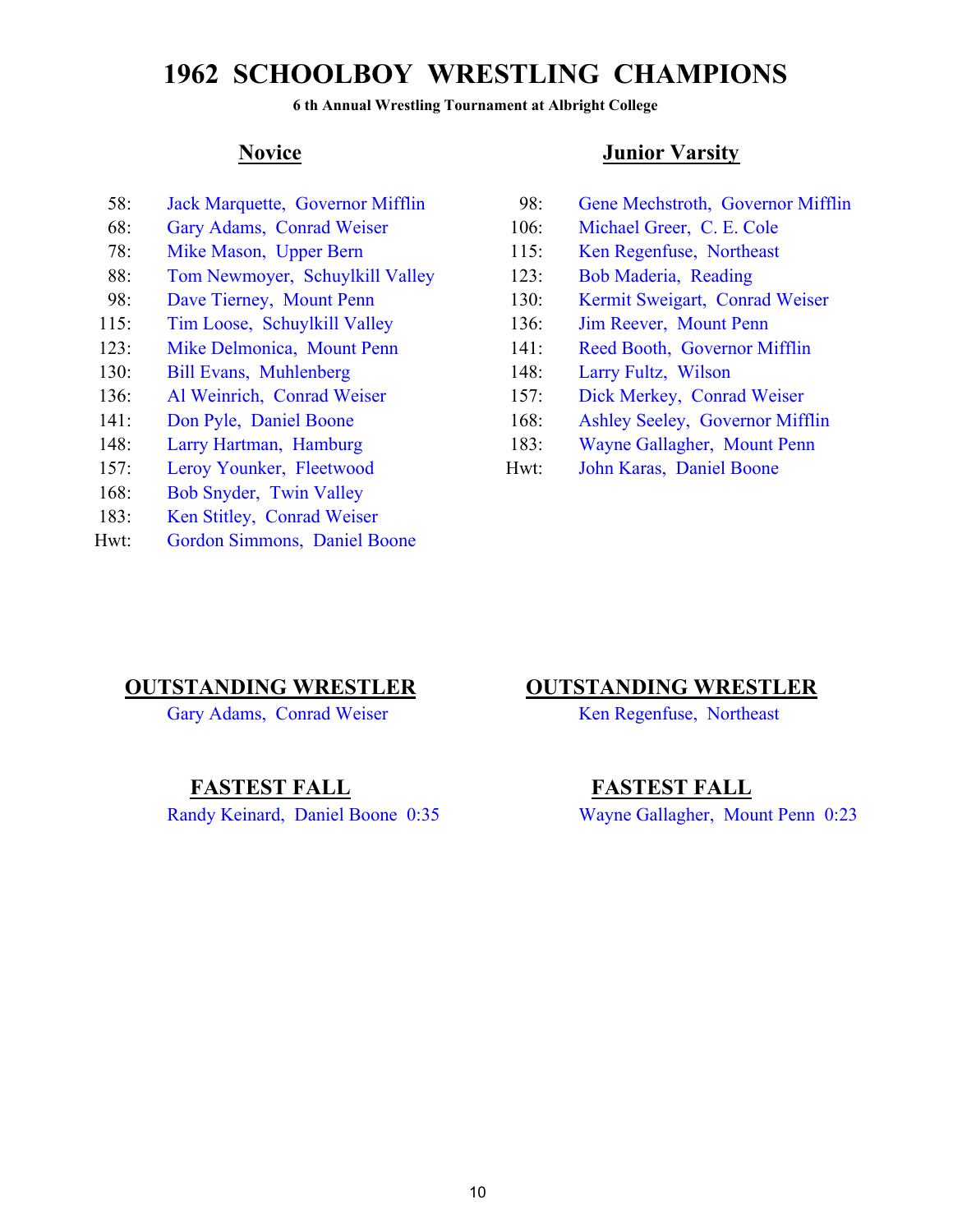# 1962 SCHOOLBOY WRESTLING CHAMPIONS

**6 th Annual Wrestling Tournament at Albright College**

## Novice

| | |
|---|---|
| 58: | Jack Marquette, Governor Mifflin |
| 68: | Gary Adams, Conrad Weiser |
| 78: | Mike Mason, Upper Bern |
| 88: | Tom Newmoyer, Schuylkill Valley |
| 98: | Dave Tierney, Mount Penn |
| 115: | Tim Loose, Schuylkill Valley |
| 123: | Mike Delmonica, Mount Penn |
| 130: | Bill Evans, Muhlenberg |
| 136: | Al Weinrich, Conrad Weiser |
| 141: | Don Pyle, Daniel Boone |
| 148: | Larry Hartman, Hamburg |
| 157: | Leroy Younker, Fleetwood |
| 168: | Bob Snyder, Twin Valley |
| 183: | Ken Stitley, Conrad Weiser |
| Hwt: | Gordon Simmons, Daniel Boone |

**OUTSTANDING WRESTLER**

Gary Adams, Conrad Weiser

**FASTEST FALL**

Randy Keinard, Daniel Boone 0:35

## Junior Varsity

| | |
|---|---|
| 98: | Gene Mechstroth, Governor Mifflin |
| 106: | Michael Greer, C. E. Cole |
| 115: | Ken Regenfuse, Northeast |
| 123: | Bob Maderia, Reading |
| 130: | Kermit Sweigart, Conrad Weiser |
| 136: | Jim Reever, Mount Penn |
| 141: | Reed Booth, Governor Mifflin |
| 148: | Larry Fultz, Wilson |
| 157: | Dick Merkey, Conrad Weiser |
| 168: | Ashley Seeley, Governor Mifflin |
| 183: | Wayne Gallagher, Mount Penn |
| Hwt: | John Karas, Daniel Boone |

**OUTSTANDING WRESTLER**

Ken Regenfuse, Northeast

**FASTEST FALL**

Wayne Gallagher, Mount Penn 0:23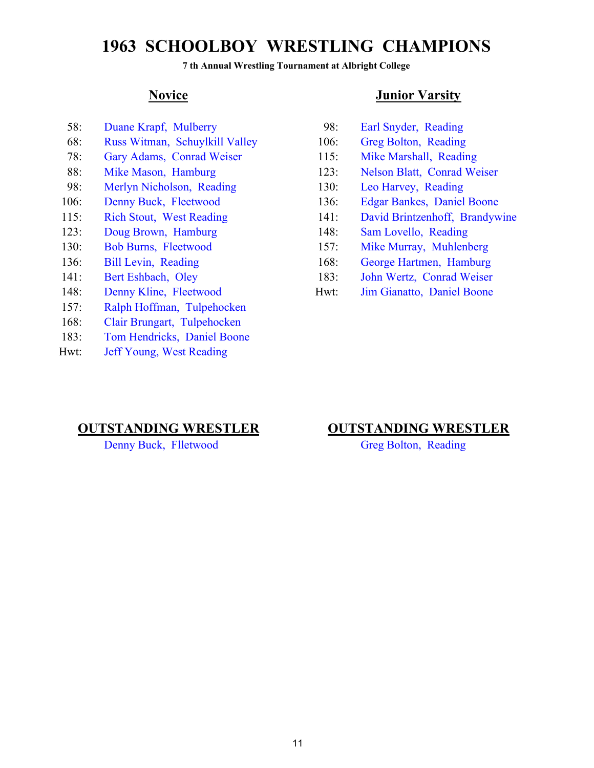# 1963 SCHOOLBOY WRESTLING CHAMPIONS

**7 th Annual Wrestling Tournament at Albright College**

## Novice

| | |
|---|---|
| 58: | Duane Krapf, Mulberry |
| 68: | Russ Witman, Schuylkill Valley |
| 78: | Gary Adams, Conrad Weiser |
| 88: | Mike Mason, Hamburg |
| 98: | Merlyn Nicholson, Reading |
| 106: | Denny Buck, Fleetwood |
| 115: | Rich Stout, West Reading |
| 123: | Doug Brown, Hamburg |
| 130: | Bob Burns, Fleetwood |
| 136: | Bill Levin, Reading |
| 141: | Bert Eshbach, Oley |
| 148: | Denny Kline, Fleetwood |
| 157: | Ralph Hoffman, Tulpehocken |
| 168: | Clair Brungart, Tulpehocken |
| 183: | Tom Hendricks, Daniel Boone |
| Hwt: | Jeff Young, West Reading |

**OUTSTANDING WRESTLER**

Denny Buck, Flleetwood

## Junior Varsity

| | |
|---|---|
| 98: | Earl Snyder, Reading |
| 106: | Greg Bolton, Reading |
| 115: | Mike Marshall, Reading |
| 123: | Nelson Blatt, Conrad Weiser |
| 130: | Leo Harvey, Reading |
| 136: | Edgar Bankes, Daniel Boone |
| 141: | David Brintzenhoff, Brandywine |
| 148: | Sam Lovello, Reading |
| 157: | Mike Murray, Muhlenberg |
| 168: | George Hartmen, Hamburg |
| 183: | John Wertz, Conrad Weiser |
| Hwt: | Jim Gianatto, Daniel Boone |

**OUTSTANDING WRESTLER**

Greg Bolton, Reading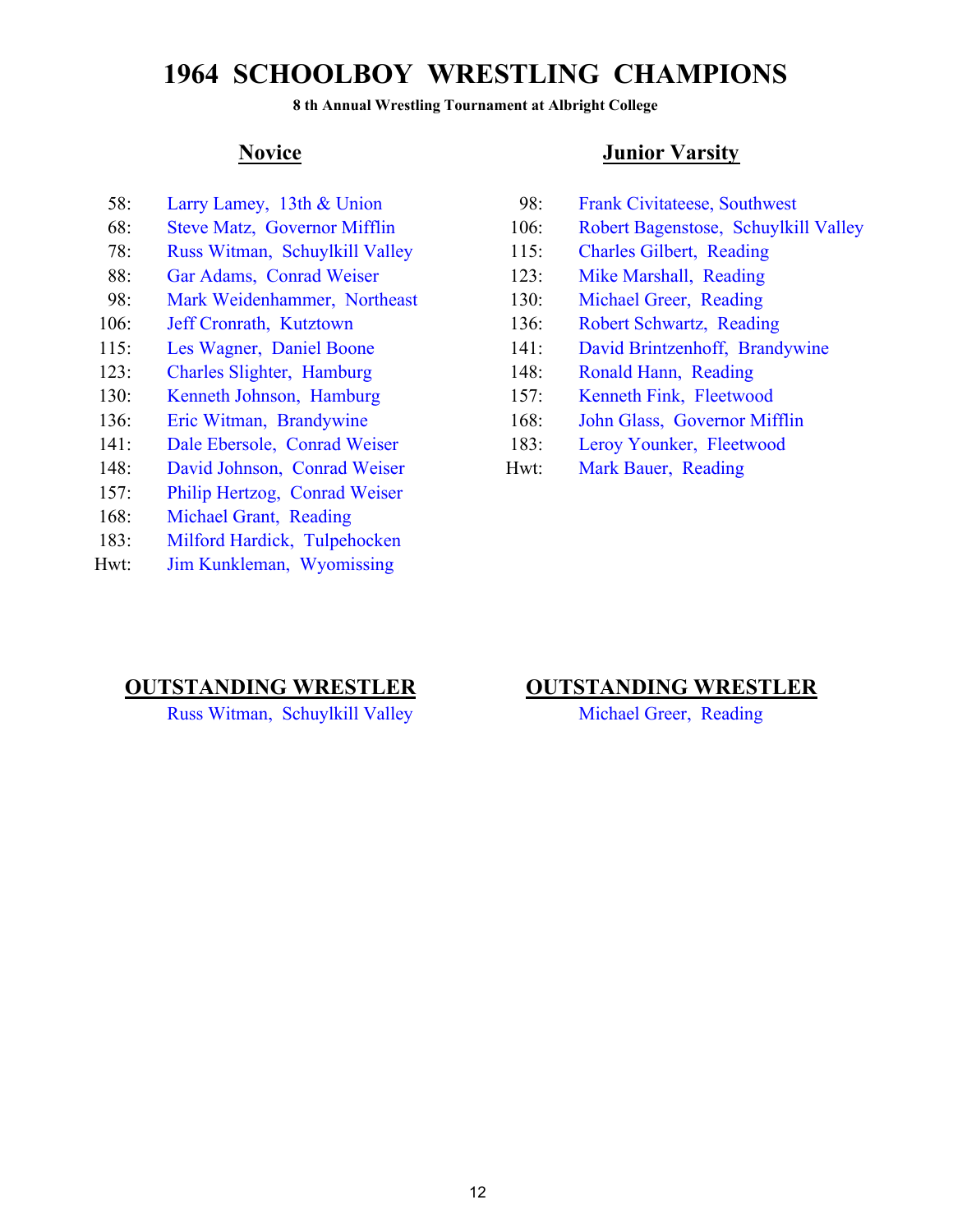# 1964 SCHOOLBOY WRESTLING CHAMPIONS

**8 th Annual Wrestling Tournament at Albright College**

## Novice

| | |
|---|---|
| 58: | Larry Lamey, 13th & Union |
| 68: | Steve Matz, Governor Mifflin |
| 78: | Russ Witman, Schuylkill Valley |
| 88: | Gar Adams, Conrad Weiser |
| 98: | Mark Weidenhammer, Northeast |
| 106: | Jeff Cronrath, Kutztown |
| 115: | Les Wagner, Daniel Boone |
| 123: | Charles Slighter, Hamburg |
| 130: | Kenneth Johnson, Hamburg |
| 136: | Eric Witman, Brandywine |
| 141: | Dale Ebersole, Conrad Weiser |
| 148: | David Johnson, Conrad Weiser |
| 157: | Philip Hertzog, Conrad Weiser |
| 168: | Michael Grant, Reading |
| 183: | Milford Hardick, Tulpehocken |
| Hwt: | Jim Kunkleman, Wyomissing |

**OUTSTANDING WRESTLER**

Russ Witman, Schuylkill Valley

## Junior Varsity

| | |
|---|---|
| 98: | Frank Civitateese, Southwest |
| 106: | Robert Bagenstose, Schuylkill Valley |
| 115: | Charles Gilbert, Reading |
| 123: | Mike Marshall, Reading |
| 130: | Michael Greer, Reading |
| 136: | Robert Schwartz, Reading |
| 141: | David Brintzenhoff, Brandywine |
| 148: | Ronald Hann, Reading |
| 157: | Kenneth Fink, Fleetwood |
| 168: | John Glass, Governor Mifflin |
| 183: | Leroy Younker, Fleetwood |
| Hwt: | Mark Bauer, Reading |

**OUTSTANDING WRESTLER**

Michael Greer, Reading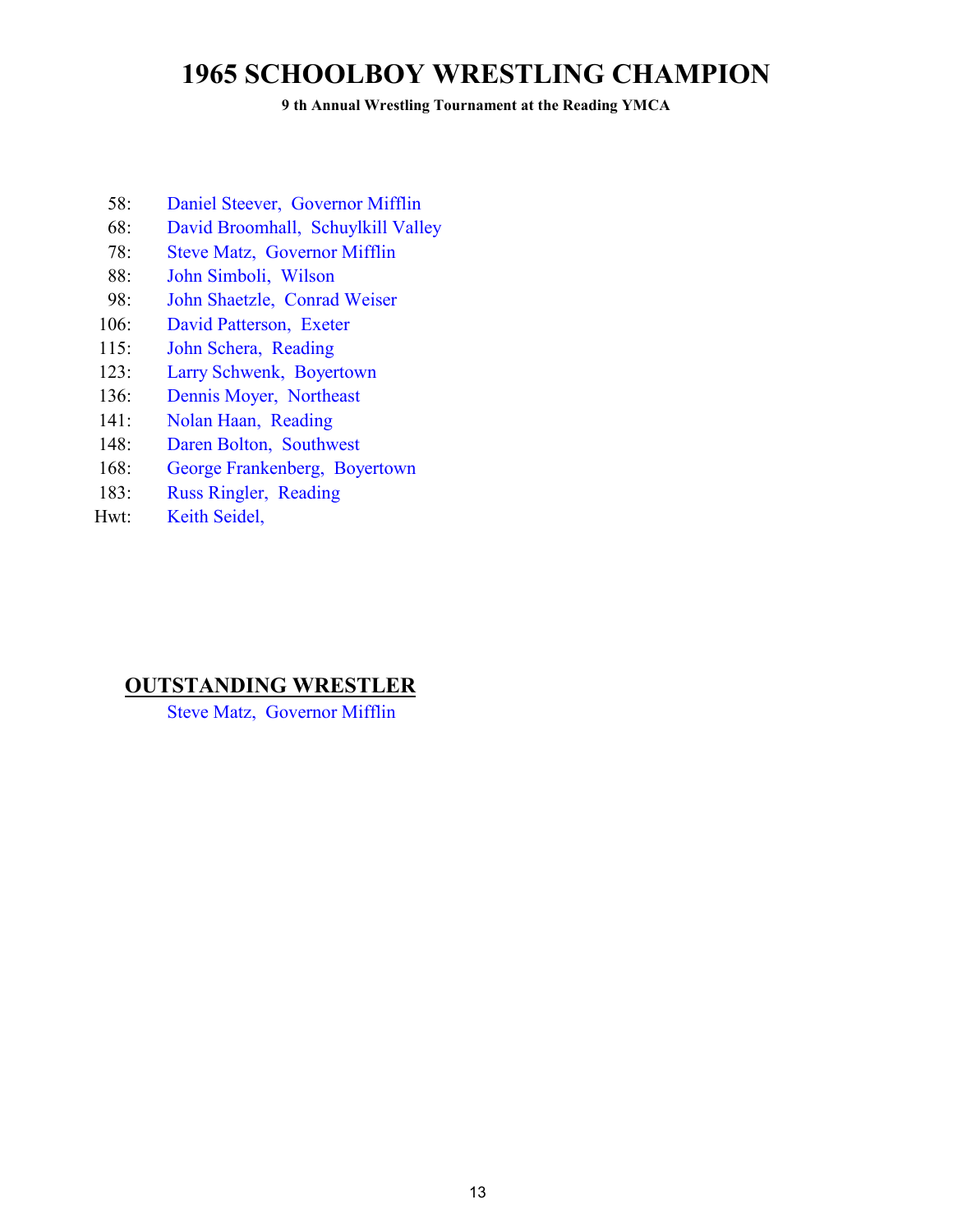# 1965 SCHOOLBOY WRESTLING CHAMPION

**9 th Annual Wrestling Tournament at the Reading YMCA**

| | |
|---|---|
| 58: | Daniel Steever, Governor Mifflin |
| 68: | David Broomhall, Schuylkill Valley |
| 78: | Steve Matz, Governor Mifflin |
| 88: | John Simboli, Wilson |
| 98: | John Shaetzle, Conrad Weiser |
| 106: | David Patterson, Exeter |
| 115: | John Schera, Reading |
| 123: | Larry Schwenk, Boyertown |
| 136: | Dennis Moyer, Northeast |
| 141: | Nolan Haan, Reading |
| 148: | Daren Bolton, Southwest |
| 168: | George Frankenberg, Boyertown |
| 183: | Russ Ringler, Reading |
| Hwt: | Keith Seidel, |

## OUTSTANDING WRESTLER

Steve Matz, Governor Mifflin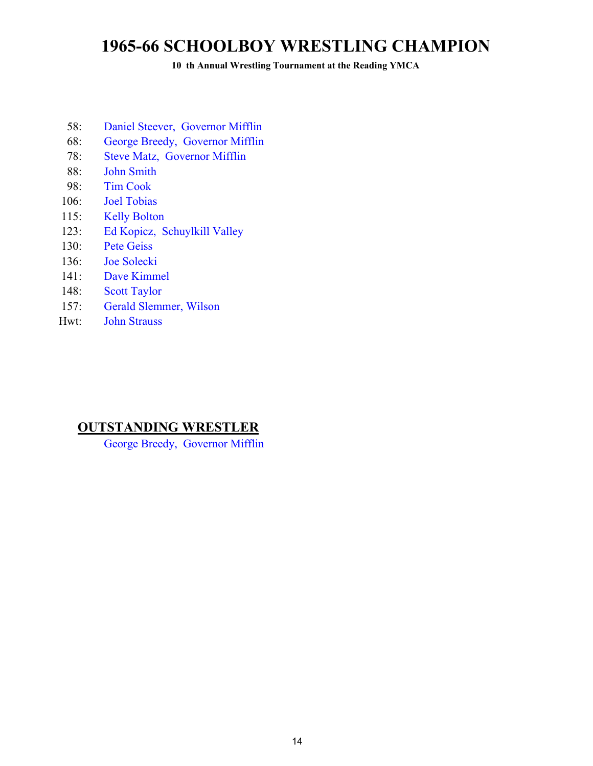# 1965-66 SCHOOLBOY WRESTLING CHAMPION

**10 th Annual Wrestling Tournament at the Reading YMCA**

58: Daniel Steever, Governor Mifflin
68: George Breedy, Governor Mifflin
78: Steve Matz, Governor Mifflin
88: John Smith
98: Tim Cook
106: Joel Tobias
115: Kelly Bolton
123: Ed Kopicz, Schuylkill Valley
130: Pete Geiss
136: Joe Solecki
141: Dave Kimmel
148: Scott Taylor
157: Gerald Slemmer, Wilson
Hwt: John Strauss

## OUTSTANDING WRESTLER

George Breedy, Governor Mifflin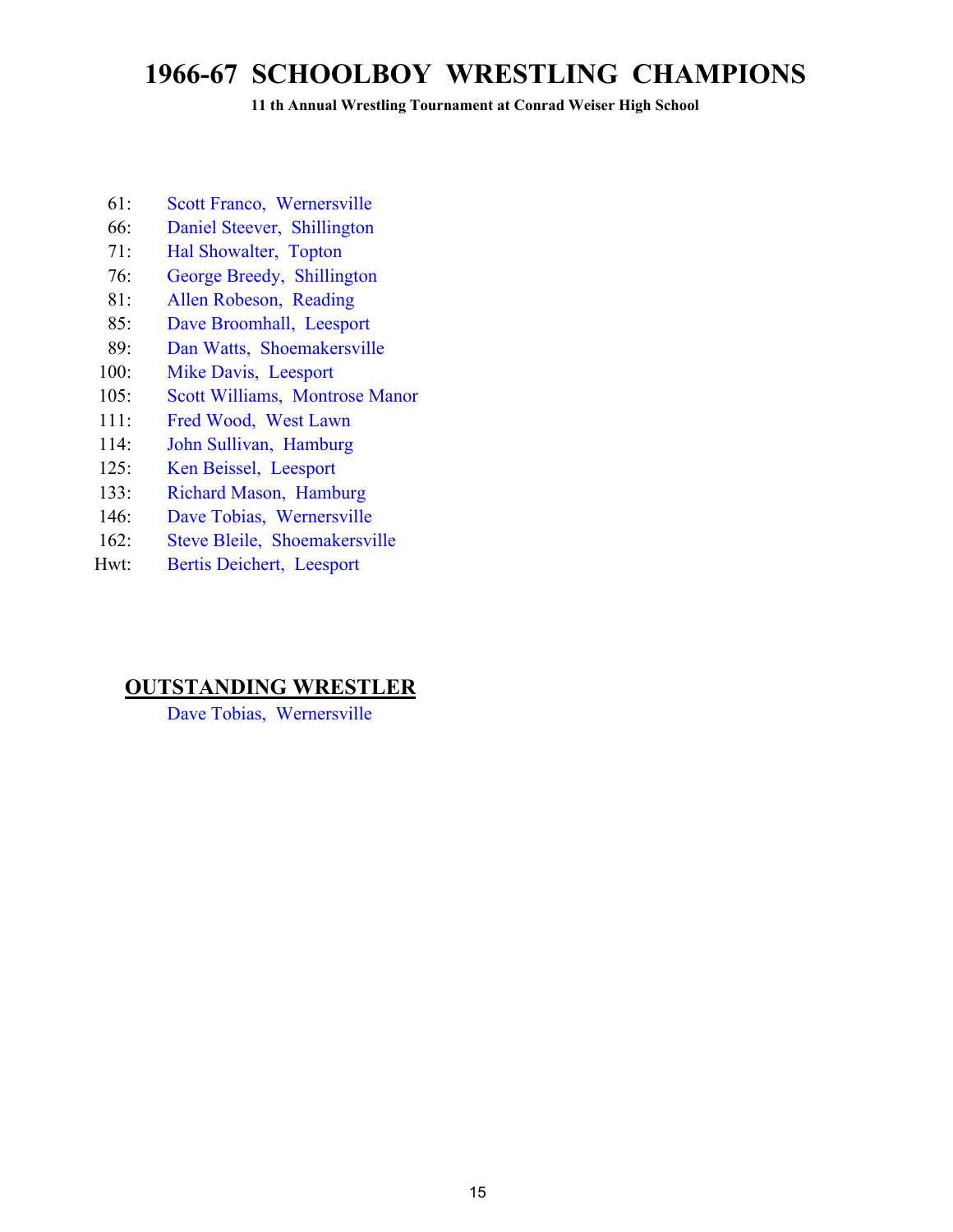# 1966-67 SCHOOLBOY WRESTLING CHAMPIONS

**11 th Annual Wrestling Tournament at Conrad Weiser High School**

| | |
|---|---|
| 61: | Scott Franco, Wernersville |
| 66: | Daniel Steever, Shillington |
| 71: | Hal Showalter, Topton |
| 76: | George Breedy, Shillington |
| 81: | Allen Robeson, Reading |
| 85: | Dave Broomhall, Leesport |
| 89: | Dan Watts, Shoemakersville |
| 100: | Mike Davis, Leesport |
| 105: | Scott Williams, Montrose Manor |
| 111: | Fred Wood, West Lawn |
| 114: | John Sullivan, Hamburg |
| 125: | Ken Beissel, Leesport |
| 133: | Richard Mason, Hamburg |
| 146: | Dave Tobias, Wernersville |
| 162: | Steve Bleile, Shoemakersville |
| Hwt: | Bertis Deichert, Leesport |

**OUTSTANDING WRESTLER**

Dave Tobias, Wernersville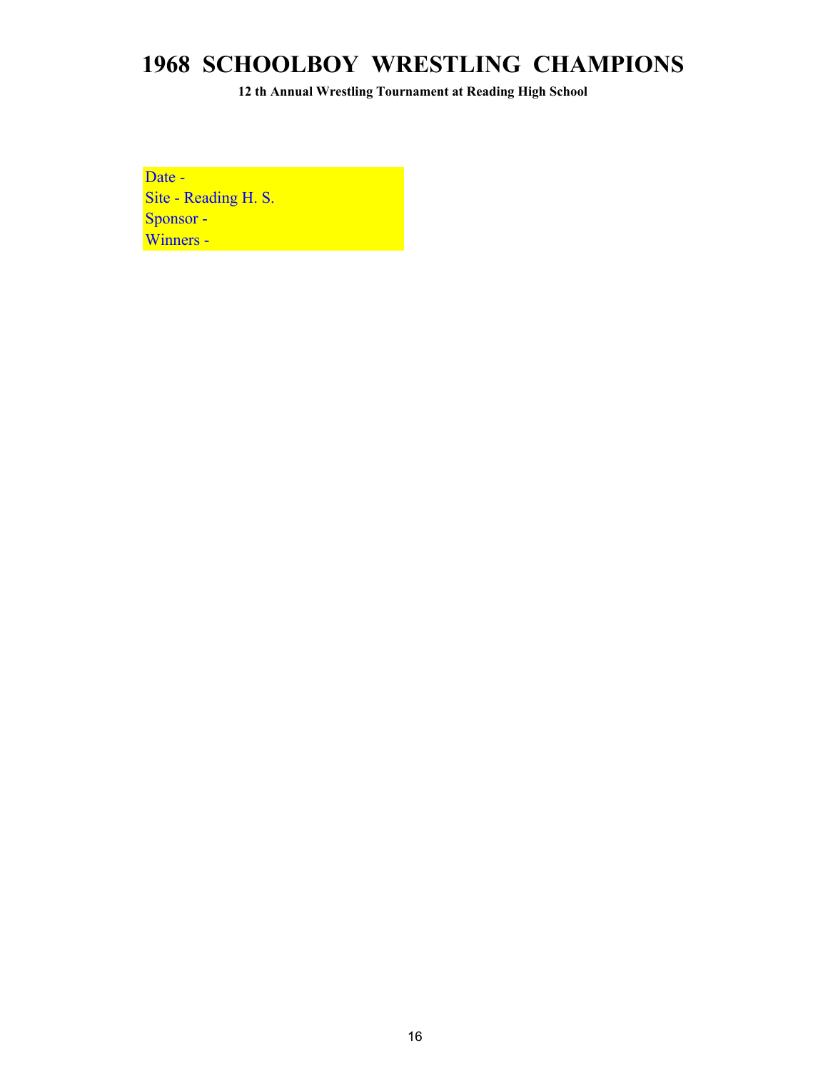# 1968 SCHOOLBOY WRESTLING CHAMPIONS

**12 th Annual Wrestling Tournament at Reading High School**

Date -
Site - Reading H. S.
Sponsor -
Winners -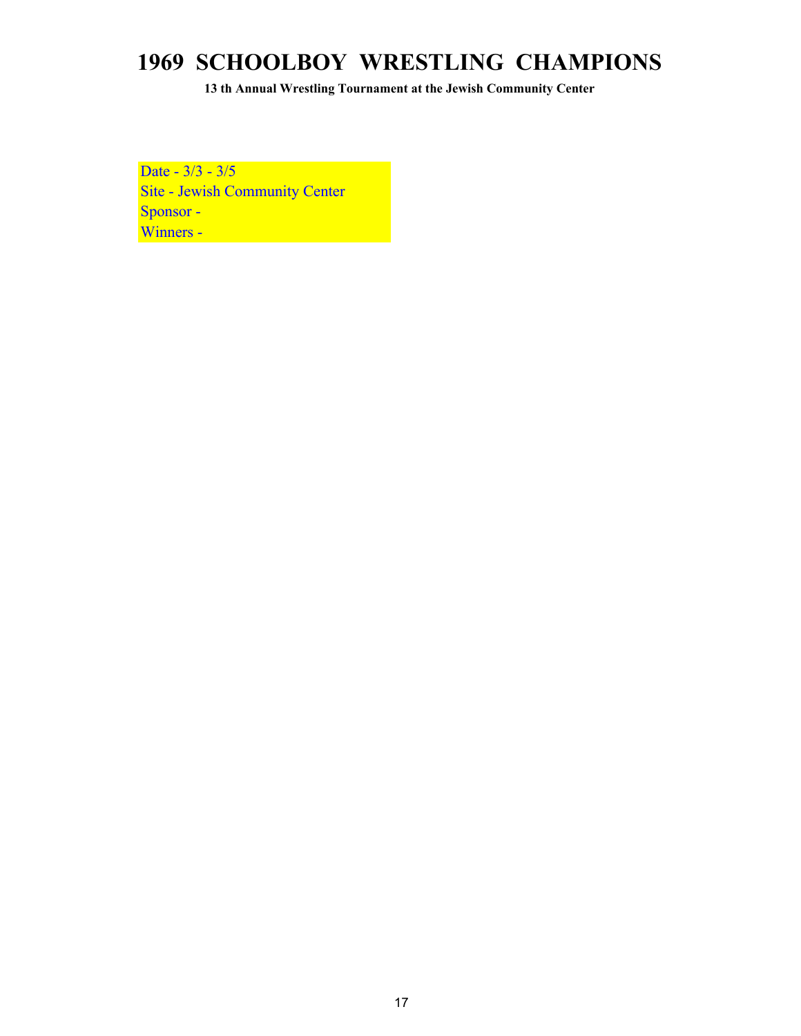# 1969 SCHOOLBOY WRESTLING CHAMPIONS

**13 th Annual Wrestling Tournament at the Jewish Community Center**

Date - 3/3 - 3/5
Site - Jewish Community Center
Sponsor -
Winners -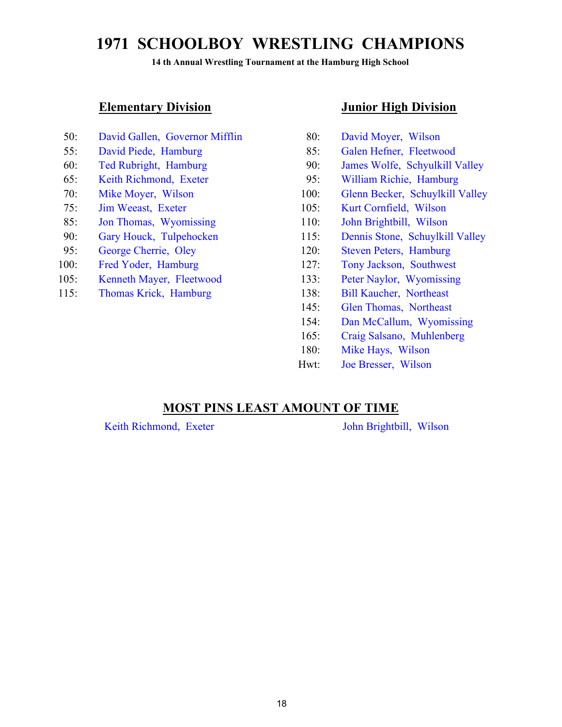# 1971 SCHOOLBOY WRESTLING CHAMPIONS

**14 th Annual Wrestling Tournament at the Hamburg High School**

## Elementary Division

| | |
|---|---|
| 50: | David Gallen, Governor Mifflin |
| 55: | David Piede, Hamburg |
| 60: | Ted Rubright, Hamburg |
| 65: | Keith Richmond, Exeter |
| 70: | Mike Moyer, Wilson |
| 75: | Jim Weeast, Exeter |
| 85: | Jon Thomas, Wyomissing |
| 90: | Gary Houck, Tulpehocken |
| 95: | George Cherrie, Oley |
| 100: | Fred Yoder, Hamburg |
| 105: | Kenneth Mayer, Fleetwood |
| 115: | Thomas Krick, Hamburg |

## Junior High Division

| | |
|---|---|
| 80: | David Moyer, Wilson |
| 85: | Galen Hefner, Fleetwood |
| 90: | James Wolfe, Schyulkill Valley |
| 95: | William Richie, Hamburg |
| 100: | Glenn Becker, Schuylkill Valley |
| 105: | Kurt Cornfield, Wilson |
| 110: | John Brightbill, Wilson |
| 115: | Dennis Stone, Schuylkill Valley |
| 120: | Steven Peters, Hamburg |
| 127: | Tony Jackson, Southwest |
| 133: | Peter Naylor, Wyomissing |
| 138: | Bill Kaucher, Northeast |
| 145: | Glen Thomas, Northeast |
| 154: | Dan McCallum, Wyomissing |
| 165: | Craig Salsano, Muhlenberg |
| 180: | Mike Hays, Wilson |
| Hwt: | Joe Bresser, Wilson |

## MOST PINS LEAST AMOUNT OF TIME

Keith Richmond, Exeter

John Brightbill, Wilson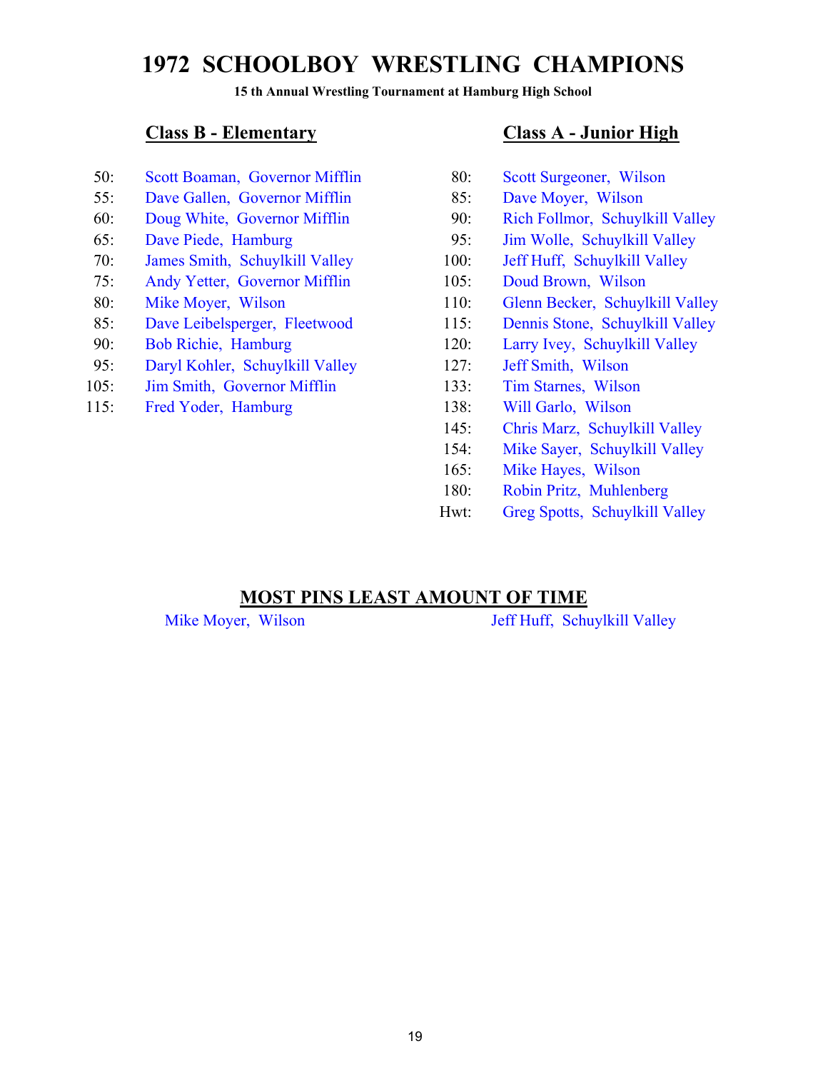# 1972 SCHOOLBOY WRESTLING CHAMPIONS

**15 th Annual Wrestling Tournament at Hamburg High School**

## Class B - Elementary

| | |
|---|---|
| 50: | Scott Boaman, Governor Mifflin |
| 55: | Dave Gallen, Governor Mifflin |
| 60: | Doug White, Governor Mifflin |
| 65: | Dave Piede, Hamburg |
| 70: | James Smith, Schuylkill Valley |
| 75: | Andy Yetter, Governor Mifflin |
| 80: | Mike Moyer, Wilson |
| 85: | Dave Leibelsperger, Fleetwood |
| 90: | Bob Richie, Hamburg |
| 95: | Daryl Kohler, Schuylkill Valley |
| 105: | Jim Smith, Governor Mifflin |
| 115: | Fred Yoder, Hamburg |

## Class A - Junior High

| | |
|---|---|
| 80: | Scott Surgeoner, Wilson |
| 85: | Dave Moyer, Wilson |
| 90: | Rich Follmor, Schuylkill Valley |
| 95: | Jim Wolle, Schuylkill Valley |
| 100: | Jeff Huff, Schuylkill Valley |
| 105: | Doud Brown, Wilson |
| 110: | Glenn Becker, Schuylkill Valley |
| 115: | Dennis Stone, Schuylkill Valley |
| 120: | Larry Ivey, Schuylkill Valley |
| 127: | Jeff Smith, Wilson |
| 133: | Tim Starnes, Wilson |
| 138: | Will Garlo, Wilson |
| 145: | Chris Marz, Schuylkill Valley |
| 154: | Mike Sayer, Schuylkill Valley |
| 165: | Mike Hayes, Wilson |
| 180: | Robin Pritz, Muhlenberg |
| Hwt: | Greg Spotts, Schuylkill Valley |

## MOST PINS LEAST AMOUNT OF TIME

Mike Moyer, Wilson

Jeff Huff, Schuylkill Valley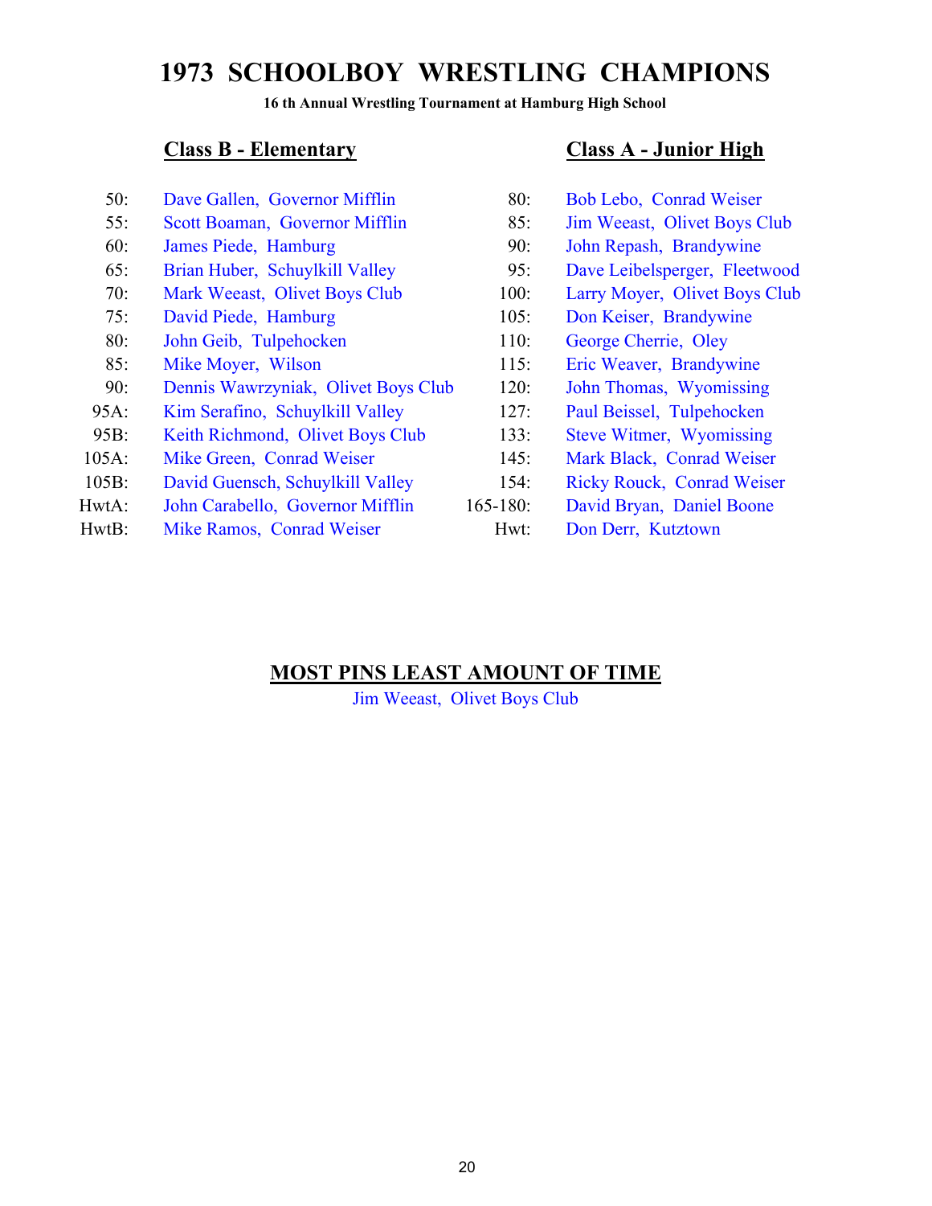# 1973 SCHOOLBOY WRESTLING CHAMPIONS

**16 th Annual Wrestling Tournament at Hamburg High School**

## Class B - Elementary

| | |
|---|---|
| 50: | Dave Gallen, Governor Mifflin |
| 55: | Scott Boaman, Governor Mifflin |
| 60: | James Piede, Hamburg |
| 65: | Brian Huber, Schuylkill Valley |
| 70: | Mark Weeast, Olivet Boys Club |
| 75: | David Piede, Hamburg |
| 80: | John Geib, Tulpehocken |
| 85: | Mike Moyer, Wilson |
| 90: | Dennis Wawrzyniak, Olivet Boys Club |
| 95A: | Kim Serafino, Schuylkill Valley |
| 95B: | Keith Richmond, Olivet Boys Club |
| 105A: | Mike Green, Conrad Weiser |
| 105B: | David Guensch, Schuylkill Valley |
| HwtA: | John Carabello, Governor Mifflin |
| HwtB: | Mike Ramos, Conrad Weiser |

## Class A - Junior High

| | |
|---|---|
| 80: | Bob Lebo, Conrad Weiser |
| 85: | Jim Weeast, Olivet Boys Club |
| 90: | John Repash, Brandywine |
| 95: | Dave Leibelsperger, Fleetwood |
| 100: | Larry Moyer, Olivet Boys Club |
| 105: | Don Keiser, Brandywine |
| 110: | George Cherrie, Oley |
| 115: | Eric Weaver, Brandywine |
| 120: | John Thomas, Wyomissing |
| 127: | Paul Beissel, Tulpehocken |
| 133: | Steve Witmer, Wyomissing |
| 145: | Mark Black, Conrad Weiser |
| 154: | Ricky Rouck, Conrad Weiser |
| 165-180: | David Bryan, Daniel Boone |
| Hwt: | Don Derr, Kutztown |

## MOST PINS LEAST AMOUNT OF TIME

Jim Weeast, Olivet Boys Club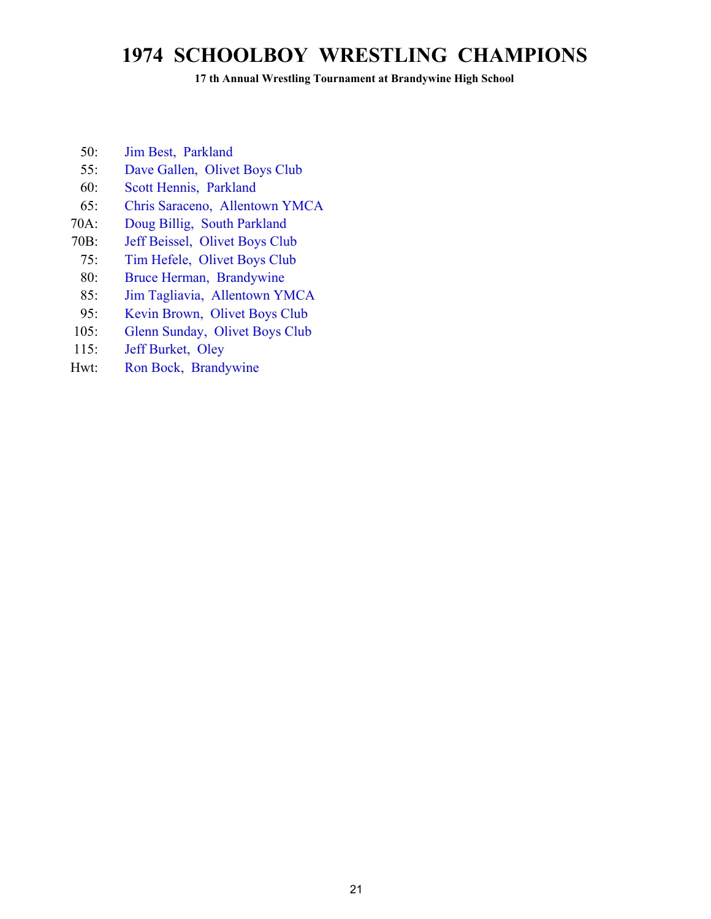# 1974 SCHOOLBOY WRESTLING CHAMPIONS

**17 th Annual Wrestling Tournament at Brandywine High School**

50: Jim Best, Parkland
55: Dave Gallen, Olivet Boys Club
60: Scott Hennis, Parkland
65: Chris Saraceno, Allentown YMCA
70A: Doug Billig, South Parkland
70B: Jeff Beissel, Olivet Boys Club
75: Tim Hefele, Olivet Boys Club
80: Bruce Herman, Brandywine
85: Jim Tagliavia, Allentown YMCA
95: Kevin Brown, Olivet Boys Club
105: Glenn Sunday, Olivet Boys Club
115: Jeff Burket, Oley
Hwt: Ron Bock, Brandywine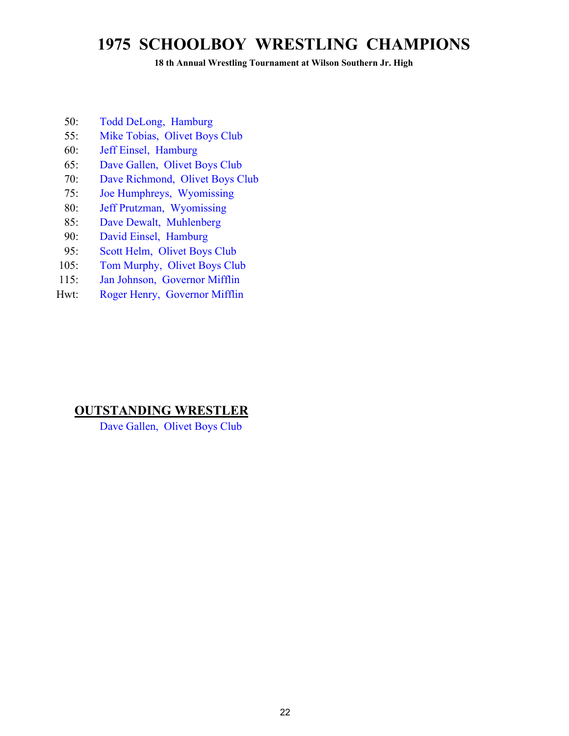# 1975 SCHOOLBOY WRESTLING CHAMPIONS

**18 th Annual Wrestling Tournament at Wilson Southern Jr. High**

| | |
|---|---|
| 50: | Todd DeLong, Hamburg |
| 55: | Mike Tobias, Olivet Boys Club |
| 60: | Jeff Einsel, Hamburg |
| 65: | Dave Gallen, Olivet Boys Club |
| 70: | Dave Richmond, Olivet Boys Club |
| 75: | Joe Humphreys, Wyomissing |
| 80: | Jeff Prutzman, Wyomissing |
| 85: | Dave Dewalt, Muhlenberg |
| 90: | David Einsel, Hamburg |
| 95: | Scott Helm, Olivet Boys Club |
| 105: | Tom Murphy, Olivet Boys Club |
| 115: | Jan Johnson, Governor Mifflin |
| Hwt: | Roger Henry, Governor Mifflin |

## OUTSTANDING WRESTLER

Dave Gallen, Olivet Boys Club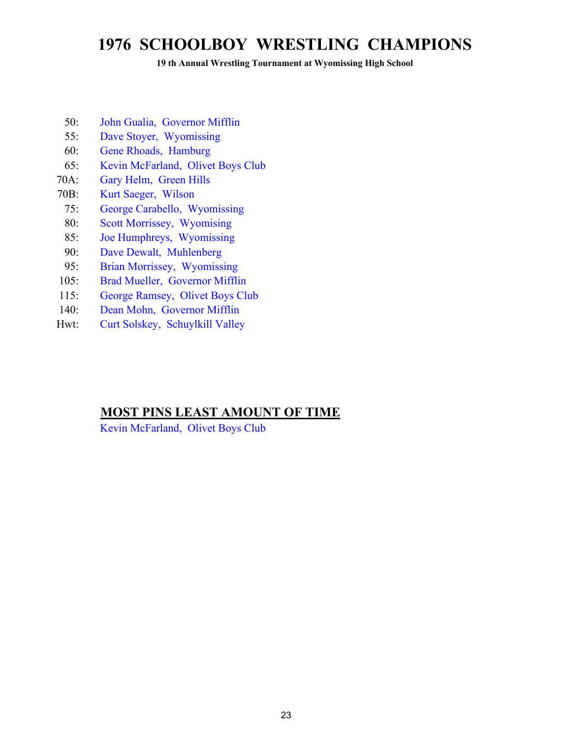# 1976 SCHOOLBOY WRESTLING CHAMPIONS

**19 th Annual Wrestling Tournament at Wyomissing High School**

| | |
|---|---|
| 50: | John Gualia, Governor Mifflin |
| 55: | Dave Stoyer, Wyomissing |
| 60: | Gene Rhoads, Hamburg |
| 65: | Kevin McFarland, Olivet Boys Club |
| 70A: | Gary Helm, Green Hills |
| 70B: | Kurt Saeger, Wilson |
| 75: | George Carabello, Wyomissing |
| 80: | Scott Morrissey, Wyomising |
| 85: | Joe Humphreys, Wyomissing |
| 90: | Dave Dewalt, Muhlenberg |
| 95: | Brian Morrissey, Wyomissing |
| 105: | Brad Mueller, Governor Mifflin |
| 115: | George Ramsey, Olivet Boys Club |
| 140: | Dean Mohn, Governor Mifflin |
| Hwt: | Curt Solskey, Schuylkill Valley |

## MOST PINS LEAST AMOUNT OF TIME

Kevin McFarland, Olivet Boys Club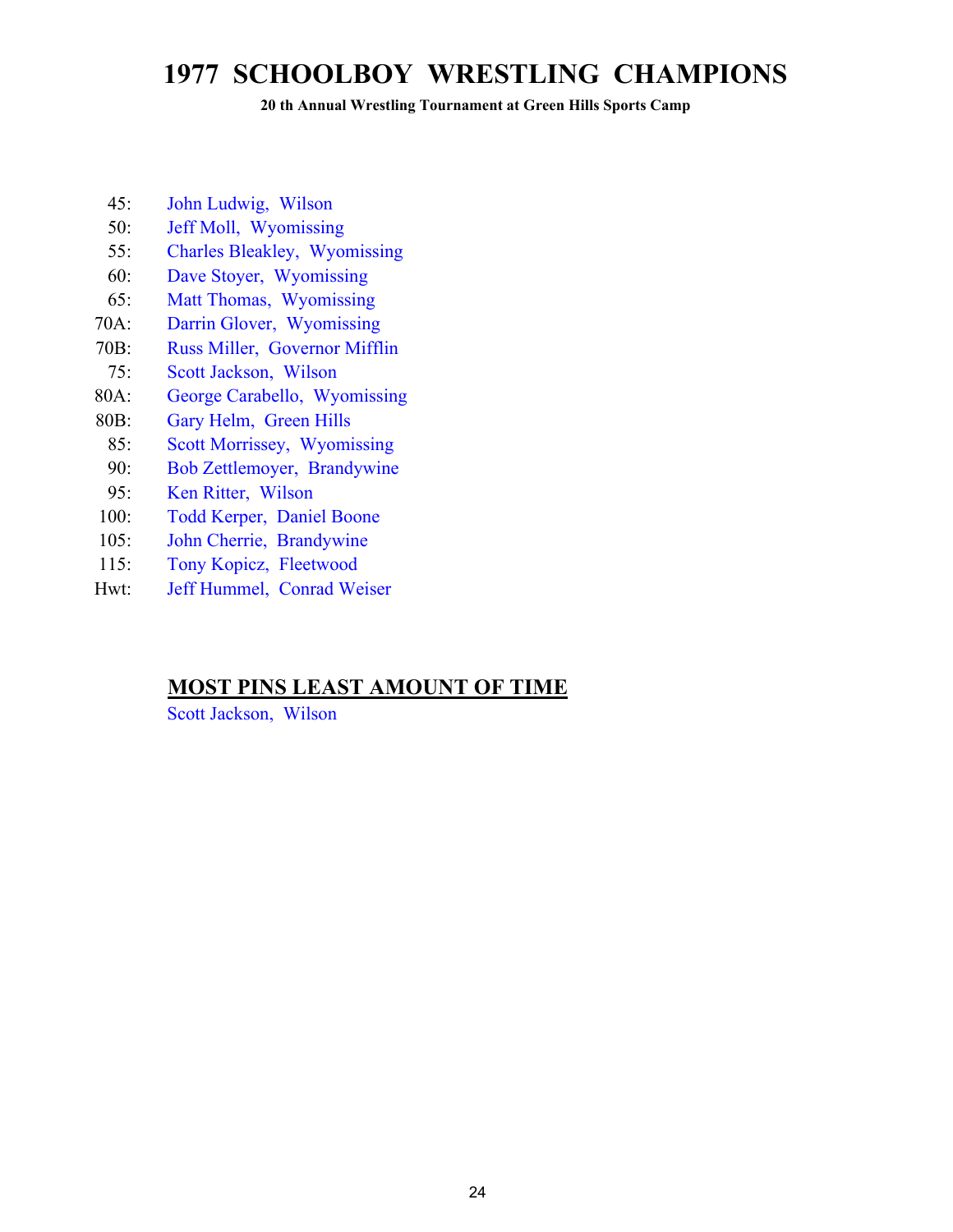# 1977 SCHOOLBOY WRESTLING CHAMPIONS

**20 th Annual Wrestling Tournament at Green Hills Sports Camp**

| | |
|---|---|
| 45: | John Ludwig, Wilson |
| 50: | Jeff Moll, Wyomissing |
| 55: | Charles Bleakley, Wyomissing |
| 60: | Dave Stoyer, Wyomissing |
| 65: | Matt Thomas, Wyomissing |
| 70A: | Darrin Glover, Wyomissing |
| 70B: | Russ Miller, Governor Mifflin |
| 75: | Scott Jackson, Wilson |
| 80A: | George Carabello, Wyomissing |
| 80B: | Gary Helm, Green Hills |
| 85: | Scott Morrissey, Wyomissing |
| 90: | Bob Zettlemoyer, Brandywine |
| 95: | Ken Ritter, Wilson |
| 100: | Todd Kerper, Daniel Boone |
| 105: | John Cherrie, Brandywine |
| 115: | Tony Kopicz, Fleetwood |
| Hwt: | Jeff Hummel, Conrad Weiser |

## MOST PINS LEAST AMOUNT OF TIME

Scott Jackson, Wilson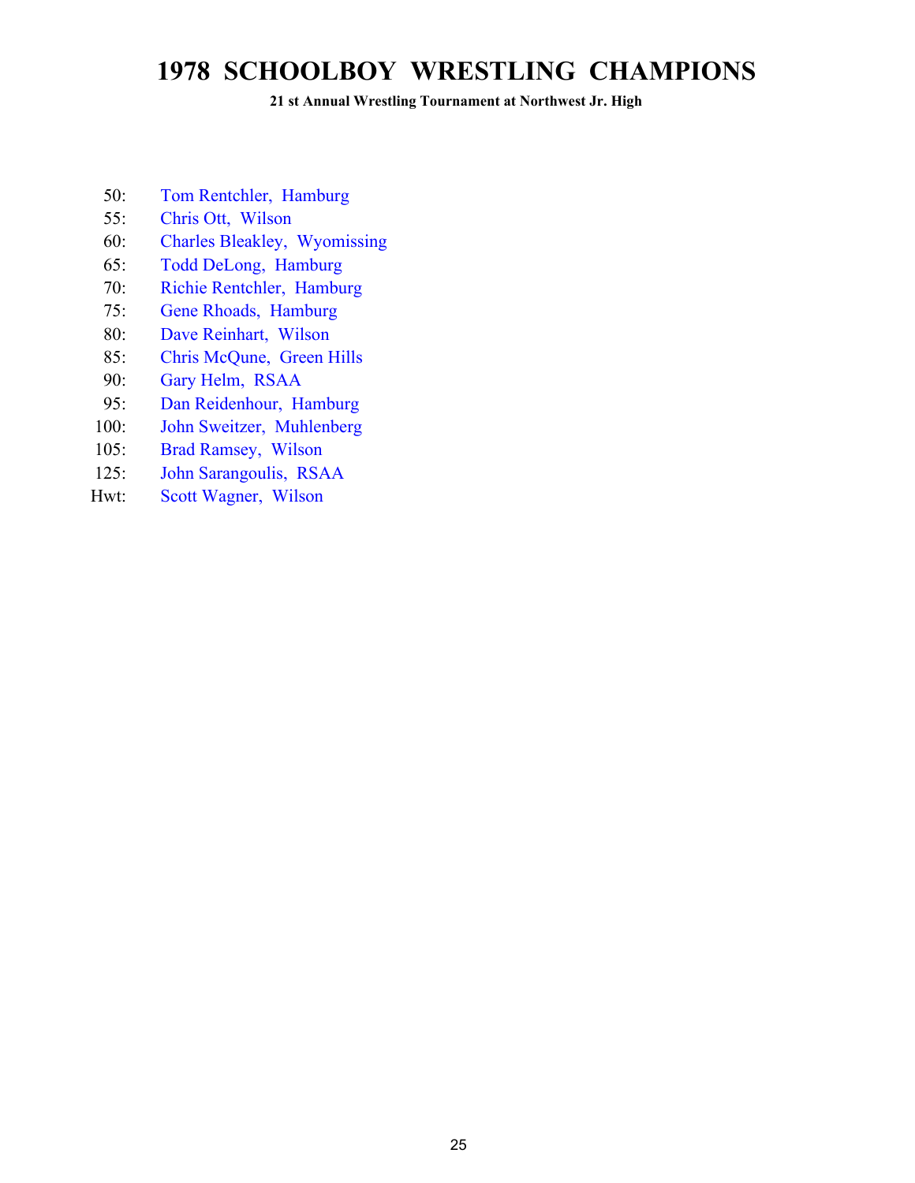# 1978 SCHOOLBOY WRESTLING CHAMPIONS

**21 st Annual Wrestling Tournament at Northwest Jr. High**

| | |
|---|---|
| 50: | Tom Rentchler, Hamburg |
| 55: | Chris Ott, Wilson |
| 60: | Charles Bleakley, Wyomissing |
| 65: | Todd DeLong, Hamburg |
| 70: | Richie Rentchler, Hamburg |
| 75: | Gene Rhoads, Hamburg |
| 80: | Dave Reinhart, Wilson |
| 85: | Chris McQune, Green Hills |
| 90: | Gary Helm, RSAA |
| 95: | Dan Reidenhour, Hamburg |
| 100: | John Sweitzer, Muhlenberg |
| 105: | Brad Ramsey, Wilson |
| 125: | John Sarangoulis, RSAA |
| Hwt: | Scott Wagner, Wilson |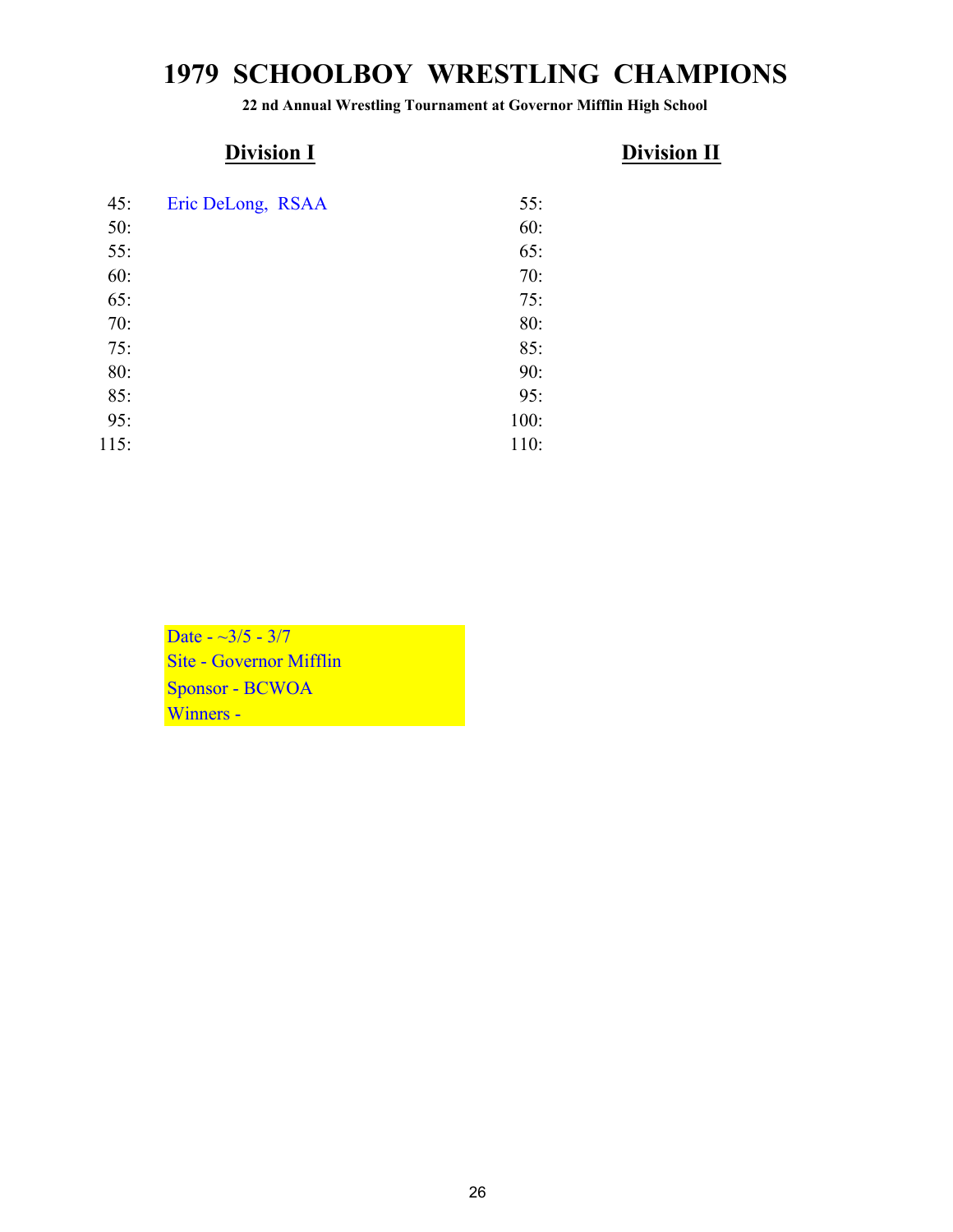# 1979 SCHOOLBOY WRESTLING CHAMPIONS

**22 nd Annual Wrestling Tournament at Governor Mifflin High School**

| Division I | | Division II | |
|---|---|---|---|
| 45: | Eric DeLong, RSAA | 55: | |
| 50: | | 60: | |
| 55: | | 65: | |
| 60: | | 70: | |
| 65: | | 75: | |
| 70: | | 80: | |
| 75: | | 85: | |
| 80: | | 90: | |
| 85: | | 95: | |
| 95: | | 100: | |
| 115: | | 110: | |

Date - ~3/5 - 3/7
Site - Governor Mifflin
Sponsor - BCWOA
Winners -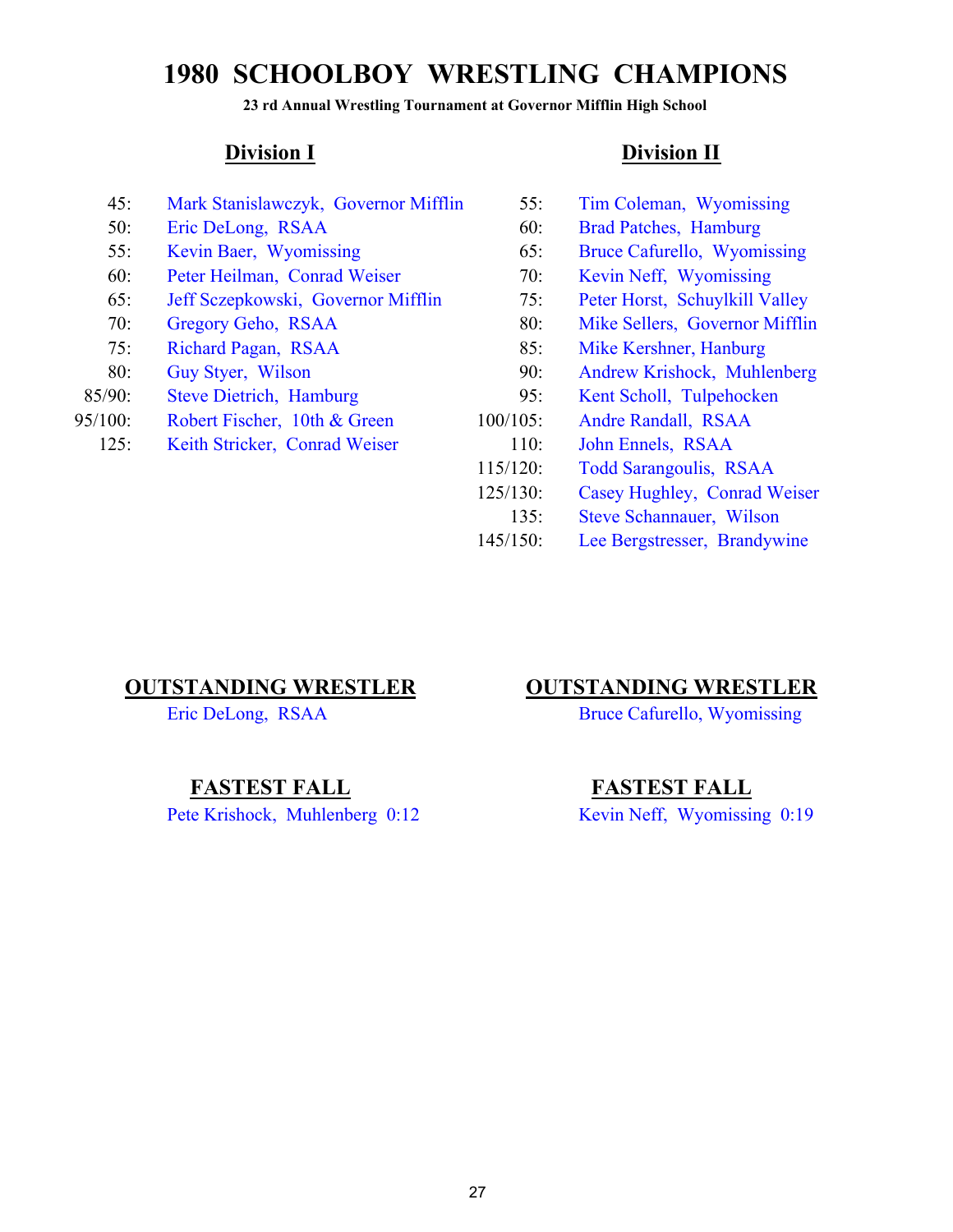# 1980 SCHOOLBOY WRESTLING CHAMPIONS

**23 rd Annual Wrestling Tournament at Governor Mifflin High School**

## Division I

| | |
|---|---|
| 45: | Mark Stanislawczyk, Governor Mifflin |
| 50: | Eric DeLong, RSAA |
| 55: | Kevin Baer, Wyomissing |
| 60: | Peter Heilman, Conrad Weiser |
| 65: | Jeff Sczepkowski, Governor Mifflin |
| 70: | Gregory Geho, RSAA |
| 75: | Richard Pagan, RSAA |
| 80: | Guy Styer, Wilson |
| 85/90: | Steve Dietrich, Hamburg |
| 95/100: | Robert Fischer, 10th & Green |
| 125: | Keith Stricker, Conrad Weiser |

**OUTSTANDING WRESTLER**

Eric DeLong, RSAA

**FASTEST FALL**

Pete Krishock, Muhlenberg 0:12

## Division II

| | |
|---|---|
| 55: | Tim Coleman, Wyomissing |
| 60: | Brad Patches, Hamburg |
| 65: | Bruce Cafurello, Wyomissing |
| 70: | Kevin Neff, Wyomissing |
| 75: | Peter Horst, Schuylkill Valley |
| 80: | Mike Sellers, Governor Mifflin |
| 85: | Mike Kershner, Hanburg |
| 90: | Andrew Krishock, Muhlenberg |
| 95: | Kent Scholl, Tulpehocken |
| 100/105: | Andre Randall, RSAA |
| 110: | John Ennels, RSAA |
| 115/120: | Todd Sarangoulis, RSAA |
| 125/130: | Casey Hughley, Conrad Weiser |
| 135: | Steve Schannauer, Wilson |
| 145/150: | Lee Bergstresser, Brandywine |

**OUTSTANDING WRESTLER**

Bruce Cafurello, Wyomissing

**FASTEST FALL**

Kevin Neff, Wyomissing 0:19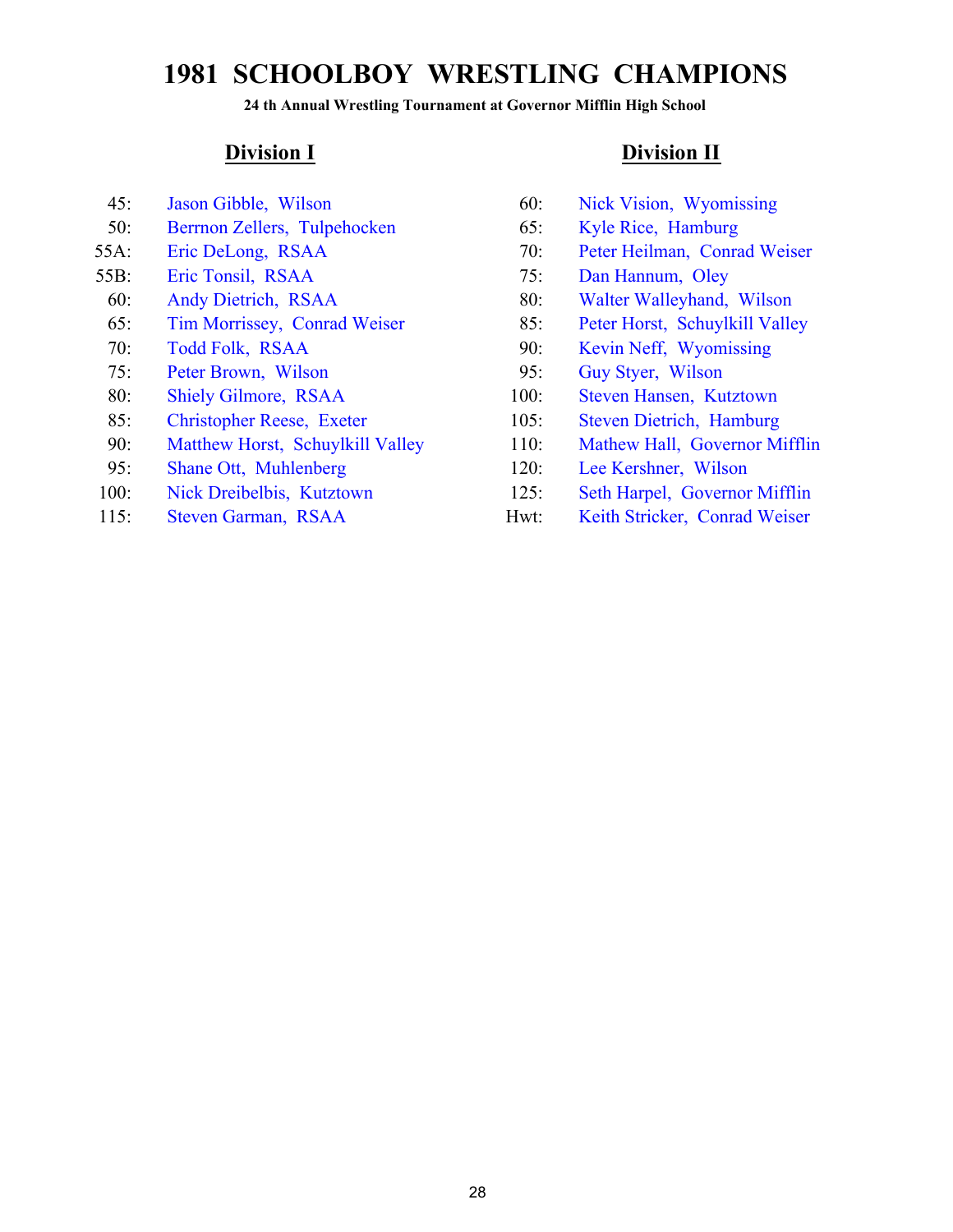# 1981 SCHOOLBOY WRESTLING CHAMPIONS

**24 th Annual Wrestling Tournament at Governor Mifflin High School**

## Division I

| | |
|---|---|
| 45: | Jason Gibble, Wilson |
| 50: | Bernnon Zellers, Tulpehocken |
| 55A: | Eric DeLong, RSAA |
| 55B: | Eric Tonsil, RSAA |
| 60: | Andy Dietrich, RSAA |
| 65: | Tim Morrissey, Conrad Weiser |
| 70: | Todd Folk, RSAA |
| 75: | Peter Brown, Wilson |
| 80: | Shiely Gilmore, RSAA |
| 85: | Christopher Reese, Exeter |
| 90: | Matthew Horst, Schuylkill Valley |
| 95: | Shane Ott, Muhlenberg |
| 100: | Nick Dreibelbis, Kutztown |
| 115: | Steven Garman, RSAA |

## Division II

| | |
|---|---|
| 60: | Nick Vision, Wyomissing |
| 65: | Kyle Rice, Hamburg |
| 70: | Peter Heilman, Conrad Weiser |
| 75: | Dan Hannum, Oley |
| 80: | Walter Walleyhand, Wilson |
| 85: | Peter Horst, Schuylkill Valley |
| 90: | Kevin Neff, Wyomissing |
| 95: | Guy Styer, Wilson |
| 100: | Steven Hansen, Kutztown |
| 105: | Steven Dietrich, Hamburg |
| 110: | Mathew Hall, Governor Mifflin |
| 120: | Lee Kershner, Wilson |
| 125: | Seth Harpel, Governor Mifflin |
| Hwt: | Keith Stricker, Conrad Weiser |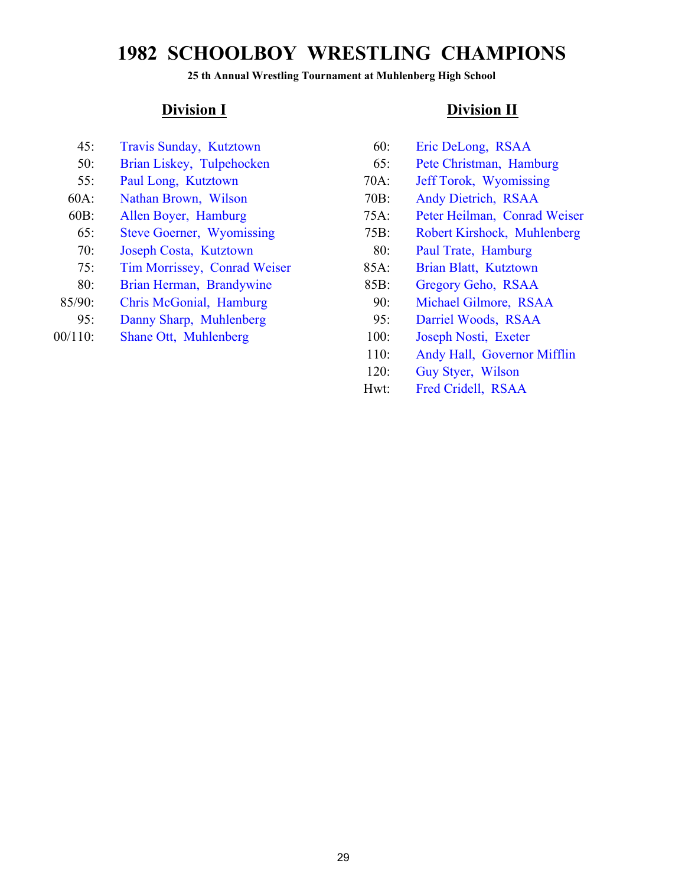# 1982 SCHOOLBOY WRESTLING CHAMPIONS

**25 th Annual Wrestling Tournament at Muhlenberg High School**

## Division I

| | |
|---|---|
| 45: | Travis Sunday, Kutztown |
| 50: | Brian Liskey, Tulpehocken |
| 55: | Paul Long, Kutztown |
| 60A: | Nathan Brown, Wilson |
| 60B: | Allen Boyer, Hamburg |
| 65: | Steve Goerner, Wyomissing |
| 70: | Joseph Costa, Kutztown |
| 75: | Tim Morrissey, Conrad Weiser |
| 80: | Brian Herman, Brandywine |
| 85/90: | Chris McGonial, Hamburg |
| 95: | Danny Sharp, Muhlenberg |
| 00/110: | Shane Ott, Muhlenberg |

## Division II

| | |
|---|---|
| 60: | Eric DeLong, RSAA |
| 65: | Pete Christman, Hamburg |
| 70A: | Jeff Torok, Wyomissing |
| 70B: | Andy Dietrich, RSAA |
| 75A: | Peter Heilman, Conrad Weiser |
| 75B: | Robert Kirshock, Muhlenberg |
| 80: | Paul Trate, Hamburg |
| 85A: | Brian Blatt, Kutztown |
| 85B: | Gregory Geho, RSAA |
| 90: | Michael Gilmore, RSAA |
| 95: | Darriel Woods, RSAA |
| 100: | Joseph Nosti, Exeter |
| 110: | Andy Hall, Governor Mifflin |
| 120: | Guy Styer, Wilson |
| Hwt: | Fred Cridell, RSAA |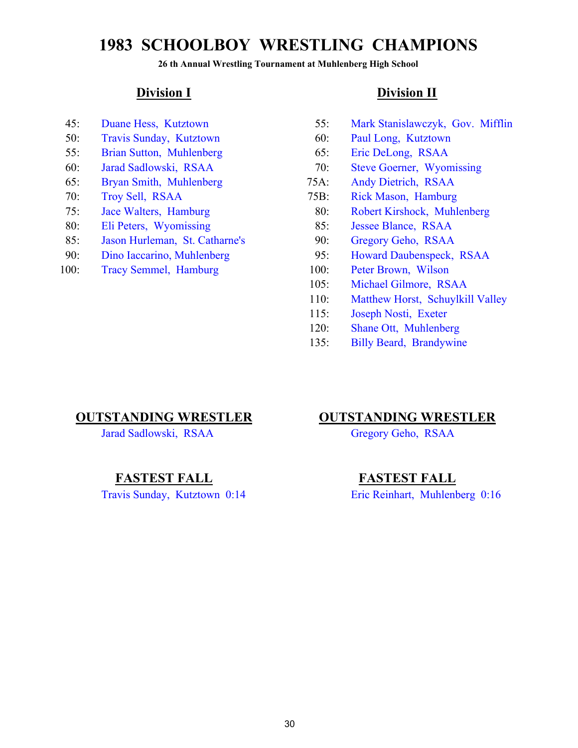# 1983 SCHOOLBOY WRESTLING CHAMPIONS

**26 th Annual Wrestling Tournament at Muhlenberg High School**

## Division I

| | |
|---|---|
| 45: | Duane Hess, Kutztown |
| 50: | Travis Sunday, Kutztown |
| 55: | Brian Sutton, Muhlenberg |
| 60: | Jarad Sadlowski, RSAA |
| 65: | Bryan Smith, Muhlenberg |
| 70: | Troy Sell, RSAA |
| 75: | Jace Walters, Hamburg |
| 80: | Eli Peters, Wyomissing |
| 85: | Jason Hurleman, St. Catharne's |
| 90: | Dino Iaccarino, Muhlenberg |
| 100: | Tracy Semmel, Hamburg |

**OUTSTANDING WRESTLER**

Jarad Sadlowski, RSAA

**FASTEST FALL**

Travis Sunday, Kutztown 0:14

## Division II

| | |
|---|---|
| 55: | Mark Stanislawczyk, Gov. Mifflin |
| 60: | Paul Long, Kutztown |
| 65: | Eric DeLong, RSAA |
| 70: | Steve Goerner, Wyomissing |
| 75A: | Andy Dietrich, RSAA |
| 75B: | Rick Mason, Hamburg |
| 80: | Robert Kirshock, Muhlenberg |
| 85: | Jessee Blance, RSAA |
| 90: | Gregory Geho, RSAA |
| 95: | Howard Daubenspeck, RSAA |
| 100: | Peter Brown, Wilson |
| 105: | Michael Gilmore, RSAA |
| 110: | Matthew Horst, Schuylkill Valley |
| 115: | Joseph Nosti, Exeter |
| 120: | Shane Ott, Muhlenberg |
| 135: | Billy Beard, Brandywine |

**OUTSTANDING WRESTLER**

Gregory Geho, RSAA

**FASTEST FALL**

Eric Reinhart, Muhlenberg 0:16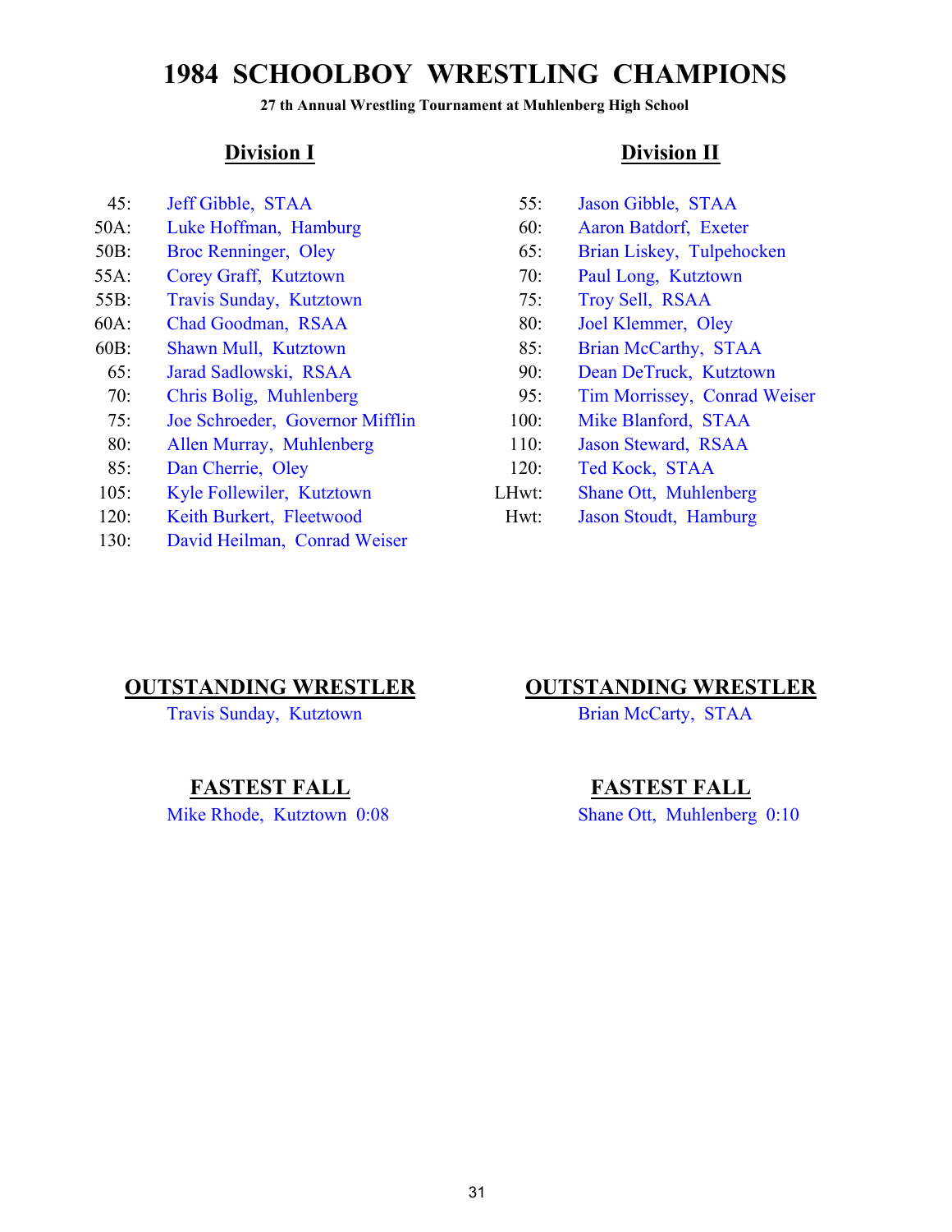# 1984 SCHOOLBOY WRESTLING CHAMPIONS

**27 th Annual Wrestling Tournament at Muhlenberg High School**

## Division I

| | |
|---|---|
| 45: | Jeff Gibble, STAA |
| 50A: | Luke Hoffman, Hamburg |
| 50B: | Broc Renninger, Oley |
| 55A: | Corey Graff, Kutztown |
| 55B: | Travis Sunday, Kutztown |
| 60A: | Chad Goodman, RSAA |
| 60B: | Shawn Mull, Kutztown |
| 65: | Jarad Sadlowski, RSAA |
| 70: | Chris Bolig, Muhlenberg |
| 75: | Joe Schroeder, Governor Mifflin |
| 80: | Allen Murray, Muhlenberg |
| 85: | Dan Cherrie, Oley |
| 105: | Kyle Follewiler, Kutztown |
| 120: | Keith Burkert, Fleetwood |
| 130: | David Heilman, Conrad Weiser |

## Division II

| | |
|---|---|
| 55: | Jason Gibble, STAA |
| 60: | Aaron Batdorf, Exeter |
| 65: | Brian Liskey, Tulpehocken |
| 70: | Paul Long, Kutztown |
| 75: | Troy Sell, RSAA |
| 80: | Joel Klemmer, Oley |
| 85: | Brian McCarthy, STAA |
| 90: | Dean DeTruck, Kutztown |
| 95: | Tim Morrissey, Conrad Weiser |
| 100: | Mike Blanford, STAA |
| 110: | Jason Steward, RSAA |
| 120: | Ted Kock, STAA |
| LHwt: | Shane Ott, Muhlenberg |
| Hwt: | Jason Stoudt, Hamburg |

### OUTSTANDING WRESTLER

Division I: Travis Sunday, Kutztown

Division II: Brian McCarty, STAA

### FASTEST FALL

Division I: Mike Rhode, Kutztown 0:08

Division II: Shane Ott, Muhlenberg 0:10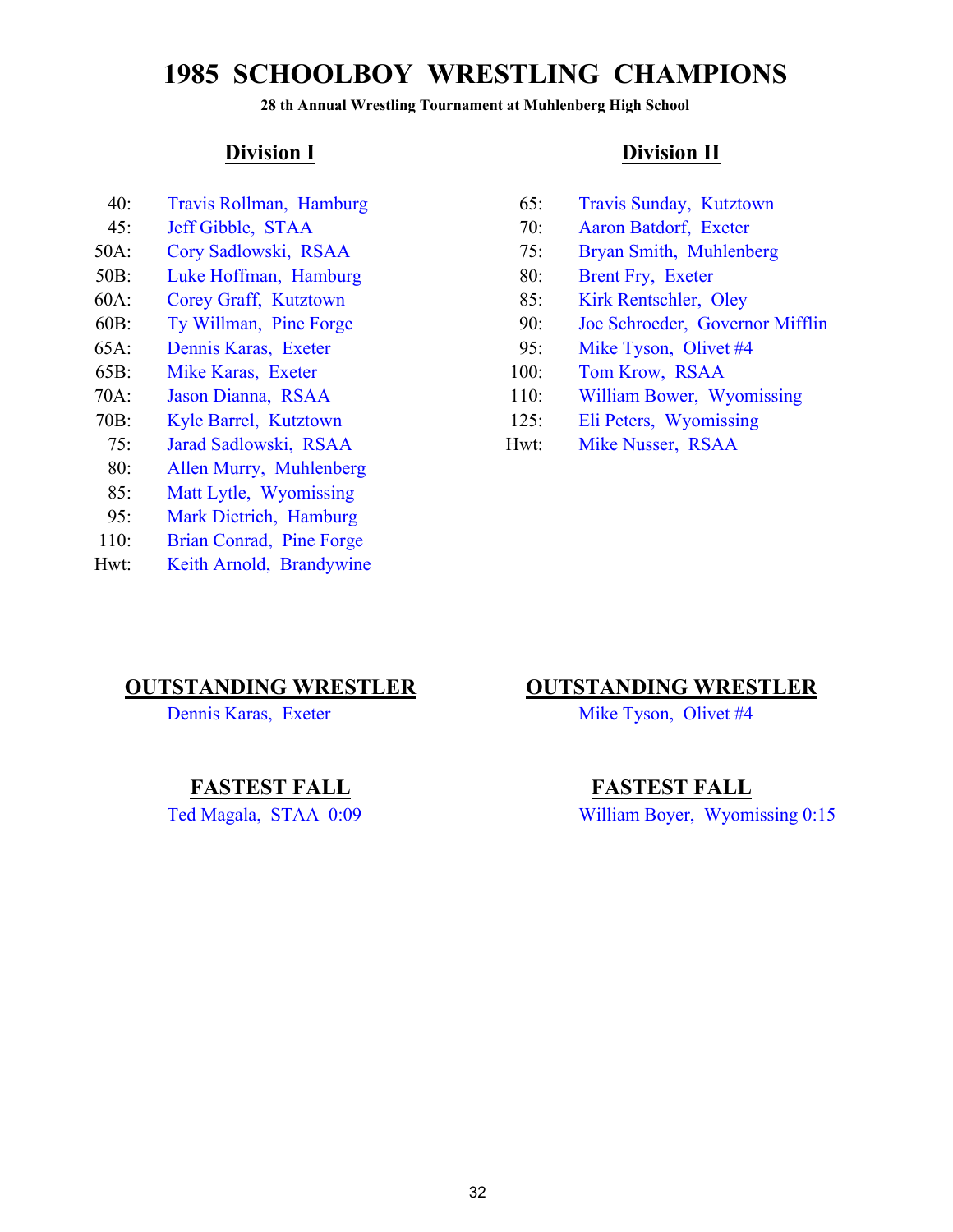# 1985 SCHOOLBOY WRESTLING CHAMPIONS

**28 th Annual Wrestling Tournament at Muhlenberg High School**

## Division I

| | |
|---|---|
| 40: | Travis Rollman, Hamburg |
| 45: | Jeff Gibble, STAA |
| 50A: | Cory Sadlowski, RSAA |
| 50B: | Luke Hoffman, Hamburg |
| 60A: | Corey Graff, Kutztown |
| 60B: | Ty Willman, Pine Forge |
| 65A: | Dennis Karas, Exeter |
| 65B: | Mike Karas, Exeter |
| 70A: | Jason Dianna, RSAA |
| 70B: | Kyle Barrel, Kutztown |
| 75: | Jarad Sadlowski, RSAA |
| 80: | Allen Murry, Muhlenberg |
| 85: | Matt Lytle, Wyomissing |
| 95: | Mark Dietrich, Hamburg |
| 110: | Brian Conrad, Pine Forge |
| Hwt: | Keith Arnold, Brandywine |

## Division II

| | |
|---|---|
| 65: | Travis Sunday, Kutztown |
| 70: | Aaron Batdorf, Exeter |
| 75: | Bryan Smith, Muhlenberg |
| 80: | Brent Fry, Exeter |
| 85: | Kirk Rentschler, Oley |
| 90: | Joe Schroeder, Governor Mifflin |
| 95: | Mike Tyson, Olivet #4 |
| 100: | Tom Krow, RSAA |
| 110: | William Bower, Wyomissing |
| 125: | Eli Peters, Wyomissing |
| Hwt: | Mike Nusser, RSAA |

### OUTSTANDING WRESTLER (Division I)

Dennis Karas, Exeter

### FASTEST FALL (Division I)

Ted Magala, STAA 0:09

### OUTSTANDING WRESTLER (Division II)

Mike Tyson, Olivet #4

### FASTEST FALL (Division II)

William Boyer, Wyomissing 0:15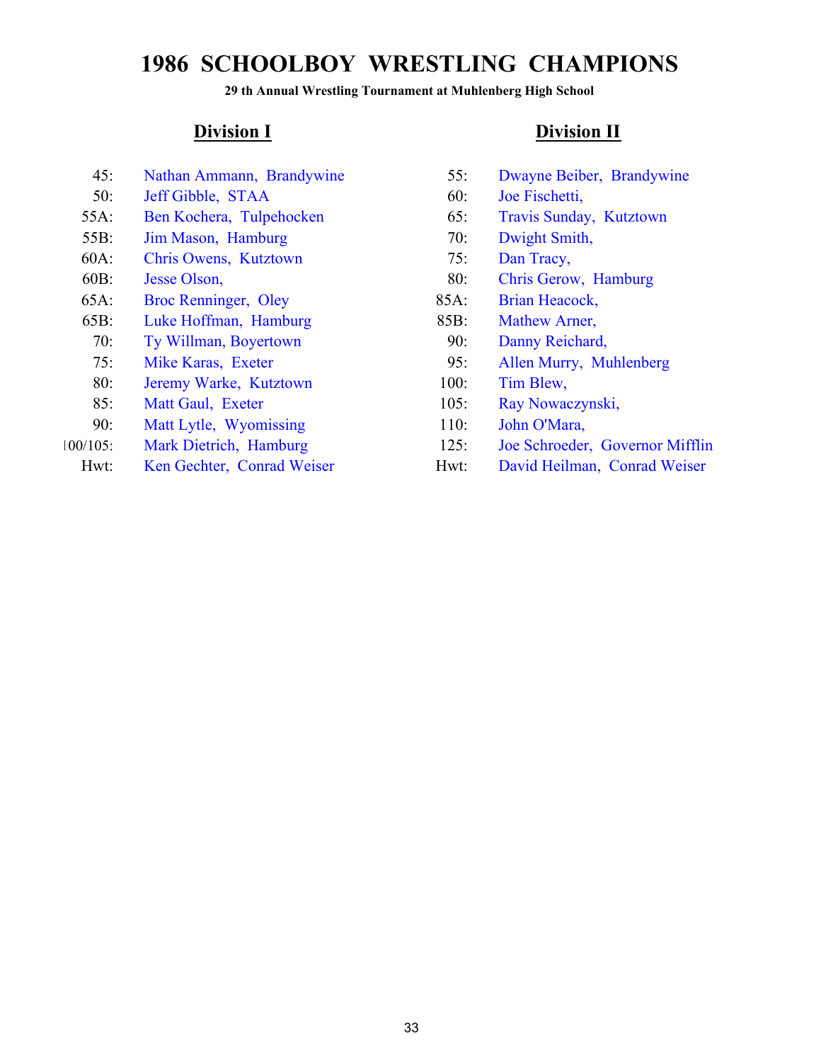# 1986 SCHOOLBOY WRESTLING CHAMPIONS

**29 th Annual Wrestling Tournament at Muhlenberg High School**

## Division I

| | |
|---|---|
| 45: | Nathan Ammann, Brandywine |
| 50: | Jeff Gibble, STAA |
| 55A: | Ben Kochera, Tulpehocken |
| 55B: | Jim Mason, Hamburg |
| 60A: | Chris Owens, Kutztown |
| 60B: | Jesse Olson, |
| 65A: | Broc Renninger, Oley |
| 65B: | Luke Hoffman, Hamburg |
| 70: | Ty Willman, Boyertown |
| 75: | Mike Karas, Exeter |
| 80: | Jeremy Warke, Kutztown |
| 85: | Matt Gaul, Exeter |
| 90: | Matt Lytle, Wyomissing |
| 100/105: | Mark Dietrich, Hamburg |
| Hwt: | Ken Gechter, Conrad Weiser |

## Division II

| | |
|---|---|
| 55: | Dwayne Beiber, Brandywine |
| 60: | Joe Fischetti, |
| 65: | Travis Sunday, Kutztown |
| 70: | Dwight Smith, |
| 75: | Dan Tracy, |
| 80: | Chris Gerow, Hamburg |
| 85A: | Brian Heacock, |
| 85B: | Mathew Arner, |
| 90: | Danny Reichard, |
| 95: | Allen Murry, Muhlenberg |
| 100: | Tim Blew, |
| 105: | Ray Nowaczynski, |
| 110: | John O'Mara, |
| 125: | Joe Schroeder, Governor Mifflin |
| Hwt: | David Heilman, Conrad Weiser |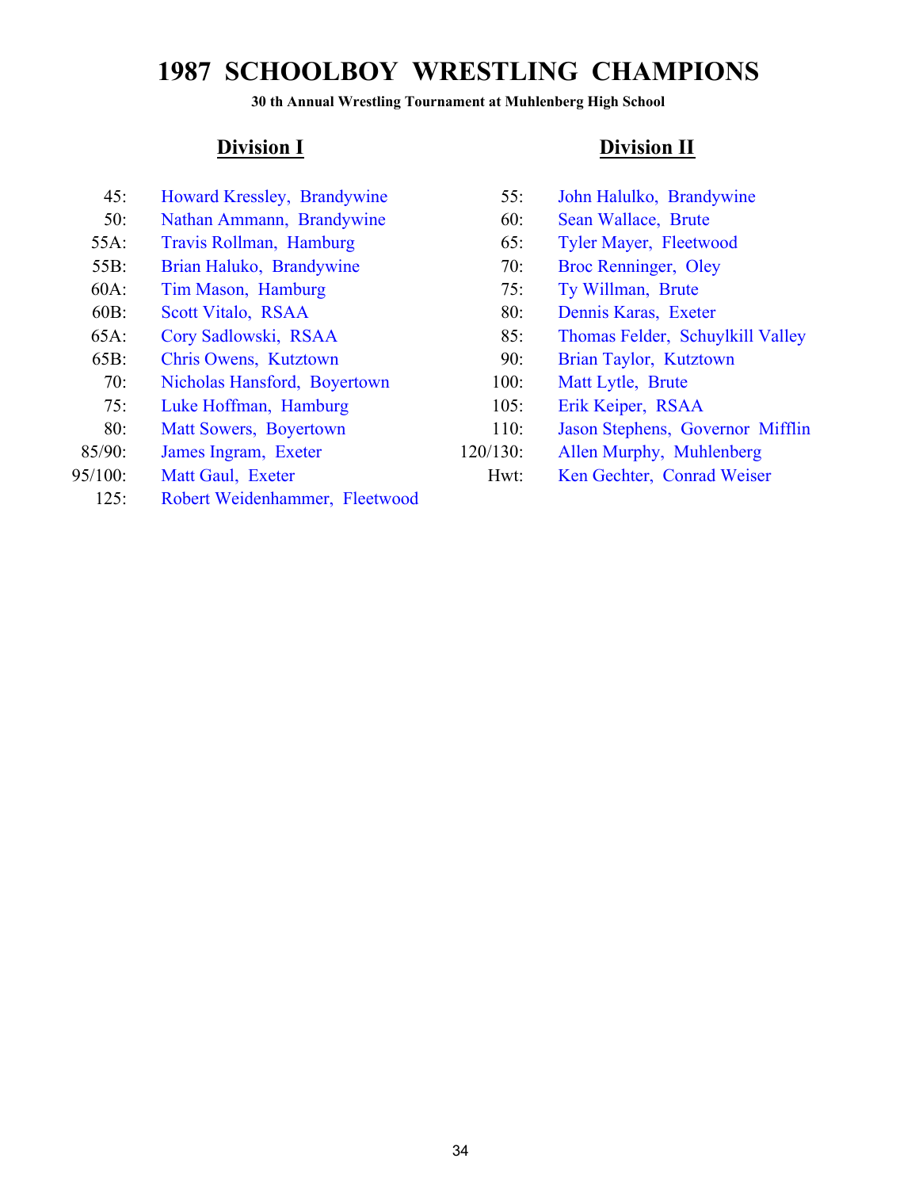# 1987 SCHOOLBOY WRESTLING CHAMPIONS

**30 th Annual Wrestling Tournament at Muhlenberg High School**

## Division I

| | |
|---|---|
| 45: | Howard Kressley, Brandywine |
| 50: | Nathan Ammann, Brandywine |
| 55A: | Travis Rollman, Hamburg |
| 55B: | Brian Haluko, Brandywine |
| 60A: | Tim Mason, Hamburg |
| 60B: | Scott Vitalo, RSAA |
| 65A: | Cory Sadlowski, RSAA |
| 65B: | Chris Owens, Kutztown |
| 70: | Nicholas Hansford, Boyertown |
| 75: | Luke Hoffman, Hamburg |
| 80: | Matt Sowers, Boyertown |
| 85/90: | James Ingram, Exeter |
| 95/100: | Matt Gaul, Exeter |
| 125: | Robert Weidenhammer, Fleetwood |

## Division II

| | |
|---|---|
| 55: | John Halulko, Brandywine |
| 60: | Sean Wallace, Brute |
| 65: | Tyler Mayer, Fleetwood |
| 70: | Broc Renninger, Oley |
| 75: | Ty Willman, Brute |
| 80: | Dennis Karas, Exeter |
| 85: | Thomas Felder, Schuylkill Valley |
| 90: | Brian Taylor, Kutztown |
| 100: | Matt Lytle, Brute |
| 105: | Erik Keiper, RSAA |
| 110: | Jason Stephens, Governor Mifflin |
| 120/130: | Allen Murphy, Muhlenberg |
| Hwt: | Ken Gechter, Conrad Weiser |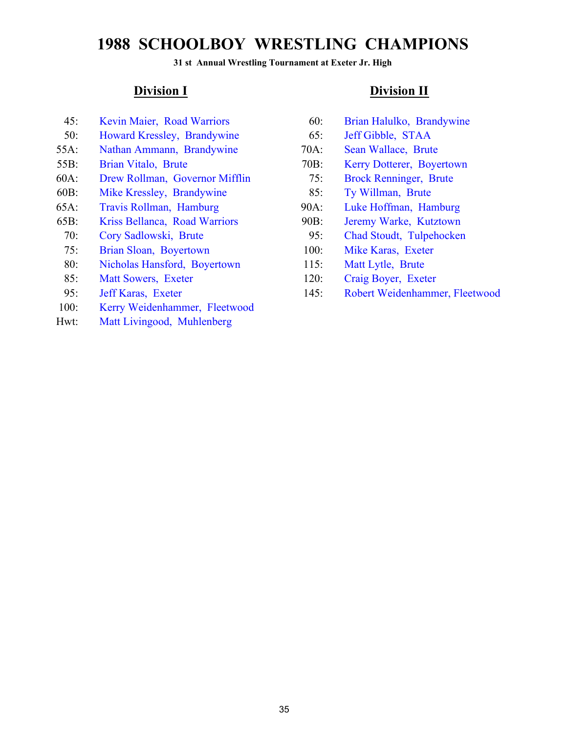# 1988 SCHOOLBOY WRESTLING CHAMPIONS

**31 st Annual Wrestling Tournament at Exeter Jr. High**

## Division I

- 45: Kevin Maier, Road Warriors
- 50: Howard Kressley, Brandywine
- 55A: Nathan Ammann, Brandywine
- 55B: Brian Vitalo, Brute
- 60A: Drew Rollman, Governor Mifflin
- 60B: Mike Kressley, Brandywine
- 65A: Travis Rollman, Hamburg
- 65B: Kriss Bellanca, Road Warriors
- 70: Cory Sadlowski, Brute
- 75: Brian Sloan, Boyertown
- 80: Nicholas Hansford, Boyertown
- 85: Matt Sowers, Exeter
- 95: Jeff Karas, Exeter
- 100: Kerry Weidenhammer, Fleetwood
- Hwt: Matt Livingood, Muhlenberg

## Division II

- 60: Brian Halulko, Brandywine
- 65: Jeff Gibble, STAA
- 70A: Sean Wallace, Brute
- 70B: Kerry Dotterer, Boyertown
- 75: Brock Renninger, Brute
- 85: Ty Willman, Brute
- 90A: Luke Hoffman, Hamburg
- 90B: Jeremy Warke, Kutztown
- 95: Chad Stoudt, Tulpehocken
- 100: Mike Karas, Exeter
- 115: Matt Lytle, Brute
- 120: Craig Boyer, Exeter
- 145: Robert Weidenhammer, Fleetwood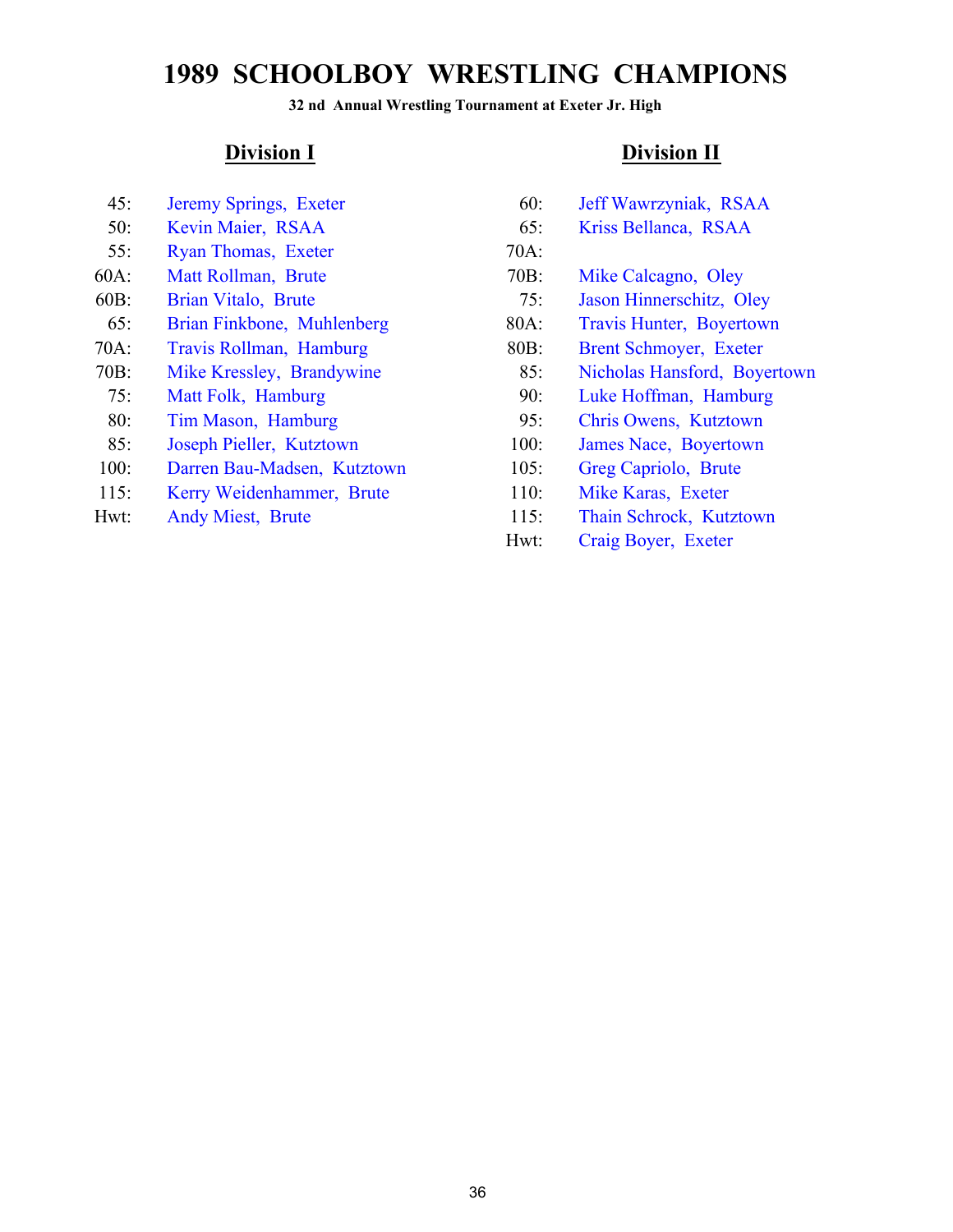# 1989 SCHOOLBOY WRESTLING CHAMPIONS

**32 nd Annual Wrestling Tournament at Exeter Jr. High**

## Division I

| | |
|---|---|
| 45: | Jeremy Springs, Exeter |
| 50: | Kevin Maier, RSAA |
| 55: | Ryan Thomas, Exeter |
| 60A: | Matt Rollman, Brute |
| 60B: | Brian Vitalo, Brute |
| 65: | Brian Finkbone, Muhlenberg |
| 70A: | Travis Rollman, Hamburg |
| 70B: | Mike Kressley, Brandywine |
| 75: | Matt Folk, Hamburg |
| 80: | Tim Mason, Hamburg |
| 85: | Joseph Pieller, Kutztown |
| 100: | Darren Bau-Madsen, Kutztown |
| 115: | Kerry Weidenhammer, Brute |
| Hwt: | Andy Miest, Brute |

## Division II

| | |
|---|---|
| 60: | Jeff Wawrzyniak, RSAA |
| 65: | Kriss Bellanca, RSAA |
| 70A: | |
| 70B: | Mike Calcagno, Oley |
| 75: | Jason Hinnerschitz, Oley |
| 80A: | Travis Hunter, Boyertown |
| 80B: | Brent Schmoyer, Exeter |
| 85: | Nicholas Hansford, Boyertown |
| 90: | Luke Hoffman, Hamburg |
| 95: | Chris Owens, Kutztown |
| 100: | James Nace, Boyertown |
| 105: | Greg Capriolo, Brute |
| 110: | Mike Karas, Exeter |
| 115: | Thain Schrock, Kutztown |
| Hwt: | Craig Boyer, Exeter |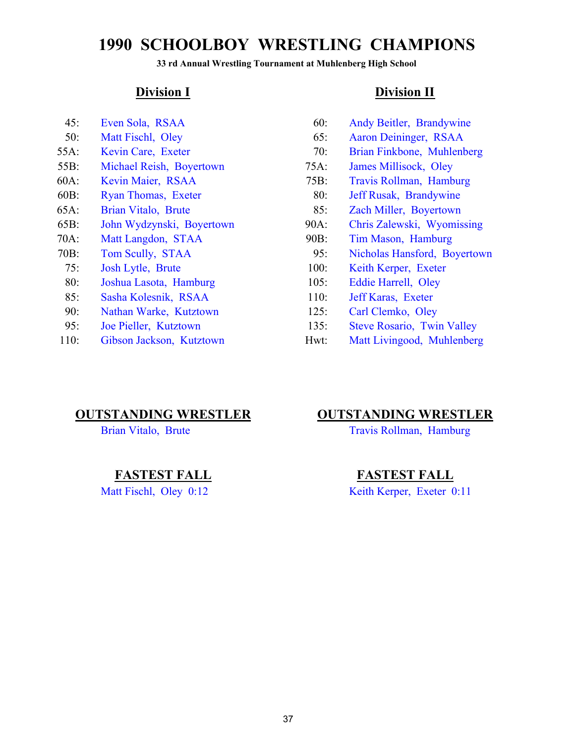# 1990 SCHOOLBOY WRESTLING CHAMPIONS

**33 rd Annual Wrestling Tournament at Muhlenberg High School**

## Division I

| | |
|---|---|
| 45: | Even Sola, RSAA |
| 50: | Matt Fischl, Oley |
| 55A: | Kevin Care, Exeter |
| 55B: | Michael Reish, Boyertown |
| 60A: | Kevin Maier, RSAA |
| 60B: | Ryan Thomas, Exeter |
| 65A: | Brian Vitalo, Brute |
| 65B: | John Wydzynski, Boyertown |
| 70A: | Matt Langdon, STAA |
| 70B: | Tom Scully, STAA |
| 75: | Josh Lytle, Brute |
| 80: | Joshua Lasota, Hamburg |
| 85: | Sasha Kolesnik, RSAA |
| 90: | Nathan Warke, Kutztown |
| 95: | Joe Pieller, Kutztown |
| 110: | Gibson Jackson, Kutztown |

**OUTSTANDING WRESTLER**

Brian Vitalo, Brute

**FASTEST FALL**

Matt Fischl, Oley 0:12

## Division II

| | |
|---|---|
| 60: | Andy Beitler, Brandywine |
| 65: | Aaron Deininger, RSAA |
| 70: | Brian Finkbone, Muhlenberg |
| 75A: | James Millisock, Oley |
| 75B: | Travis Rollman, Hamburg |
| 80: | Jeff Rusak, Brandywine |
| 85: | Zach Miller, Boyertown |
| 90A: | Chris Zalewski, Wyomissing |
| 90B: | Tim Mason, Hamburg |
| 95: | Nicholas Hansford, Boyertown |
| 100: | Keith Kerper, Exeter |
| 105: | Eddie Harrell, Oley |
| 110: | Jeff Karas, Exeter |
| 125: | Carl Clemko, Oley |
| 135: | Steve Rosario, Twin Valley |
| Hwt: | Matt Livingood, Muhlenberg |

**OUTSTANDING WRESTLER**

Travis Rollman, Hamburg

**FASTEST FALL**

Keith Kerper, Exeter 0:11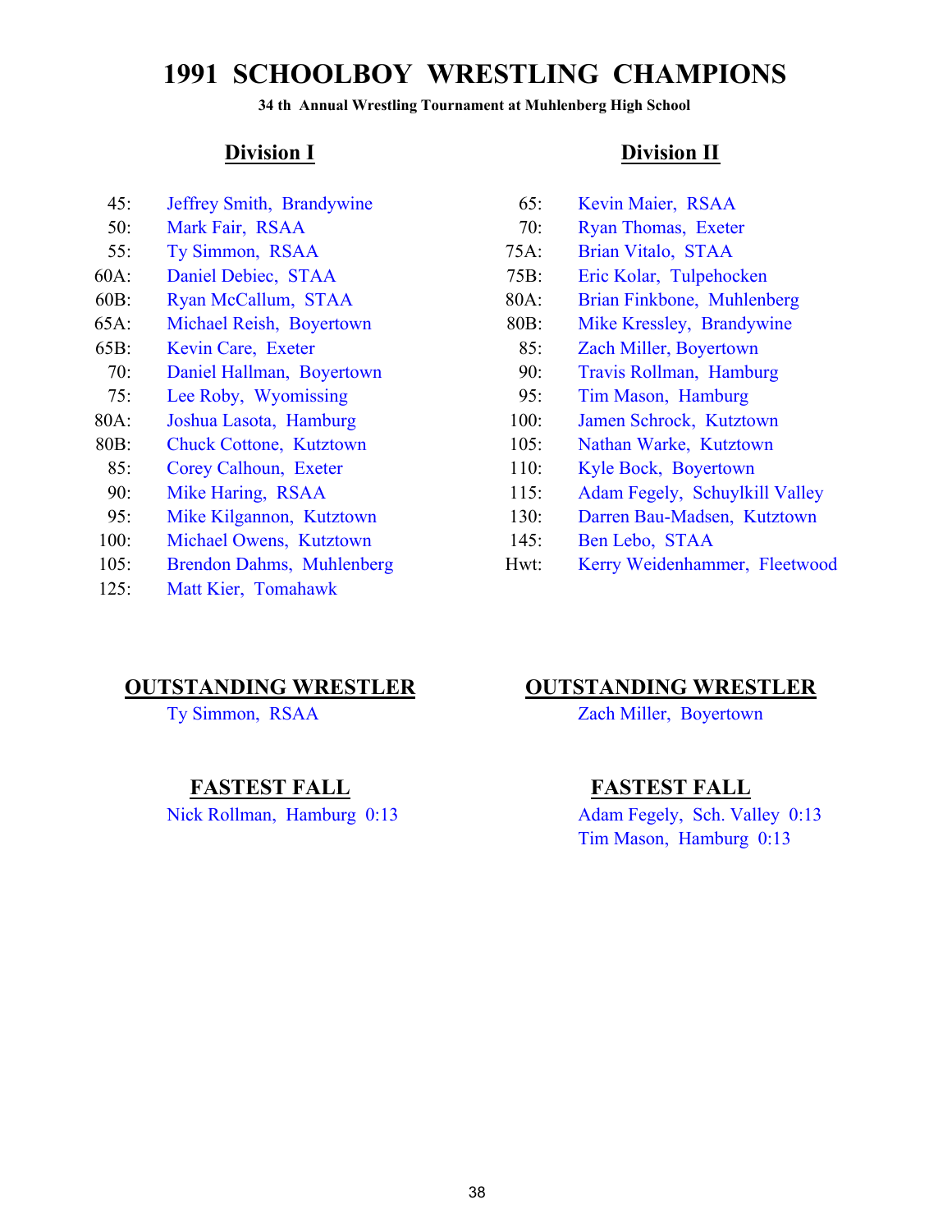# 1991 SCHOOLBOY WRESTLING CHAMPIONS

**34 th Annual Wrestling Tournament at Muhlenberg High School**

## Division I

| | |
|---|---|
| 45: | Jeffrey Smith, Brandywine |
| 50: | Mark Fair, RSAA |
| 55: | Ty Simmon, RSAA |
| 60A: | Daniel Debiec, STAA |
| 60B: | Ryan McCallum, STAA |
| 65A: | Michael Reish, Boyertown |
| 65B: | Kevin Care, Exeter |
| 70: | Daniel Hallman, Boyertown |
| 75: | Lee Roby, Wyomissing |
| 80A: | Joshua Lasota, Hamburg |
| 80B: | Chuck Cottone, Kutztown |
| 85: | Corey Calhoun, Exeter |
| 90: | Mike Haring, RSAA |
| 95: | Mike Kilgannon, Kutztown |
| 100: | Michael Owens, Kutztown |
| 105: | Brendon Dahms, Muhlenberg |
| 125: | Matt Kier, Tomahawk |

## Division II

| | |
|---|---|
| 65: | Kevin Maier, RSAA |
| 70: | Ryan Thomas, Exeter |
| 75A: | Brian Vitalo, STAA |
| 75B: | Eric Kolar, Tulpehocken |
| 80A: | Brian Finkbone, Muhlenberg |
| 80B: | Mike Kressley, Brandywine |
| 85: | Zach Miller, Boyertown |
| 90: | Travis Rollman, Hamburg |
| 95: | Tim Mason, Hamburg |
| 100: | Jamen Schrock, Kutztown |
| 105: | Nathan Warke, Kutztown |
| 110: | Kyle Bock, Boyertown |
| 115: | Adam Fegely, Schuylkill Valley |
| 130: | Darren Bau-Madsen, Kutztown |
| 145: | Ben Lebo, STAA |
| Hwt: | Kerry Weidenhammer, Fleetwood |

### OUTSTANDING WRESTLER

Division I: Ty Simmon, RSAA

Division II: Zach Miller, Boyertown

### FASTEST FALL

Division I: Nick Rollman, Hamburg 0:13

Division II: Adam Fegely, Sch. Valley 0:13
Tim Mason, Hamburg 0:13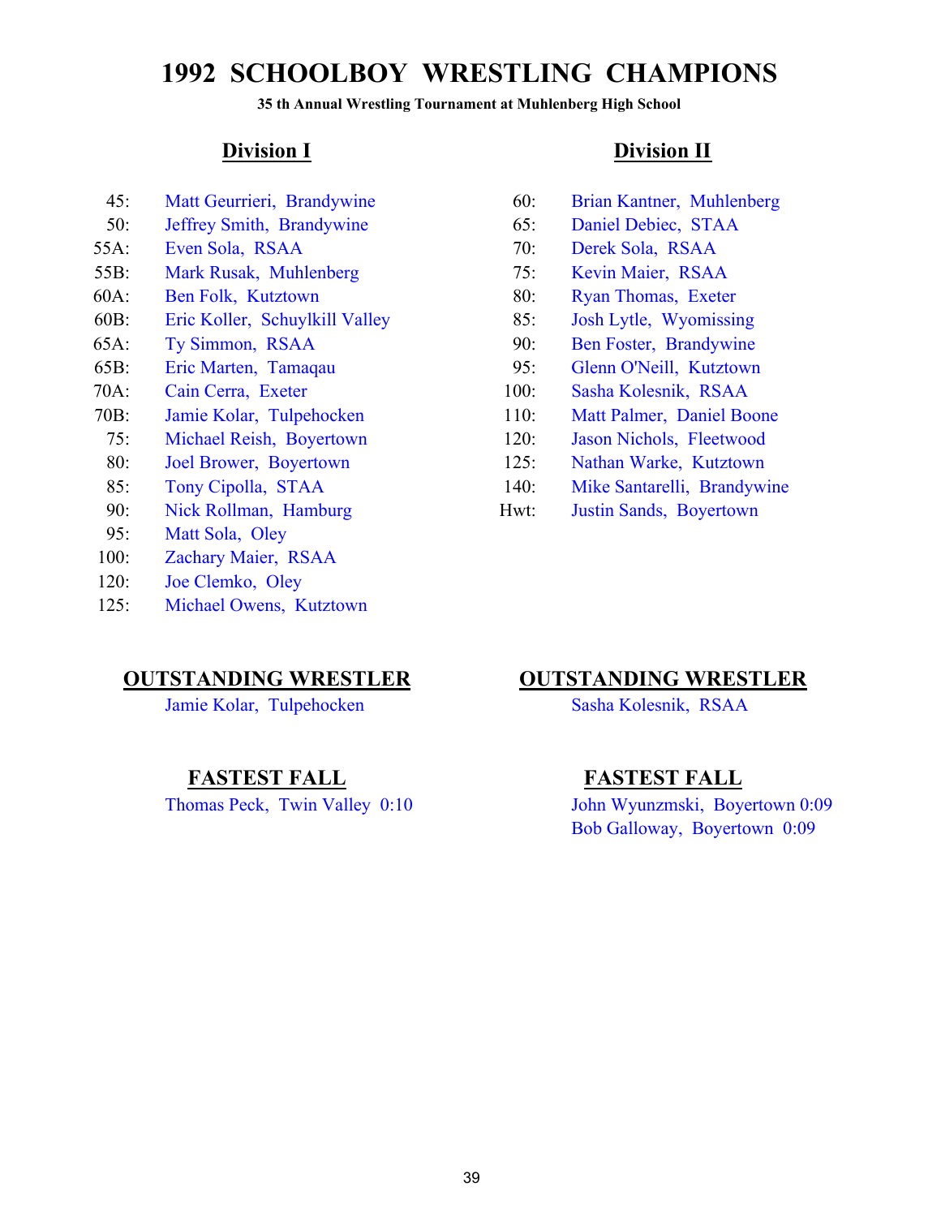# 1992 SCHOOLBOY WRESTLING CHAMPIONS

**35 th Annual Wrestling Tournament at Muhlenberg High School**

## Division I

| | |
|---|---|
| 45: | Matt Geurrieri, Brandywine |
| 50: | Jeffrey Smith, Brandywine |
| 55A: | Even Sola, RSAA |
| 55B: | Mark Rusak, Muhlenberg |
| 60A: | Ben Folk, Kutztown |
| 60B: | Eric Koller, Schuylkill Valley |
| 65A: | Ty Simmon, RSAA |
| 65B: | Eric Marten, Tamaqau |
| 70A: | Cain Cerra, Exeter |
| 70B: | Jamie Kolar, Tulpehocken |
| 75: | Michael Reish, Boyertown |
| 80: | Joel Brower, Boyertown |
| 85: | Tony Cipolla, STAA |
| 90: | Nick Rollman, Hamburg |
| 95: | Matt Sola, Oley |
| 100: | Zachary Maier, RSAA |
| 120: | Joe Clemko, Oley |
| 125: | Michael Owens, Kutztown |

## Division II

| | |
|---|---|
| 60: | Brian Kantner, Muhlenberg |
| 65: | Daniel Debiec, STAA |
| 70: | Derek Sola, RSAA |
| 75: | Kevin Maier, RSAA |
| 80: | Ryan Thomas, Exeter |
| 85: | Josh Lytle, Wyomissing |
| 90: | Ben Foster, Brandywine |
| 95: | Glenn O'Neill, Kutztown |
| 100: | Sasha Kolesnik, RSAA |
| 110: | Matt Palmer, Daniel Boone |
| 120: | Jason Nichols, Fleetwood |
| 125: | Nathan Warke, Kutztown |
| 140: | Mike Santarelli, Brandywine |
| Hwt: | Justin Sands, Boyertown |

### OUTSTANDING WRESTLER (Division I)

Jamie Kolar, Tulpehocken

### OUTSTANDING WRESTLER (Division II)

Sasha Kolesnik, RSAA

### FASTEST FALL (Division I)

Thomas Peck, Twin Valley 0:10

### FASTEST FALL (Division II)

John Wyunzmski, Boyertown 0:09

Bob Galloway, Boyertown 0:09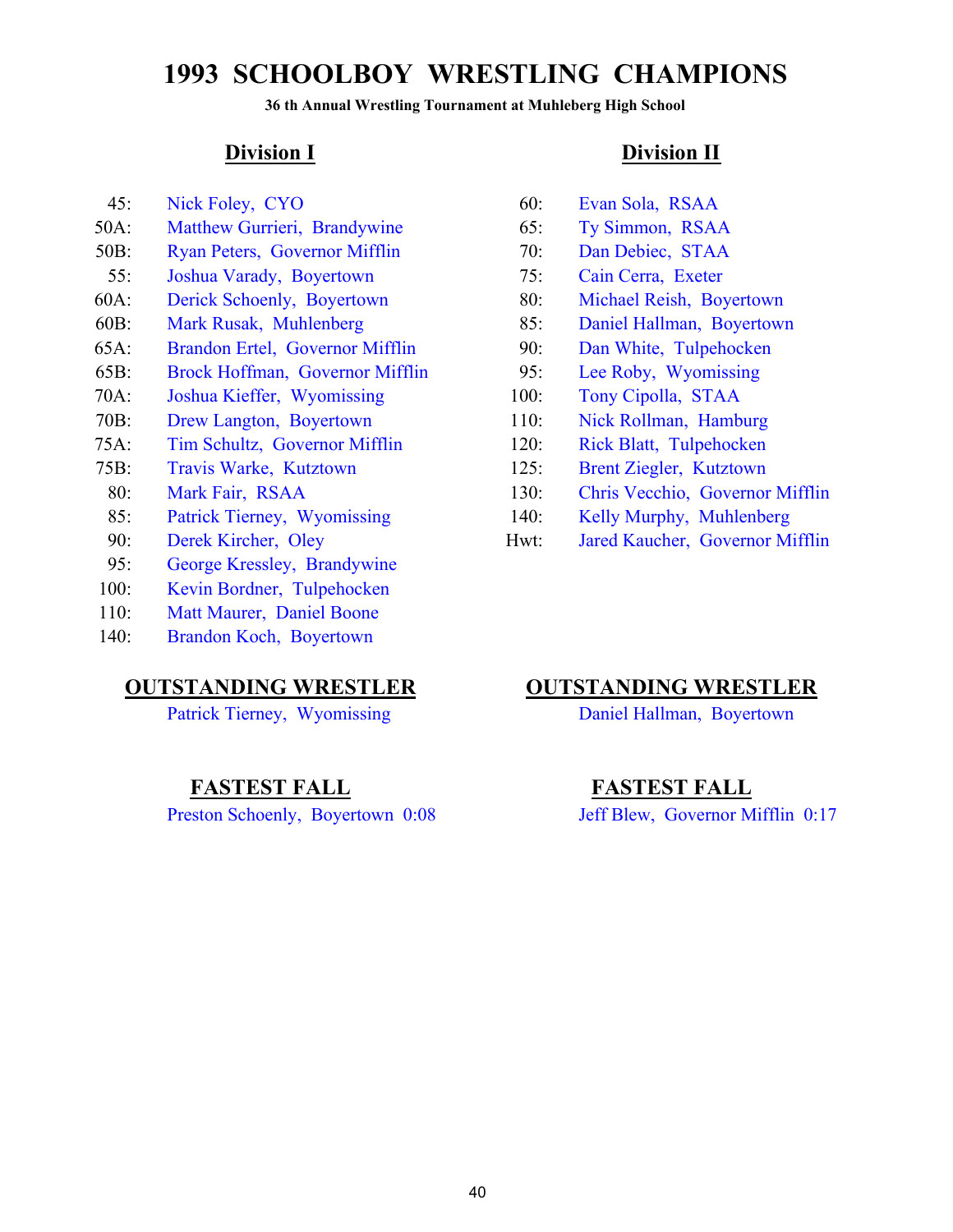# 1993 SCHOOLBOY WRESTLING CHAMPIONS

**36 th Annual Wrestling Tournament at Muhleberg High School**

## Division I

| | |
|---|---|
| 45: | Nick Foley, CYO |
| 50A: | Matthew Gurrieri, Brandywine |
| 50B: | Ryan Peters, Governor Mifflin |
| 55: | Joshua Varady, Boyertown |
| 60A: | Derick Schoenly, Boyertown |
| 60B: | Mark Rusak, Muhlenberg |
| 65A: | Brandon Ertel, Governor Mifflin |
| 65B: | Brock Hoffman, Governor Mifflin |
| 70A: | Joshua Kieffer, Wyomissing |
| 70B: | Drew Langton, Boyertown |
| 75A: | Tim Schultz, Governor Mifflin |
| 75B: | Travis Warke, Kutztown |
| 80: | Mark Fair, RSAA |
| 85: | Patrick Tierney, Wyomissing |
| 90: | Derek Kircher, Oley |
| 95: | George Kressley, Brandywine |
| 100: | Kevin Bordner, Tulpehocken |
| 110: | Matt Maurer, Daniel Boone |
| 140: | Brandon Koch, Boyertown |

**OUTSTANDING WRESTLER**

Patrick Tierney, Wyomissing

**FASTEST FALL**

Preston Schoenly, Boyertown 0:08

## Division II

| | |
|---|---|
| 60: | Evan Sola, RSAA |
| 65: | Ty Simmon, RSAA |
| 70: | Dan Debiec, STAA |
| 75: | Cain Cerra, Exeter |
| 80: | Michael Reish, Boyertown |
| 85: | Daniel Hallman, Boyertown |
| 90: | Dan White, Tulpehocken |
| 95: | Lee Roby, Wyomissing |
| 100: | Tony Cipolla, STAA |
| 110: | Nick Rollman, Hamburg |
| 120: | Rick Blatt, Tulpehocken |
| 125: | Brent Ziegler, Kutztown |
| 130: | Chris Vecchio, Governor Mifflin |
| 140: | Kelly Murphy, Muhlenberg |
| Hwt: | Jared Kaucher, Governor Mifflin |

**OUTSTANDING WRESTLER**

Daniel Hallman, Boyertown

**FASTEST FALL**

Jeff Blew, Governor Mifflin 0:17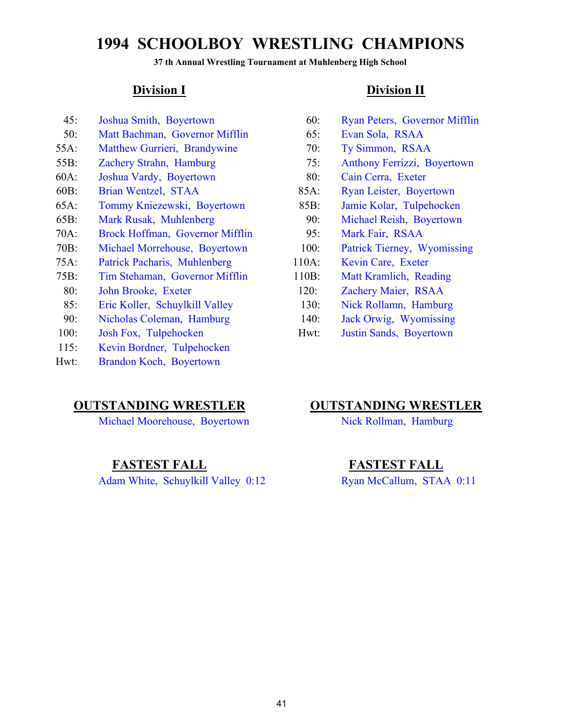# 1994 SCHOOLBOY WRESTLING CHAMPIONS

**37 th Annual Wrestling Tournament at Muhlenberg High School**

## Division I

| | |
|---|---|
| 45: | Joshua Smith, Boyertown |
| 50: | Matt Bachman, Governor Mifflin |
| 55A: | Matthew Gurrieri, Brandywine |
| 55B: | Zachery Strahn, Hamburg |
| 60A: | Joshua Vardy, Boyertown |
| 60B: | Brian Wentzel, STAA |
| 65A: | Tommy Kniezewski, Boyertown |
| 65B: | Mark Rusak, Muhlenberg |
| 70A: | Brock Hoffman, Governor Mifflin |
| 70B: | Michael Morrehouse, Boyertown |
| 75A: | Patrick Pacharis, Muhlenberg |
| 75B: | Tim Stehaman, Governor Mifflin |
| 80: | John Brooke, Exeter |
| 85: | Eric Koller, Schuylkill Valley |
| 90: | Nicholas Coleman, Hamburg |
| 100: | Josh Fox, Tulpehocken |
| 115: | Kevin Bordner, Tulpehocken |
| Hwt: | Brandon Koch, Boyertown |

## Division II

| | |
|---|---|
| 60: | Ryan Peters, Governor Mifflin |
| 65: | Evan Sola, RSAA |
| 70: | Ty Simmon, RSAA |
| 75: | Anthony Ferrizzi, Boyertown |
| 80: | Cain Cerra, Exeter |
| 85A: | Ryan Leister, Boyertown |
| 85B: | Jamie Kolar, Tulpehocken |
| 90: | Michael Reish, Boyertown |
| 95: | Mark Fair, RSAA |
| 100: | Patrick Tierney, Wyomissing |
| 110A: | Kevin Care, Exeter |
| 110B: | Matt Kramlich, Reading |
| 120: | Zachery Maier, RSAA |
| 130: | Nick Rollamn, Hamburg |
| 140: | Jack Orwig, Wyomissing |
| Hwt: | Justin Sands, Boyertown |

### OUTSTANDING WRESTLER (Division I)

Michael Moorehouse, Boyertown

### OUTSTANDING WRESTLER (Division II)

Nick Rollman, Hamburg

### FASTEST FALL (Division I)

Adam White, Schuylkill Valley 0:12

### FASTEST FALL (Division II)

Ryan McCallum, STAA 0:11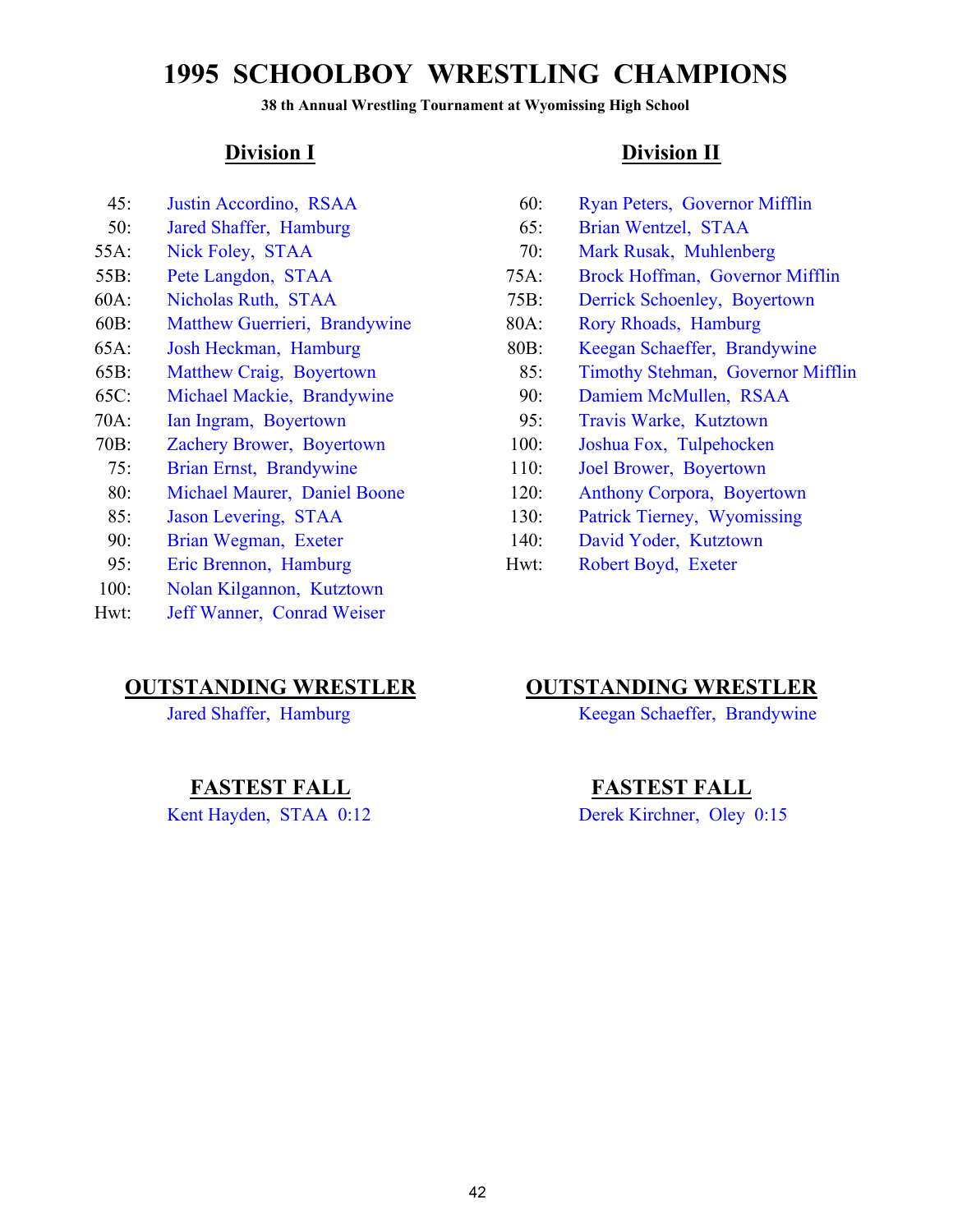# 1995 SCHOOLBOY WRESTLING CHAMPIONS

**38 th Annual Wrestling Tournament at Wyomissing High School**

## Division I

| | |
|---|---|
| 45: | Justin Accordino, RSAA |
| 50: | Jared Shaffer, Hamburg |
| 55A: | Nick Foley, STAA |
| 55B: | Pete Langdon, STAA |
| 60A: | Nicholas Ruth, STAA |
| 60B: | Matthew Guerrieri, Brandywine |
| 65A: | Josh Heckman, Hamburg |
| 65B: | Matthew Craig, Boyertown |
| 65C: | Michael Mackie, Brandywine |
| 70A: | Ian Ingram, Boyertown |
| 70B: | Zachery Brower, Boyertown |
| 75: | Brian Ernst, Brandywine |
| 80: | Michael Maurer, Daniel Boone |
| 85: | Jason Levering, STAA |
| 90: | Brian Wegman, Exeter |
| 95: | Eric Brennon, Hamburg |
| 100: | Nolan Kilgannon, Kutztown |
| Hwt: | Jeff Wanner, Conrad Weiser |

### OUTSTANDING WRESTLER

Jared Shaffer, Hamburg

### FASTEST FALL

Kent Hayden, STAA 0:12

## Division II

| | |
|---|---|
| 60: | Ryan Peters, Governor Mifflin |
| 65: | Brian Wentzel, STAA |
| 70: | Mark Rusak, Muhlenberg |
| 75A: | Brock Hoffman, Governor Mifflin |
| 75B: | Derrick Schoenley, Boyertown |
| 80A: | Rory Rhoads, Hamburg |
| 80B: | Keegan Schaeffer, Brandywine |
| 85: | Timothy Stehman, Governor Mifflin |
| 90: | Damiem McMullen, RSAA |
| 95: | Travis Warke, Kutztown |
| 100: | Joshua Fox, Tulpehocken |
| 110: | Joel Brower, Boyertown |
| 120: | Anthony Corpora, Boyertown |
| 130: | Patrick Tierney, Wyomissing |
| 140: | David Yoder, Kutztown |
| Hwt: | Robert Boyd, Exeter |

### OUTSTANDING WRESTLER

Keegan Schaeffer, Brandywine

### FASTEST FALL

Derek Kirchner, Oley 0:15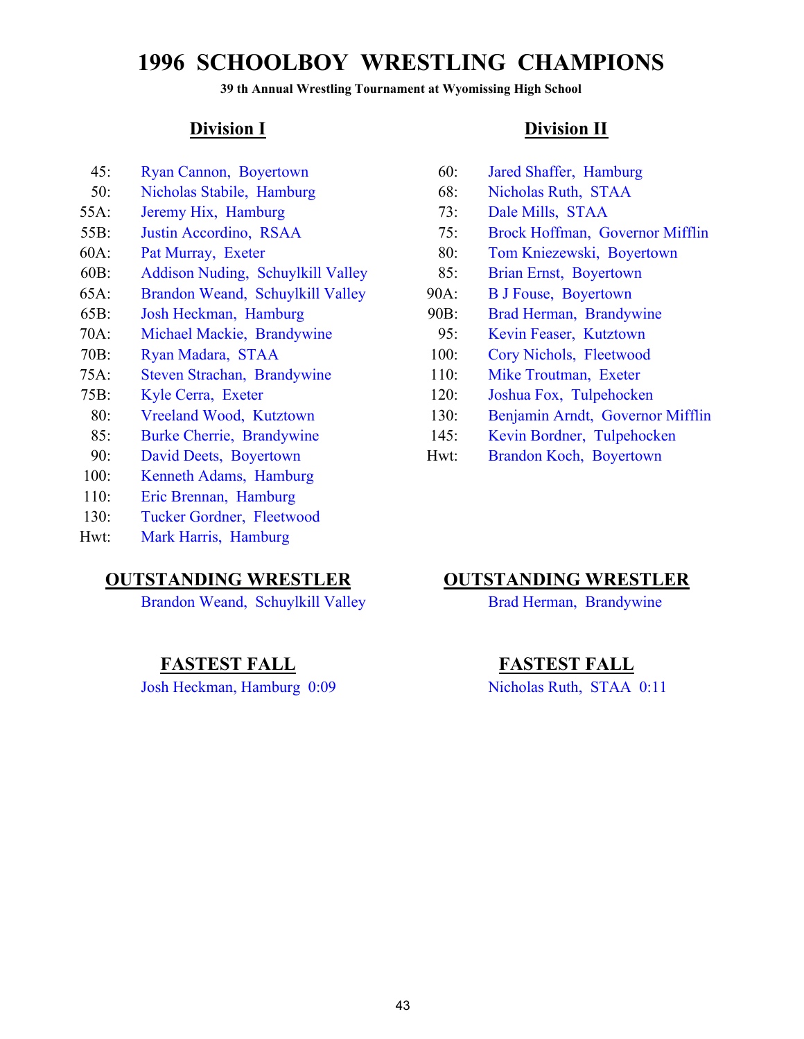# 1996 SCHOOLBOY WRESTLING CHAMPIONS

**39 th Annual Wrestling Tournament at Wyomissing High School**

## Division I

| | |
|---|---|
| 45: | Ryan Cannon, Boyertown |
| 50: | Nicholas Stabile, Hamburg |
| 55A: | Jeremy Hix, Hamburg |
| 55B: | Justin Accordino, RSAA |
| 60A: | Pat Murray, Exeter |
| 60B: | Addison Nuding, Schuylkill Valley |
| 65A: | Brandon Weand, Schuylkill Valley |
| 65B: | Josh Heckman, Hamburg |
| 70A: | Michael Mackie, Brandywine |
| 70B: | Ryan Madara, STAA |
| 75A: | Steven Strachan, Brandywine |
| 75B: | Kyle Cerra, Exeter |
| 80: | Vreeland Wood, Kutztown |
| 85: | Burke Cherrie, Brandywine |
| 90: | David Deets, Boyertown |
| 100: | Kenneth Adams, Hamburg |
| 110: | Eric Brennan, Hamburg |
| 130: | Tucker Gordner, Fleetwood |
| Hwt: | Mark Harris, Hamburg |

### OUTSTANDING WRESTLER

Brandon Weand, Schuylkill Valley

### FASTEST FALL

Josh Heckman, Hamburg 0:09

## Division II

| | |
|---|---|
| 60: | Jared Shaffer, Hamburg |
| 68: | Nicholas Ruth, STAA |
| 73: | Dale Mills, STAA |
| 75: | Brock Hoffman, Governor Mifflin |
| 80: | Tom Kniezewski, Boyertown |
| 85: | Brian Ernst, Boyertown |
| 90A: | B J Fouse, Boyertown |
| 90B: | Brad Herman, Brandywine |
| 95: | Kevin Feaser, Kutztown |
| 100: | Cory Nichols, Fleetwood |
| 110: | Mike Troutman, Exeter |
| 120: | Joshua Fox, Tulpehocken |
| 130: | Benjamin Arndt, Governor Mifflin |
| 145: | Kevin Bordner, Tulpehocken |
| Hwt: | Brandon Koch, Boyertown |

### OUTSTANDING WRESTLER

Brad Herman, Brandywine

### FASTEST FALL

Nicholas Ruth, STAA 0:11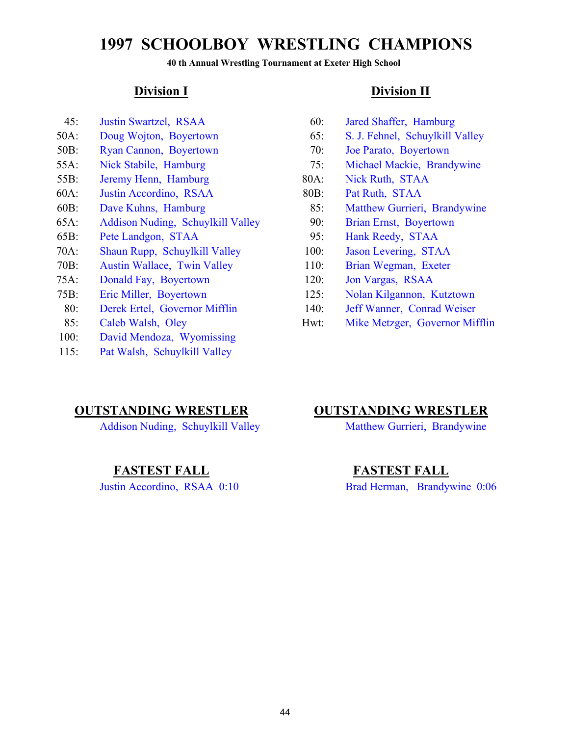# 1997 SCHOOLBOY WRESTLING CHAMPIONS

**40 th Annual Wrestling Tournament at Exeter High School**

## Division I

| | |
|---|---|
| 45: | Justin Swartzel, RSAA |
| 50A: | Doug Wojton, Boyertown |
| 50B: | Ryan Cannon, Boyertown |
| 55A: | Nick Stabile, Hamburg |
| 55B: | Jeremy Henn, Hamburg |
| 60A: | Justin Accordino, RSAA |
| 60B: | Dave Kuhns, Hamburg |
| 65A: | Addison Nuding, Schuylkill Valley |
| 65B: | Pete Landgon, STAA |
| 70A: | Shaun Rupp, Schuylkill Valley |
| 70B: | Austin Wallace, Twin Valley |
| 75A: | Donald Fay, Boyertown |
| 75B: | Eric Miller, Boyertown |
| 80: | Derek Ertel, Governor Mifflin |
| 85: | Caleb Walsh, Oley |
| 100: | David Mendoza, Wyomissing |
| 115: | Pat Walsh, Schuylkill Valley |

**OUTSTANDING WRESTLER**

Addison Nuding, Schuylkill Valley

**FASTEST FALL**

Justin Accordino, RSAA 0:10

## Division II

| | |
|---|---|
| 60: | Jared Shaffer, Hamburg |
| 65: | S. J. Fehnel, Schuylkill Valley |
| 70: | Joe Parato, Boyertown |
| 75: | Michael Mackie, Brandywine |
| 80A: | Nick Ruth, STAA |
| 80B: | Pat Ruth, STAA |
| 85: | Matthew Gurrieri, Brandywine |
| 90: | Brian Ernst, Boyertown |
| 95: | Hank Reedy, STAA |
| 100: | Jason Levering, STAA |
| 110: | Brian Wegman, Exeter |
| 120: | Jon Vargas, RSAA |
| 125: | Nolan Kilgannon, Kutztown |
| 140: | Jeff Wanner, Conrad Weiser |
| Hwt: | Mike Metzger, Governor Mifflin |

**OUTSTANDING WRESTLER**

Matthew Gurrieri, Brandywine

**FASTEST FALL**

Brad Herman, Brandywine 0:06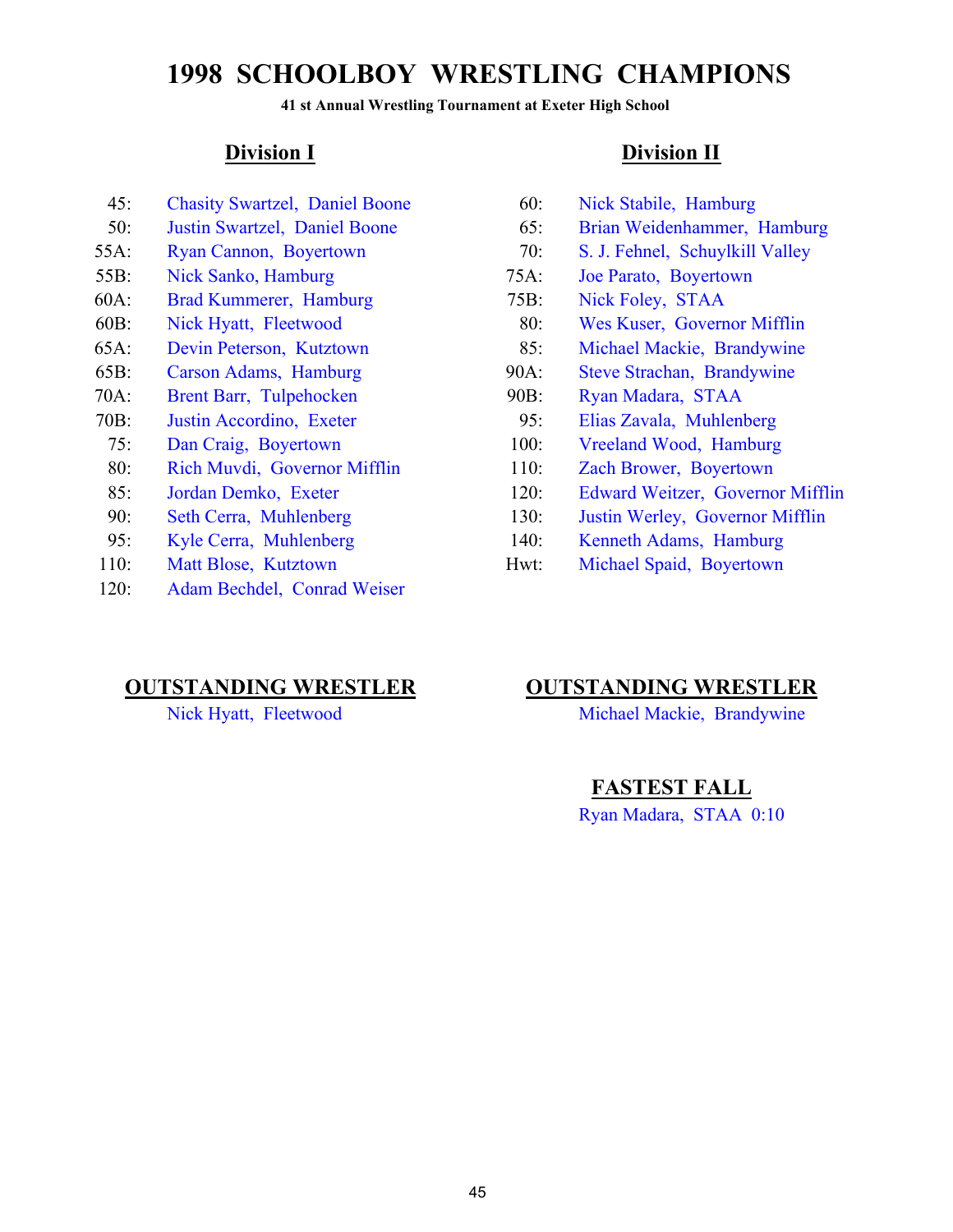# 1998 SCHOOLBOY WRESTLING CHAMPIONS

**41 st Annual Wrestling Tournament at Exeter High School**

## Division I

| | |
|---|---|
| 45: | Chasity Swartzel, Daniel Boone |
| 50: | Justin Swartzel, Daniel Boone |
| 55A: | Ryan Cannon, Boyertown |
| 55B: | Nick Sanko, Hamburg |
| 60A: | Brad Kummerer, Hamburg |
| 60B: | Nick Hyatt, Fleetwood |
| 65A: | Devin Peterson, Kutztown |
| 65B: | Carson Adams, Hamburg |
| 70A: | Brent Barr, Tulpehocken |
| 70B: | Justin Accordino, Exeter |
| 75: | Dan Craig, Boyertown |
| 80: | Rich Muvdi, Governor Mifflin |
| 85: | Jordan Demko, Exeter |
| 90: | Seth Cerra, Muhlenberg |
| 95: | Kyle Cerra, Muhlenberg |
| 110: | Matt Blose, Kutztown |
| 120: | Adam Bechdel, Conrad Weiser |

## Division II

| | |
|---|---|
| 60: | Nick Stabile, Hamburg |
| 65: | Brian Weidenhammer, Hamburg |
| 70: | S. J. Fehnel, Schuylkill Valley |
| 75A: | Joe Parato, Boyertown |
| 75B: | Nick Foley, STAA |
| 80: | Wes Kuser, Governor Mifflin |
| 85: | Michael Mackie, Brandywine |
| 90A: | Steve Strachan, Brandywine |
| 90B: | Ryan Madara, STAA |
| 95: | Elias Zavala, Muhlenberg |
| 100: | Vreeland Wood, Hamburg |
| 110: | Zach Brower, Boyertown |
| 120: | Edward Weitzer, Governor Mifflin |
| 130: | Justin Werley, Governor Mifflin |
| 140: | Kenneth Adams, Hamburg |
| Hwt: | Michael Spaid, Boyertown |

### OUTSTANDING WRESTLER

Nick Hyatt, Fleetwood

### OUTSTANDING WRESTLER

Michael Mackie, Brandywine

### FASTEST FALL

Ryan Madara, STAA 0:10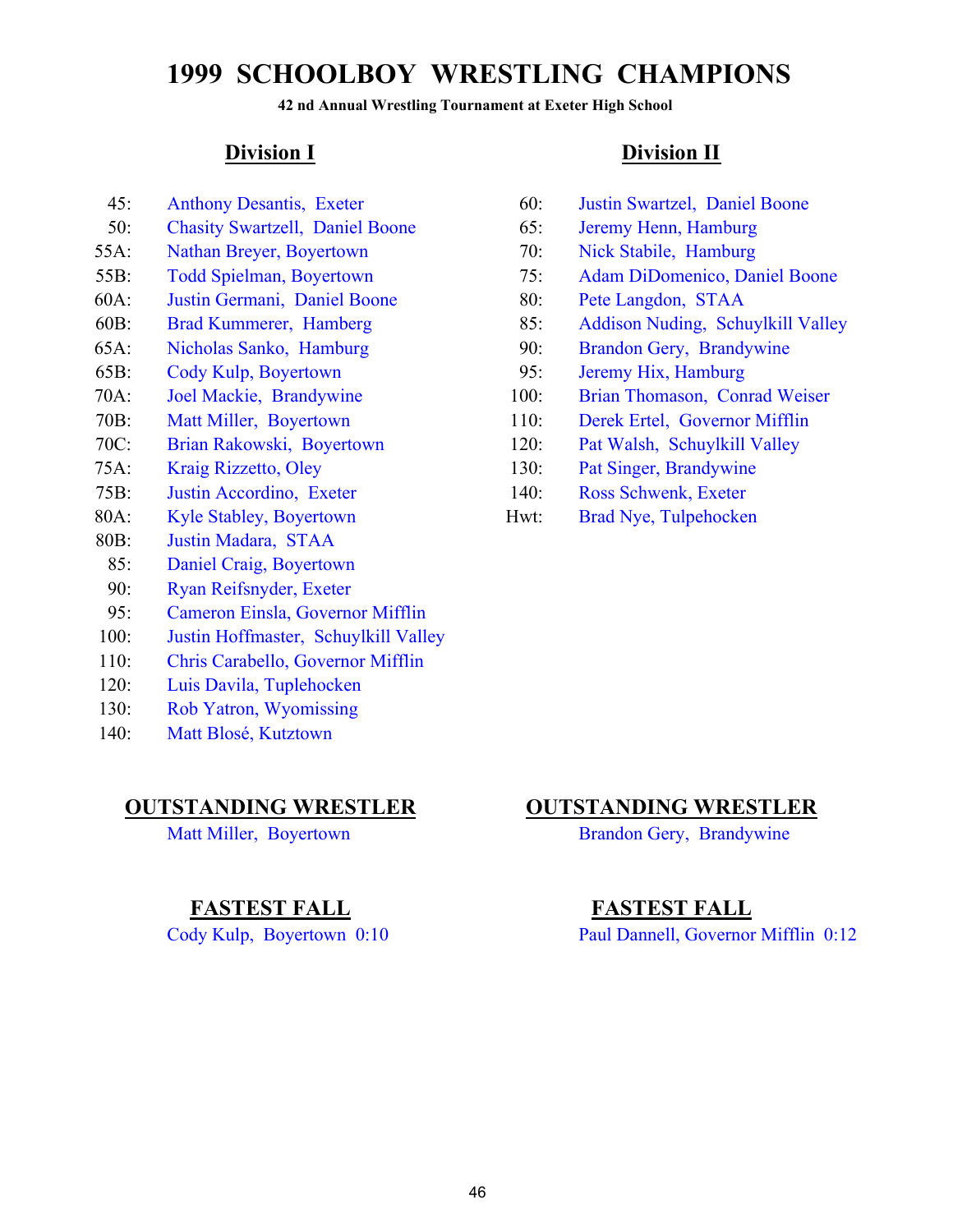# 1999 SCHOOLBOY WRESTLING CHAMPIONS

**42 nd Annual Wrestling Tournament at Exeter High School**

## Division I

| | |
|---|---|
| 45: | Anthony Desantis, Exeter |
| 50: | Chasity Swartzell, Daniel Boone |
| 55A: | Nathan Breyer, Boyertown |
| 55B: | Todd Spielman, Boyertown |
| 60A: | Justin Germani, Daniel Boone |
| 60B: | Brad Kummerer, Hamberg |
| 65A: | Nicholas Sanko, Hamburg |
| 65B: | Cody Kulp, Boyertown |
| 70A: | Joel Mackie, Brandywine |
| 70B: | Matt Miller, Boyertown |
| 70C: | Brian Rakowski, Boyertown |
| 75A: | Kraig Rizzetto, Oley |
| 75B: | Justin Accordino, Exeter |
| 80A: | Kyle Stabley, Boyertown |
| 80B: | Justin Madara, STAA |
| 85: | Daniel Craig, Boyertown |
| 90: | Ryan Reifsnyder, Exeter |
| 95: | Cameron Einsla, Governor Mifflin |
| 100: | Justin Hoffmaster, Schuylkill Valley |
| 110: | Chris Carabello, Governor Mifflin |
| 120: | Luis Davila, Tuplehocken |
| 130: | Rob Yatron, Wyomissing |
| 140: | Matt Blosé, Kutztown |

### OUTSTANDING WRESTLER

Matt Miller, Boyertown

### FASTEST FALL

Cody Kulp, Boyertown 0:10

## Division II

| | |
|---|---|
| 60: | Justin Swartzel, Daniel Boone |
| 65: | Jeremy Henn, Hamburg |
| 70: | Nick Stabile, Hamburg |
| 75: | Adam DiDomenico, Daniel Boone |
| 80: | Pete Langdon, STAA |
| 85: | Addison Nuding, Schuylkill Valley |
| 90: | Brandon Gery, Brandywine |
| 95: | Jeremy Hix, Hamburg |
| 100: | Brian Thomason, Conrad Weiser |
| 110: | Derek Ertel, Governor Mifflin |
| 120: | Pat Walsh, Schuylkill Valley |
| 130: | Pat Singer, Brandywine |
| 140: | Ross Schwenk, Exeter |
| Hwt: | Brad Nye, Tulpehocken |

### OUTSTANDING WRESTLER

Brandon Gery, Brandywine

### FASTEST FALL

Paul Dannell, Governor Mifflin 0:12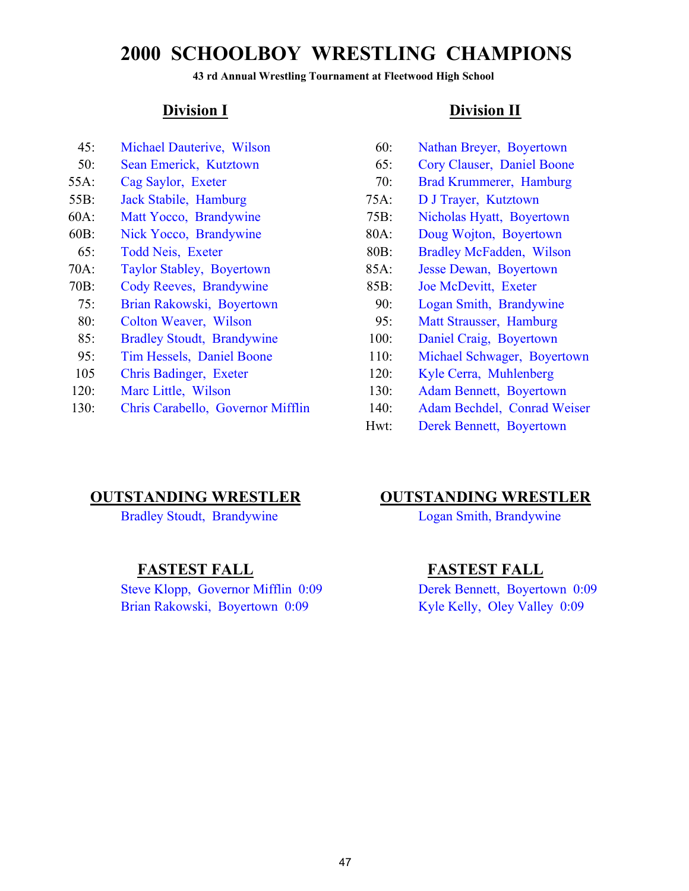# 2000 SCHOOLBOY WRESTLING CHAMPIONS

**43 rd Annual Wrestling Tournament at Fleetwood High School**

## Division I

| | |
|---|---|
| 45: | Michael Dauterive, Wilson |
| 50: | Sean Emerick, Kutztown |
| 55A: | Cag Saylor, Exeter |
| 55B: | Jack Stabile, Hamburg |
| 60A: | Matt Yocco, Brandywine |
| 60B: | Nick Yocco, Brandywine |
| 65: | Todd Neis, Exeter |
| 70A: | Taylor Stabley, Boyertown |
| 70B: | Cody Reeves, Brandywine |
| 75: | Brian Rakowski, Boyertown |
| 80: | Colton Weaver, Wilson |
| 85: | Bradley Stoudt, Brandywine |
| 95: | Tim Hessels, Daniel Boone |
| 105 | Chris Badinger, Exeter |
| 120: | Marc Little, Wilson |
| 130: | Chris Carabello, Governor Mifflin |

## Division II

| | |
|---|---|
| 60: | Nathan Breyer, Boyertown |
| 65: | Cory Clauser, Daniel Boone |
| 70: | Brad Krummerer, Hamburg |
| 75A: | D J Trayer, Kutztown |
| 75B: | Nicholas Hyatt, Boyertown |
| 80A: | Doug Wojton, Boyertown |
| 80B: | Bradley McFadden, Wilson |
| 85A: | Jesse Dewan, Boyertown |
| 85B: | Joe McDevitt, Exeter |
| 90: | Logan Smith, Brandywine |
| 95: | Matt Strausser, Hamburg |
| 100: | Daniel Craig, Boyertown |
| 110: | Michael Schwager, Boyertown |
| 120: | Kyle Cerra, Muhlenberg |
| 130: | Adam Bennett, Boyertown |
| 140: | Adam Bechdel, Conrad Weiser |
| Hwt: | Derek Bennett, Boyertown |

### OUTSTANDING WRESTLER (Division I)

Bradley Stoudt, Brandywine

### OUTSTANDING WRESTLER (Division II)

Logan Smith, Brandywine

### FASTEST FALL (Division I)

Steve Klopp, Governor Mifflin 0:09
Brian Rakowski, Boyertown 0:09

### FASTEST FALL (Division II)

Derek Bennett, Boyertown 0:09
Kyle Kelly, Oley Valley 0:09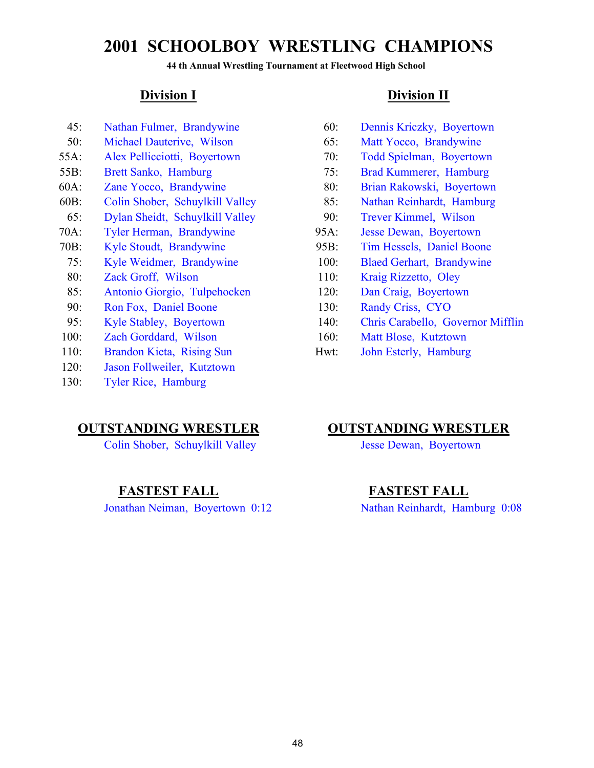# 2001 SCHOOLBOY WRESTLING CHAMPIONS

**44 th Annual Wrestling Tournament at Fleetwood High School**

## Division I

| | |
|---|---|
| 45: | Nathan Fulmer, Brandywine |
| 50: | Michael Dauterive, Wilson |
| 55A: | Alex Pellicciotti, Boyertown |
| 55B: | Brett Sanko, Hamburg |
| 60A: | Zane Yocco, Brandywine |
| 60B: | Colin Shober, Schuylkill Valley |
| 65: | Dylan Sheidt, Schuylkill Valley |
| 70A: | Tyler Herman, Brandywine |
| 70B: | Kyle Stoudt, Brandywine |
| 75: | Kyle Weidmer, Brandywine |
| 80: | Zack Groff, Wilson |
| 85: | Antonio Giorgio, Tulpehocken |
| 90: | Ron Fox, Daniel Boone |
| 95: | Kyle Stabley, Boyertown |
| 100: | Zach Gorddard, Wilson |
| 110: | Brandon Kieta, Rising Sun |
| 120: | Jason Follweiler, Kutztown |
| 130: | Tyler Rice, Hamburg |

### OUTSTANDING WRESTLER

Colin Shober, Schuylkill Valley

### FASTEST FALL

Jonathan Neiman, Boyertown 0:12

## Division II

| | |
|---|---|
| 60: | Dennis Kriczky, Boyertown |
| 65: | Matt Yocco, Brandywine |
| 70: | Todd Spielman, Boyertown |
| 75: | Brad Kummerer, Hamburg |
| 80: | Brian Rakowski, Boyertown |
| 85: | Nathan Reinhardt, Hamburg |
| 90: | Trever Kimmel, Wilson |
| 95A: | Jesse Dewan, Boyertown |
| 95B: | Tim Hessels, Daniel Boone |
| 100: | Blaed Gerhart, Brandywine |
| 110: | Kraig Rizzetto, Oley |
| 120: | Dan Craig, Boyertown |
| 130: | Randy Criss, CYO |
| 140: | Chris Carabello, Governor Mifflin |
| 160: | Matt Blose, Kutztown |
| Hwt: | John Esterly, Hamburg |

### OUTSTANDING WRESTLER

Jesse Dewan, Boyertown

### FASTEST FALL

Nathan Reinhardt, Hamburg 0:08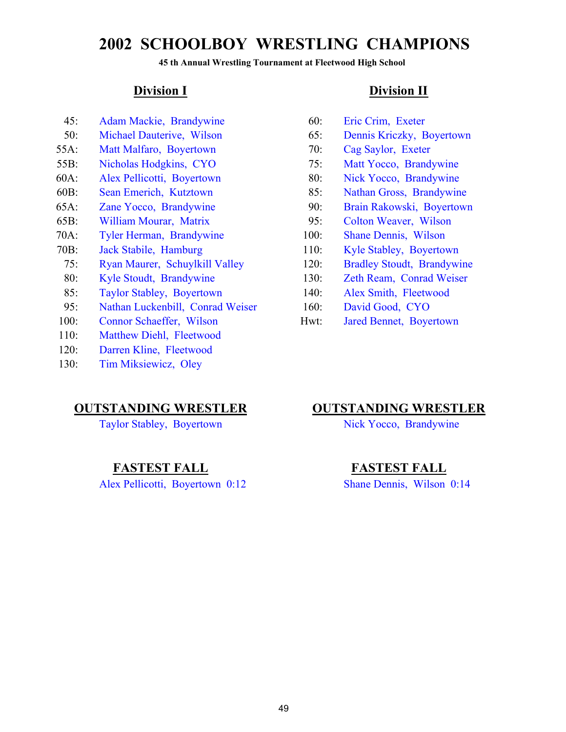# 2002 SCHOOLBOY WRESTLING CHAMPIONS

**45 th Annual Wrestling Tournament at Fleetwood High School**

## Division I

| | |
|---|---|
| 45: | Adam Mackie, Brandywine |
| 50: | Michael Dauterive, Wilson |
| 55A: | Matt Malfaro, Boyertown |
| 55B: | Nicholas Hodgkins, CYO |
| 60A: | Alex Pellicotti, Boyertown |
| 60B: | Sean Emerich, Kutztown |
| 65A: | Zane Yocco, Brandywine |
| 65B: | William Mourar, Matrix |
| 70A: | Tyler Herman, Brandywine |
| 70B: | Jack Stabile, Hamburg |
| 75: | Ryan Maurer, Schuylkill Valley |
| 80: | Kyle Stoudt, Brandywine |
| 85: | Taylor Stabley, Boyertown |
| 95: | Nathan Luckenbill, Conrad Weiser |
| 100: | Connor Schaeffer, Wilson |
| 110: | Matthew Diehl, Fleetwood |
| 120: | Darren Kline, Fleetwood |
| 130: | Tim Miksiewicz, Oley |

**OUTSTANDING WRESTLER**

Taylor Stabley, Boyertown

**FASTEST FALL**

Alex Pellicotti, Boyertown 0:12

## Division II

| | |
|---|---|
| 60: | Eric Crim, Exeter |
| 65: | Dennis Kriczky, Boyertown |
| 70: | Cag Saylor, Exeter |
| 75: | Matt Yocco, Brandywine |
| 80: | Nick Yocco, Brandywine |
| 85: | Nathan Gross, Brandywine |
| 90: | Brain Rakowski, Boyertown |
| 95: | Colton Weaver, Wilson |
| 100: | Shane Dennis, Wilson |
| 110: | Kyle Stabley, Boyertown |
| 120: | Bradley Stoudt, Brandywine |
| 130: | Zeth Ream, Conrad Weiser |
| 140: | Alex Smith, Fleetwood |
| 160: | David Good, CYO |
| Hwt: | Jared Bennet, Boyertown |

**OUTSTANDING WRESTLER**

Nick Yocco, Brandywine

**FASTEST FALL**

Shane Dennis, Wilson 0:14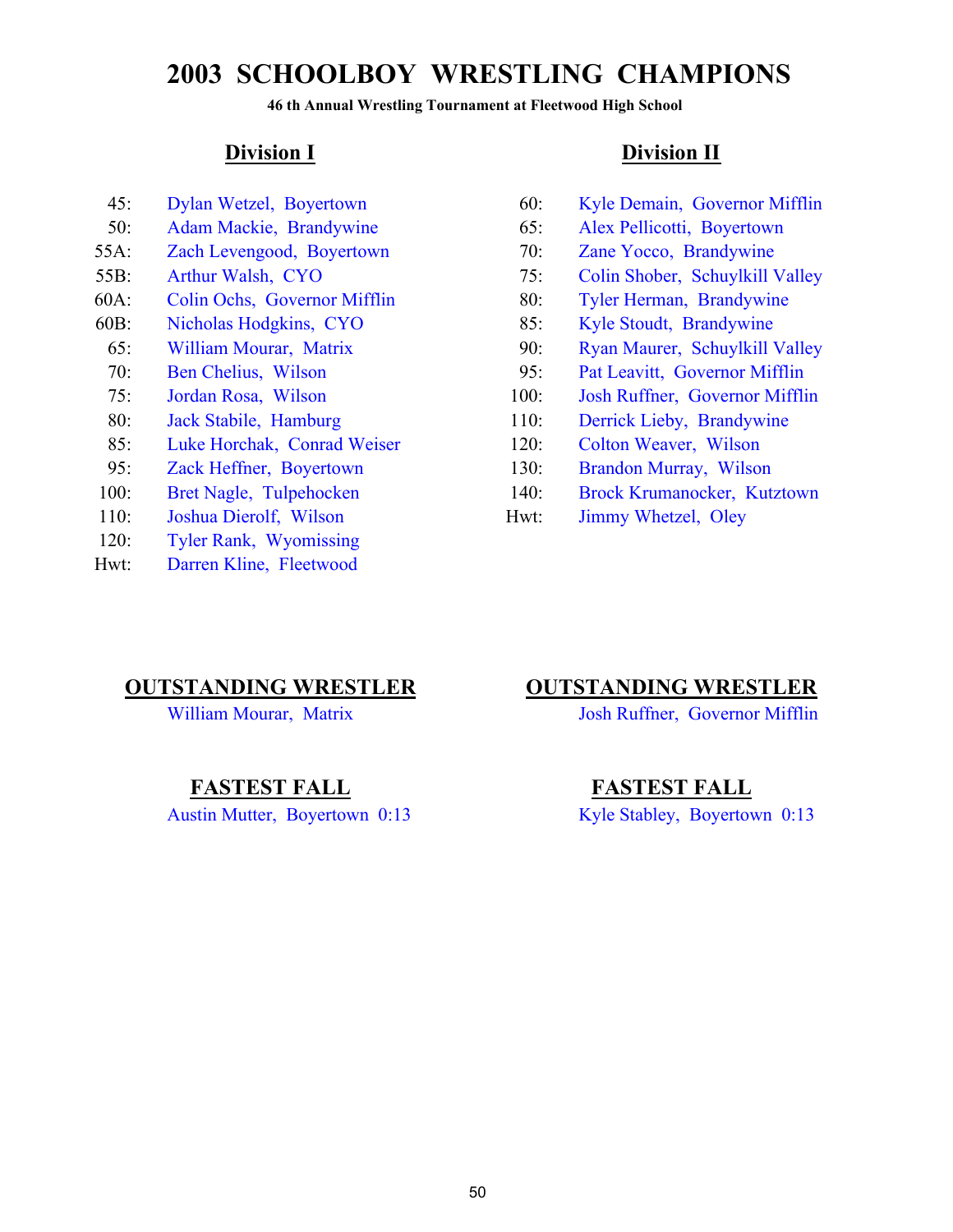# 2003 SCHOOLBOY WRESTLING CHAMPIONS

**46 th Annual Wrestling Tournament at Fleetwood High School**

## Division I

| | |
|---|---|
| 45: | Dylan Wetzel, Boyertown |
| 50: | Adam Mackie, Brandywine |
| 55A: | Zach Levengood, Boyertown |
| 55B: | Arthur Walsh, CYO |
| 60A: | Colin Ochs, Governor Mifflin |
| 60B: | Nicholas Hodgkins, CYO |
| 65: | William Mourar, Matrix |
| 70: | Ben Chelius, Wilson |
| 75: | Jordan Rosa, Wilson |
| 80: | Jack Stabile, Hamburg |
| 85: | Luke Horchak, Conrad Weiser |
| 95: | Zack Heffner, Boyertown |
| 100: | Bret Nagle, Tulpehocken |
| 110: | Joshua Dierolf, Wilson |
| 120: | Tyler Rank, Wyomissing |
| Hwt: | Darren Kline, Fleetwood |

**OUTSTANDING WRESTLER**

William Mourar, Matrix

**FASTEST FALL**

Austin Mutter, Boyertown 0:13

## Division II

| | |
|---|---|
| 60: | Kyle Demain, Governor Mifflin |
| 65: | Alex Pellicotti, Boyertown |
| 70: | Zane Yocco, Brandywine |
| 75: | Colin Shober, Schuylkill Valley |
| 80: | Tyler Herman, Brandywine |
| 85: | Kyle Stoudt, Brandywine |
| 90: | Ryan Maurer, Schuylkill Valley |
| 95: | Pat Leavitt, Governor Mifflin |
| 100: | Josh Ruffner, Governor Mifflin |
| 110: | Derrick Lieby, Brandywine |
| 120: | Colton Weaver, Wilson |
| 130: | Brandon Murray, Wilson |
| 140: | Brock Krumanocker, Kutztown |
| Hwt: | Jimmy Whetzel, Oley |

**OUTSTANDING WRESTLER**

Josh Ruffner, Governor Mifflin

**FASTEST FALL**

Kyle Stabley, Boyertown 0:13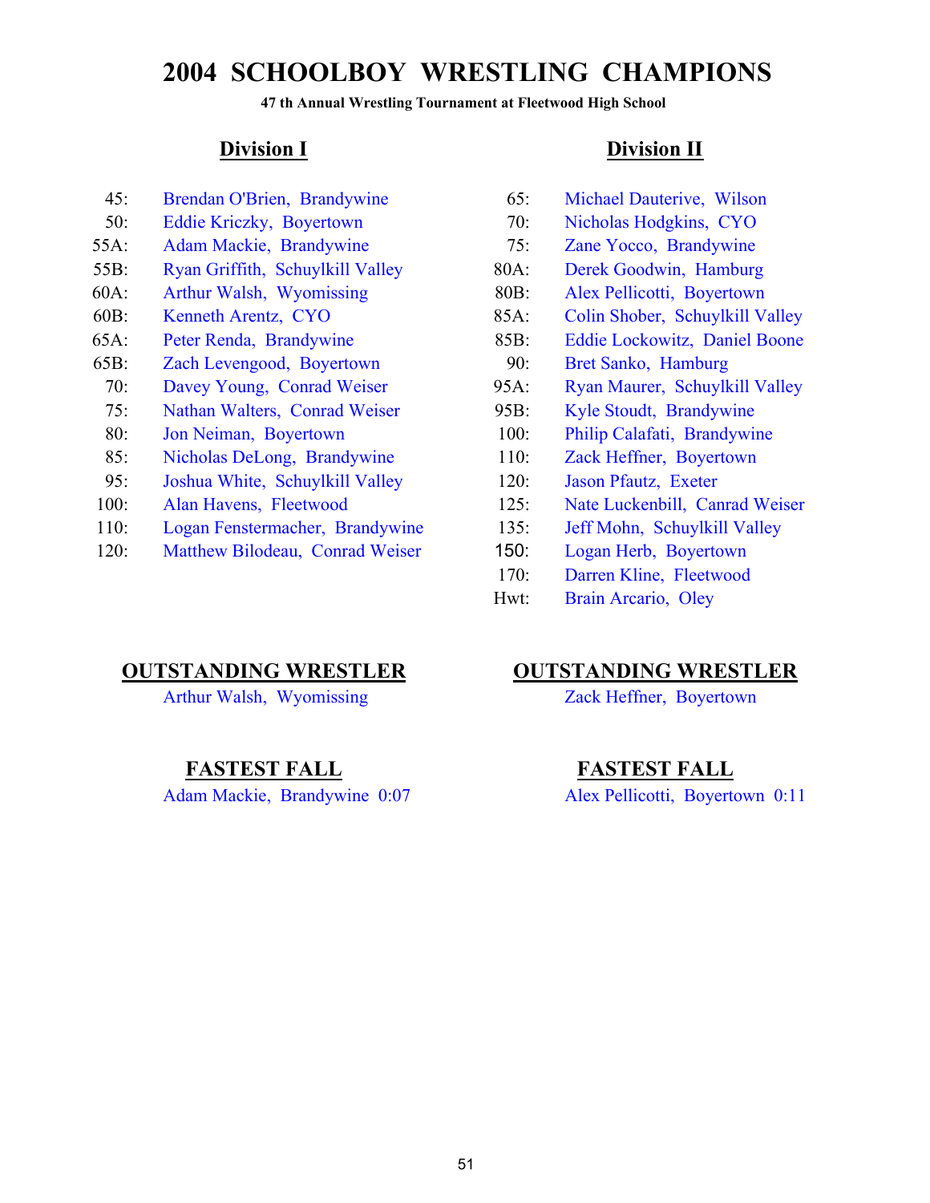# 2004 SCHOOLBOY WRESTLING CHAMPIONS

**47 th Annual Wrestling Tournament at Fleetwood High School**

## Division I

| | |
|---|---|
| 45: | Brendan O'Brien, Brandywine |
| 50: | Eddie Kriczky, Boyertown |
| 55A: | Adam Mackie, Brandywine |
| 55B: | Ryan Griffith, Schuylkill Valley |
| 60A: | Arthur Walsh, Wyomissing |
| 60B: | Kenneth Arentz, CYO |
| 65A: | Peter Renda, Brandywine |
| 65B: | Zach Levengood, Boyertown |
| 70: | Davey Young, Conrad Weiser |
| 75: | Nathan Walters, Conrad Weiser |
| 80: | Jon Neiman, Boyertown |
| 85: | Nicholas DeLong, Brandywine |
| 95: | Joshua White, Schuylkill Valley |
| 100: | Alan Havens, Fleetwood |
| 110: | Logan Fenstermacher, Brandywine |
| 120: | Matthew Bilodeau, Conrad Weiser |

## Division II

| | |
|---|---|
| 65: | Michael Dauterive, Wilson |
| 70: | Nicholas Hodgkins, CYO |
| 75: | Zane Yocco, Brandywine |
| 80A: | Derek Goodwin, Hamburg |
| 80B: | Alex Pellicotti, Boyertown |
| 85A: | Colin Shober, Schuylkill Valley |
| 85B: | Eddie Lockowitz, Daniel Boone |
| 90: | Bret Sanko, Hamburg |
| 95A: | Ryan Maurer, Schuylkill Valley |
| 95B: | Kyle Stoudt, Brandywine |
| 100: | Philip Calafati, Brandywine |
| 110: | Zack Heffner, Boyertown |
| 120: | Jason Pfautz, Exeter |
| 125: | Nate Luckenbill, Canrad Weiser |
| 135: | Jeff Mohn, Schuylkill Valley |
| 150: | Logan Herb, Boyertown |
| 170: | Darren Kline, Fleetwood |
| Hwt: | Brain Arcario, Oley |

### OUTSTANDING WRESTLER

Division I: Arthur Walsh, Wyomissing

Division II: Zack Heffner, Boyertown

### FASTEST FALL

Division I: Adam Mackie, Brandywine 0:07

Division II: Alex Pellicotti, Boyertown 0:11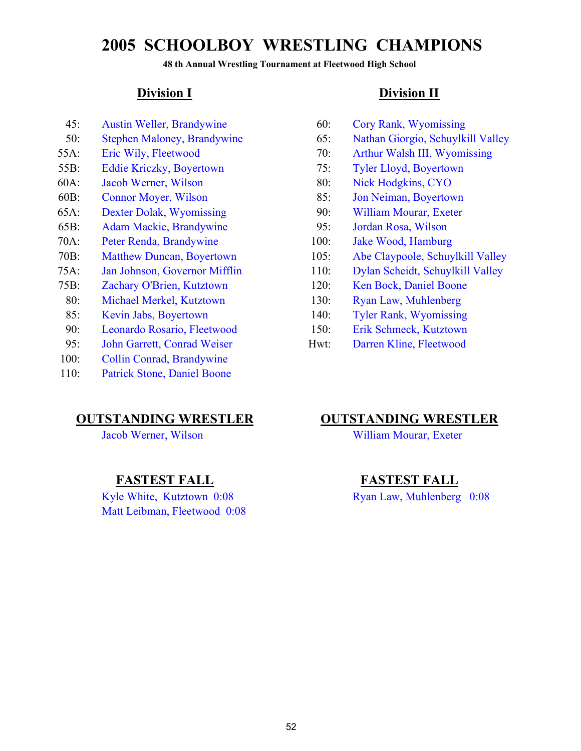# 2005 SCHOOLBOY WRESTLING CHAMPIONS

**48 th Annual Wrestling Tournament at Fleetwood High School**

## Division I

| | |
|---|---|
| 45: | Austin Weller, Brandywine |
| 50: | Stephen Maloney, Brandywine |
| 55A: | Eric Wily, Fleetwood |
| 55B: | Eddie Kriczky, Boyertown |
| 60A: | Jacob Werner, Wilson |
| 60B: | Connor Moyer, Wilson |
| 65A: | Dexter Dolak, Wyomissing |
| 65B: | Adam Mackie, Brandywine |
| 70A: | Peter Renda, Brandywine |
| 70B: | Matthew Duncan, Boyertown |
| 75A: | Jan Johnson, Governor Mifflin |
| 75B: | Zachary O'Brien, Kutztown |
| 80: | Michael Merkel, Kutztown |
| 85: | Kevin Jabs, Boyertown |
| 90: | Leonardo Rosario, Fleetwood |
| 95: | John Garrett, Conrad Weiser |
| 100: | Collin Conrad, Brandywine |
| 110: | Patrick Stone, Daniel Boone |

### OUTSTANDING WRESTLER

Jacob Werner, Wilson

### FASTEST FALL

Kyle White, Kutztown 0:08

Matt Leibman, Fleetwood 0:08

## Division II

| | |
|---|---|
| 60: | Cory Rank, Wyomissing |
| 65: | Nathan Giorgio, Schuylkill Valley |
| 70: | Arthur Walsh III, Wyomissing |
| 75: | Tyler Lloyd, Boyertown |
| 80: | Nick Hodgkins, CYO |
| 85: | Jon Neiman, Boyertown |
| 90: | William Mourar, Exeter |
| 95: | Jordan Rosa, Wilson |
| 100: | Jake Wood, Hamburg |
| 105: | Abe Claypoole, Schuylkill Valley |
| 110: | Dylan Scheidt, Schuylkill Valley |
| 120: | Ken Bock, Daniel Boone |
| 130: | Ryan Law, Muhlenberg |
| 140: | Tyler Rank, Wyomissing |
| 150: | Erik Schmeck, Kutztown |
| Hwt: | Darren Kline, Fleetwood |

### OUTSTANDING WRESTLER

William Mourar, Exeter

### FASTEST FALL

Ryan Law, Muhlenberg 0:08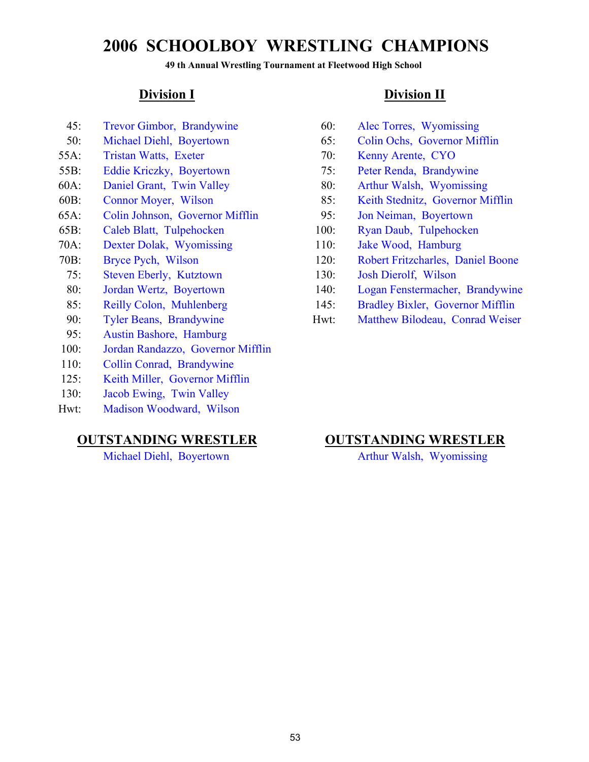# 2006 SCHOOLBOY WRESTLING CHAMPIONS

**49 th Annual Wrestling Tournament at Fleetwood High School**

## Division I

| | |
|---|---|
| 45: | Trevor Gimbor, Brandywine |
| 50: | Michael Diehl, Boyertown |
| 55A: | Tristan Watts, Exeter |
| 55B: | Eddie Kriczky, Boyertown |
| 60A: | Daniel Grant, Twin Valley |
| 60B: | Connor Moyer, Wilson |
| 65A: | Colin Johnson, Governor Mifflin |
| 65B: | Caleb Blatt, Tulpehocken |
| 70A: | Dexter Dolak, Wyomissing |
| 70B: | Bryce Pych, Wilson |
| 75: | Steven Eberly, Kutztown |
| 80: | Jordan Wertz, Boyertown |
| 85: | Reilly Colon, Muhlenberg |
| 90: | Tyler Beans, Brandywine |
| 95: | Austin Bashore, Hamburg |
| 100: | Jordan Randazzo, Governor Mifflin |
| 110: | Collin Conrad, Brandywine |
| 125: | Keith Miller, Governor Mifflin |
| 130: | Jacob Ewing, Twin Valley |
| Hwt: | Madison Woodward, Wilson |

### OUTSTANDING WRESTLER

Michael Diehl, Boyertown

## Division II

| | |
|---|---|
| 60: | Alec Torres, Wyomissing |
| 65: | Colin Ochs, Governor Mifflin |
| 70: | Kenny Arente, CYO |
| 75: | Peter Renda, Brandywine |
| 80: | Arthur Walsh, Wyomissing |
| 85: | Keith Stednitz, Governor Mifflin |
| 95: | Jon Neiman, Boyertown |
| 100: | Ryan Daub, Tulpehocken |
| 110: | Jake Wood, Hamburg |
| 120: | Robert Fritzcharles, Daniel Boone |
| 130: | Josh Dierolf, Wilson |
| 140: | Logan Fenstermacher, Brandywine |
| 145: | Bradley Bixler, Governor Mifflin |
| Hwt: | Matthew Bilodeau, Conrad Weiser |

### OUTSTANDING WRESTLER

Arthur Walsh, Wyomissing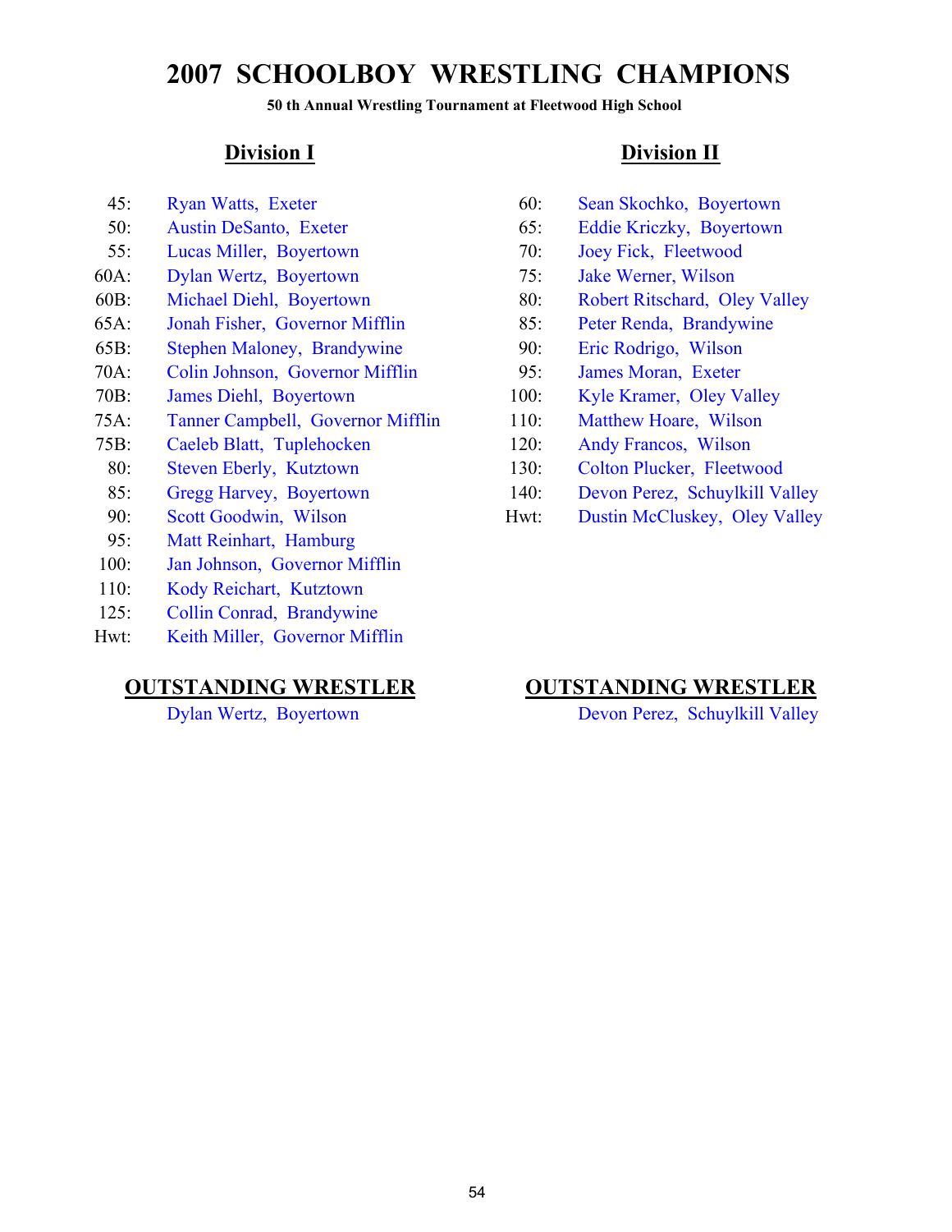# 2007 SCHOOLBOY WRESTLING CHAMPIONS

**50 th Annual Wrestling Tournament at Fleetwood High School**

## Division I

| | |
|---|---|
| 45: | Ryan Watts, Exeter |
| 50: | Austin DeSanto, Exeter |
| 55: | Lucas Miller, Boyertown |
| 60A: | Dylan Wertz, Boyertown |
| 60B: | Michael Diehl, Boyertown |
| 65A: | Jonah Fisher, Governor Mifflin |
| 65B: | Stephen Maloney, Brandywine |
| 70A: | Colin Johnson, Governor Mifflin |
| 70B: | James Diehl, Boyertown |
| 75A: | Tanner Campbell, Governor Mifflin |
| 75B: | Caeleb Blatt, Tuplehocken |
| 80: | Steven Eberly, Kutztown |
| 85: | Gregg Harvey, Boyertown |
| 90: | Scott Goodwin, Wilson |
| 95: | Matt Reinhart, Hamburg |
| 100: | Jan Johnson, Governor Mifflin |
| 110: | Kody Reichart, Kutztown |
| 125: | Collin Conrad, Brandywine |
| Hwt: | Keith Miller, Governor Mifflin |

### OUTSTANDING WRESTLER

Dylan Wertz, Boyertown

## Division II

| | |
|---|---|
| 60: | Sean Skochko, Boyertown |
| 65: | Eddie Kriczky, Boyertown |
| 70: | Joey Fick, Fleetwood |
| 75: | Jake Werner, Wilson |
| 80: | Robert Ritschard, Oley Valley |
| 85: | Peter Renda, Brandywine |
| 90: | Eric Rodrigo, Wilson |
| 95: | James Moran, Exeter |
| 100: | Kyle Kramer, Oley Valley |
| 110: | Matthew Hoare, Wilson |
| 120: | Andy Francos, Wilson |
| 130: | Colton Plucker, Fleetwood |
| 140: | Devon Perez, Schuylkill Valley |
| Hwt: | Dustin McCluskey, Oley Valley |

### OUTSTANDING WRESTLER

Devon Perez, Schuylkill Valley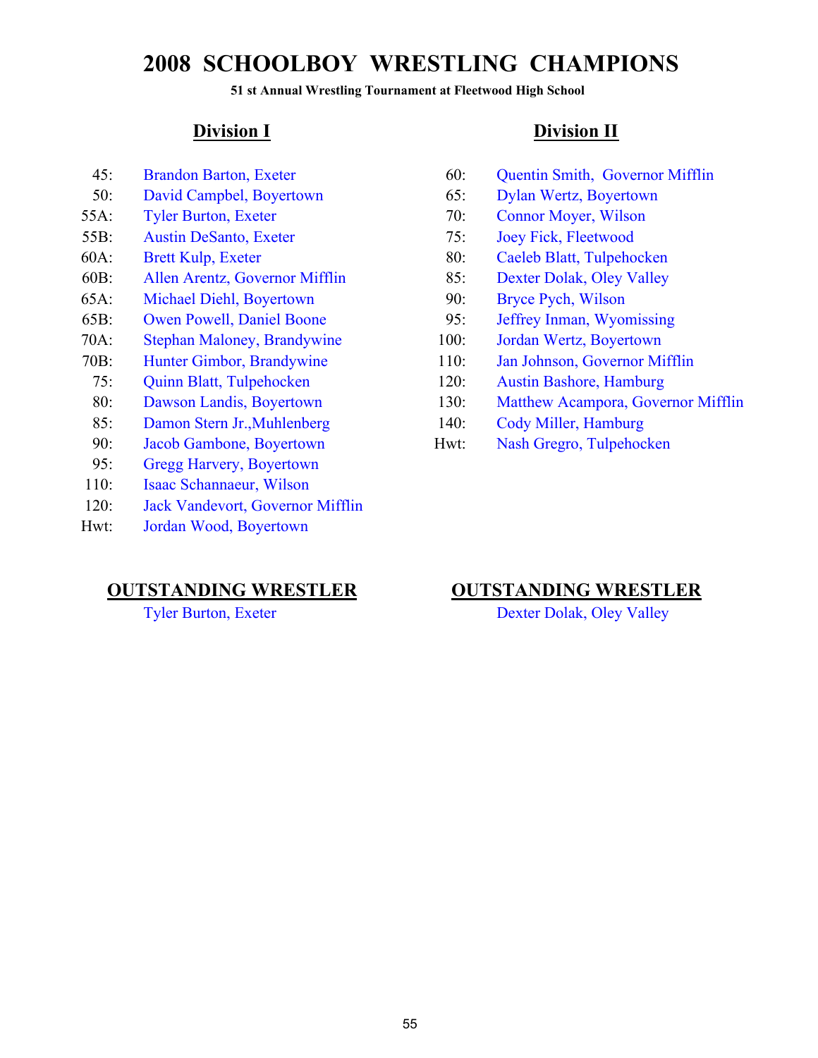# 2008 SCHOOLBOY WRESTLING CHAMPIONS

**51 st Annual Wrestling Tournament at Fleetwood High School**

## Division I

| | |
|---|---|
| 45: | Brandon Barton, Exeter |
| 50: | David Campbel, Boyertown |
| 55A: | Tyler Burton, Exeter |
| 55B: | Austin DeSanto, Exeter |
| 60A: | Brett Kulp, Exeter |
| 60B: | Allen Arentz, Governor Mifflin |
| 65A: | Michael Diehl, Boyertown |
| 65B: | Owen Powell, Daniel Boone |
| 70A: | Stephan Maloney, Brandywine |
| 70B: | Hunter Gimbor, Brandywine |
| 75: | Quinn Blatt, Tulpehocken |
| 80: | Dawson Landis, Boyertown |
| 85: | Damon Stern Jr.,Muhlenberg |
| 90: | Jacob Gambone, Boyertown |
| 95: | Gregg Harvery, Boyertown |
| 110: | Isaac Schannaeur, Wilson |
| 120: | Jack Vandevort, Governor Mifflin |
| Hwt: | Jordan Wood, Boyertown |

## Division II

| | |
|---|---|
| 60: | Quentin Smith, Governor Mifflin |
| 65: | Dylan Wertz, Boyertown |
| 70: | Connor Moyer, Wilson |
| 75: | Joey Fick, Fleetwood |
| 80: | Caeleb Blatt, Tulpehocken |
| 85: | Dexter Dolak, Oley Valley |
| 90: | Bryce Pych, Wilson |
| 95: | Jeffrey Inman, Wyomissing |
| 100: | Jordan Wertz, Boyertown |
| 110: | Jan Johnson, Governor Mifflin |
| 120: | Austin Bashore, Hamburg |
| 130: | Matthew Acampora, Governor Mifflin |
| 140: | Cody Miller, Hamburg |
| Hwt: | Nash Gregro, Tulpehocken |

## OUTSTANDING WRESTLER

Tyler Burton, Exeter

## OUTSTANDING WRESTLER

Dexter Dolak, Oley Valley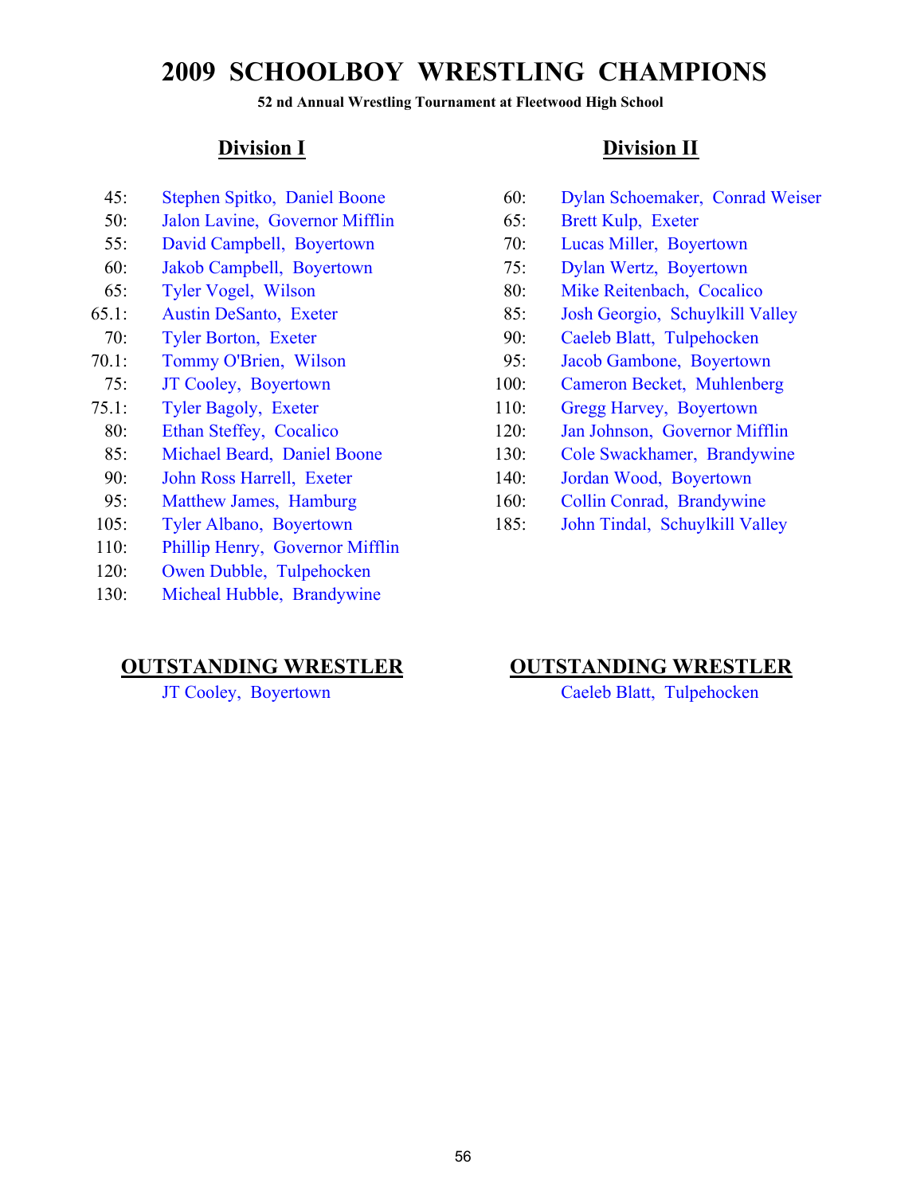# 2009 SCHOOLBOY WRESTLING CHAMPIONS

**52 nd Annual Wrestling Tournament at Fleetwood High School**

## Division I

| | |
|---|---|
| 45: | Stephen Spitko, Daniel Boone |
| 50: | Jalon Lavine, Governor Mifflin |
| 55: | David Campbell, Boyertown |
| 60: | Jakob Campbell, Boyertown |
| 65: | Tyler Vogel, Wilson |
| 65.1: | Austin DeSanto, Exeter |
| 70: | Tyler Borton, Exeter |
| 70.1: | Tommy O'Brien, Wilson |
| 75: | JT Cooley, Boyertown |
| 75.1: | Tyler Bagoly, Exeter |
| 80: | Ethan Steffey, Cocalico |
| 85: | Michael Beard, Daniel Boone |
| 90: | John Ross Harrell, Exeter |
| 95: | Matthew James, Hamburg |
| 105: | Tyler Albano, Boyertown |
| 110: | Phillip Henry, Governor Mifflin |
| 120: | Owen Dubble, Tulpehocken |
| 130: | Micheal Hubble, Brandywine |

## OUTSTANDING WRESTLER

JT Cooley, Boyertown

## Division II

| | |
|---|---|
| 60: | Dylan Schoemaker, Conrad Weiser |
| 65: | Brett Kulp, Exeter |
| 70: | Lucas Miller, Boyertown |
| 75: | Dylan Wertz, Boyertown |
| 80: | Mike Reitenbach, Cocalico |
| 85: | Josh Georgio, Schuylkill Valley |
| 90: | Caeleb Blatt, Tulpehocken |
| 95: | Jacob Gambone, Boyertown |
| 100: | Cameron Becket, Muhlenberg |
| 110: | Gregg Harvey, Boyertown |
| 120: | Jan Johnson, Governor Mifflin |
| 130: | Cole Swackhamer, Brandywine |
| 140: | Jordan Wood, Boyertown |
| 160: | Collin Conrad, Brandywine |
| 185: | John Tindal, Schuylkill Valley |

## OUTSTANDING WRESTLER

Caeleb Blatt, Tulpehocken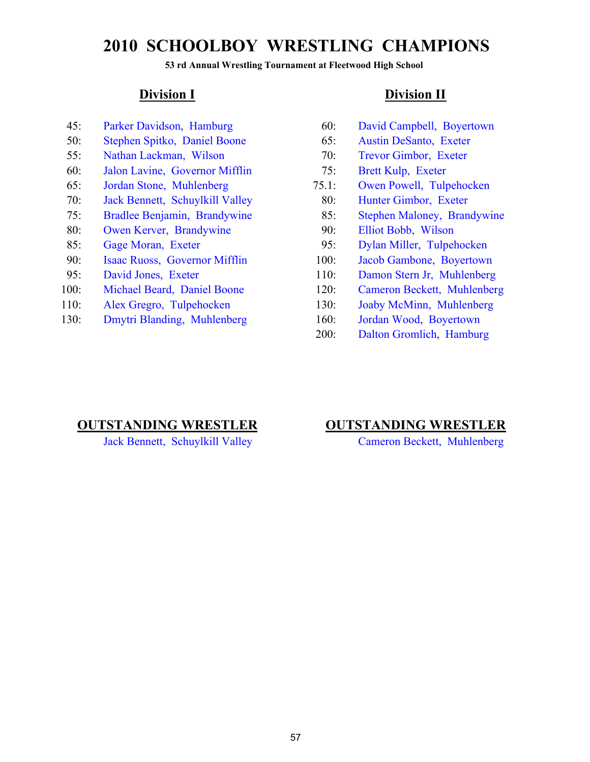# 2010 SCHOOLBOY WRESTLING CHAMPIONS

**53 rd Annual Wrestling Tournament at Fleetwood High School**

## Division I

| | |
|---|---|
| 45: | Parker Davidson, Hamburg |
| 50: | Stephen Spitko, Daniel Boone |
| 55: | Nathan Lackman, Wilson |
| 60: | Jalon Lavine, Governor Mifflin |
| 65: | Jordan Stone, Muhlenberg |
| 70: | Jack Bennett, Schuylkill Valley |
| 75: | Bradlee Benjamin, Brandywine |
| 80: | Owen Kerver, Brandywine |
| 85: | Gage Moran, Exeter |
| 90: | Isaac Ruoss, Governor Mifflin |
| 95: | David Jones, Exeter |
| 100: | Michael Beard, Daniel Boone |
| 110: | Alex Gregro, Tulpehocken |
| 130: | Dmytri Blanding, Muhlenberg |

## Division II

| | |
|---|---|
| 60: | David Campbell, Boyertown |
| 65: | Austin DeSanto, Exeter |
| 70: | Trevor Gimbor, Exeter |
| 75: | Brett Kulp, Exeter |
| 75.1: | Owen Powell, Tulpehocken |
| 80: | Hunter Gimbor, Exeter |
| 85: | Stephen Maloney, Brandywine |
| 90: | Elliot Bobb, Wilson |
| 95: | Dylan Miller, Tulpehocken |
| 100: | Jacob Gambone, Boyertown |
| 110: | Damon Stern Jr, Muhlenberg |
| 120: | Cameron Beckett, Muhlenberg |
| 130: | Joaby McMinn, Muhlenberg |
| 160: | Jordan Wood, Boyertown |
| 200: | Dalton Gromlich, Hamburg |

**OUTSTANDING WRESTLER** (Division I)

Jack Bennett, Schuylkill Valley

**OUTSTANDING WRESTLER** (Division II)

Cameron Beckett, Muhlenberg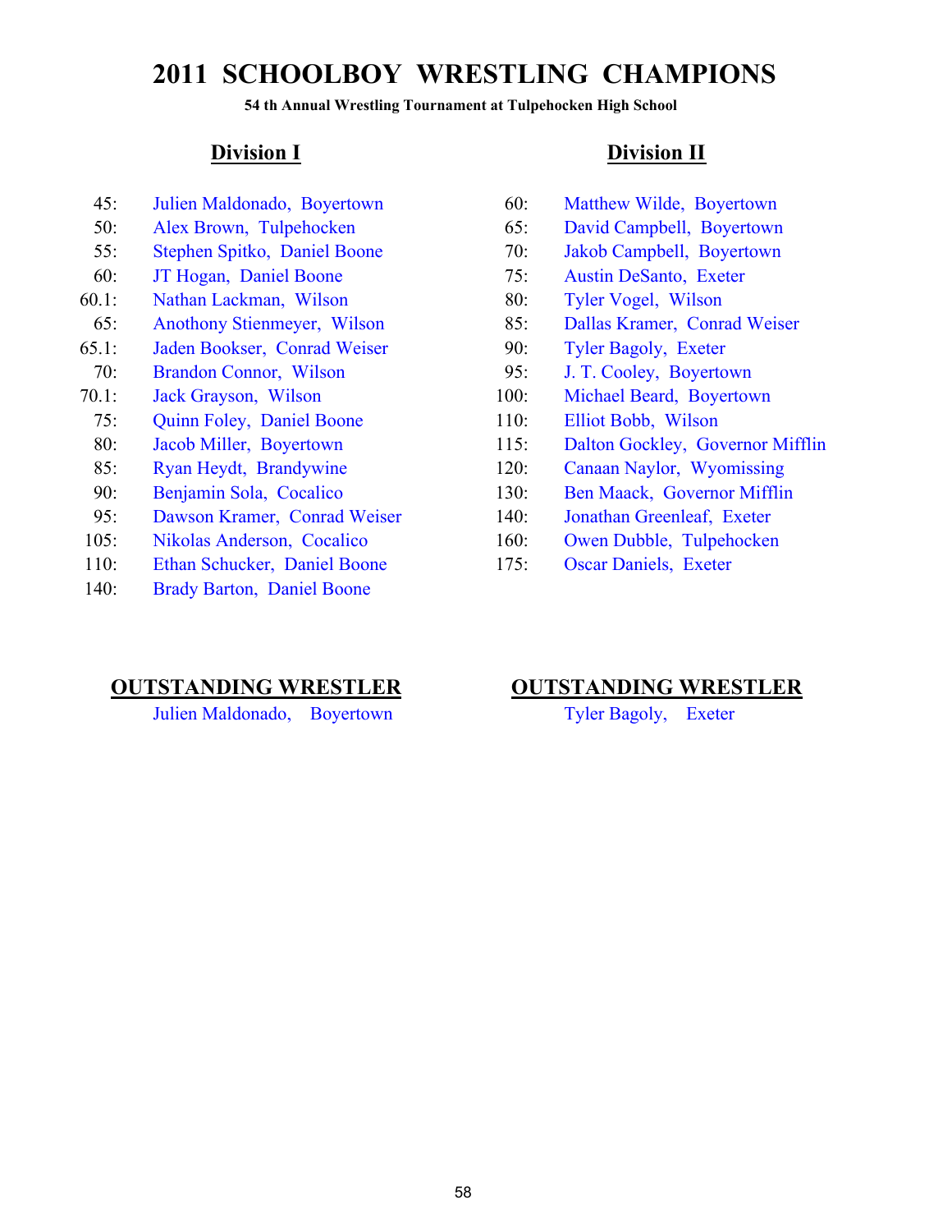# 2011 SCHOOLBOY WRESTLING CHAMPIONS

**54 th Annual Wrestling Tournament at Tulpehocken High School**

## Division I

| | |
|---|---|
| 45: | Julien Maldonado, Boyertown |
| 50: | Alex Brown, Tulpehocken |
| 55: | Stephen Spitko, Daniel Boone |
| 60: | JT Hogan, Daniel Boone |
| 60.1: | Nathan Lackman, Wilson |
| 65: | Anothony Stienmeyer, Wilson |
| 65.1: | Jaden Bookser, Conrad Weiser |
| 70: | Brandon Connor, Wilson |
| 70.1: | Jack Grayson, Wilson |
| 75: | Quinn Foley, Daniel Boone |
| 80: | Jacob Miller, Boyertown |
| 85: | Ryan Heydt, Brandywine |
| 90: | Benjamin Sola, Cocalico |
| 95: | Dawson Kramer, Conrad Weiser |
| 105: | Nikolas Anderson, Cocalico |
| 110: | Ethan Schucker, Daniel Boone |
| 140: | Brady Barton, Daniel Boone |

## Division II

| | |
|---|---|
| 60: | Matthew Wilde, Boyertown |
| 65: | David Campbell, Boyertown |
| 70: | Jakob Campbell, Boyertown |
| 75: | Austin DeSanto, Exeter |
| 80: | Tyler Vogel, Wilson |
| 85: | Dallas Kramer, Conrad Weiser |
| 90: | Tyler Bagoly, Exeter |
| 95: | J. T. Cooley, Boyertown |
| 100: | Michael Beard, Boyertown |
| 110: | Elliot Bobb, Wilson |
| 115: | Dalton Gockley, Governor Mifflin |
| 120: | Canaan Naylor, Wyomissing |
| 130: | Ben Maack, Governor Mifflin |
| 140: | Jonathan Greenleaf, Exeter |
| 160: | Owen Dubble, Tulpehocken |
| 175: | Oscar Daniels, Exeter |

**OUTSTANDING WRESTLER**

Julien Maldonado, Boyertown

**OUTSTANDING WRESTLER**

Tyler Bagoly, Exeter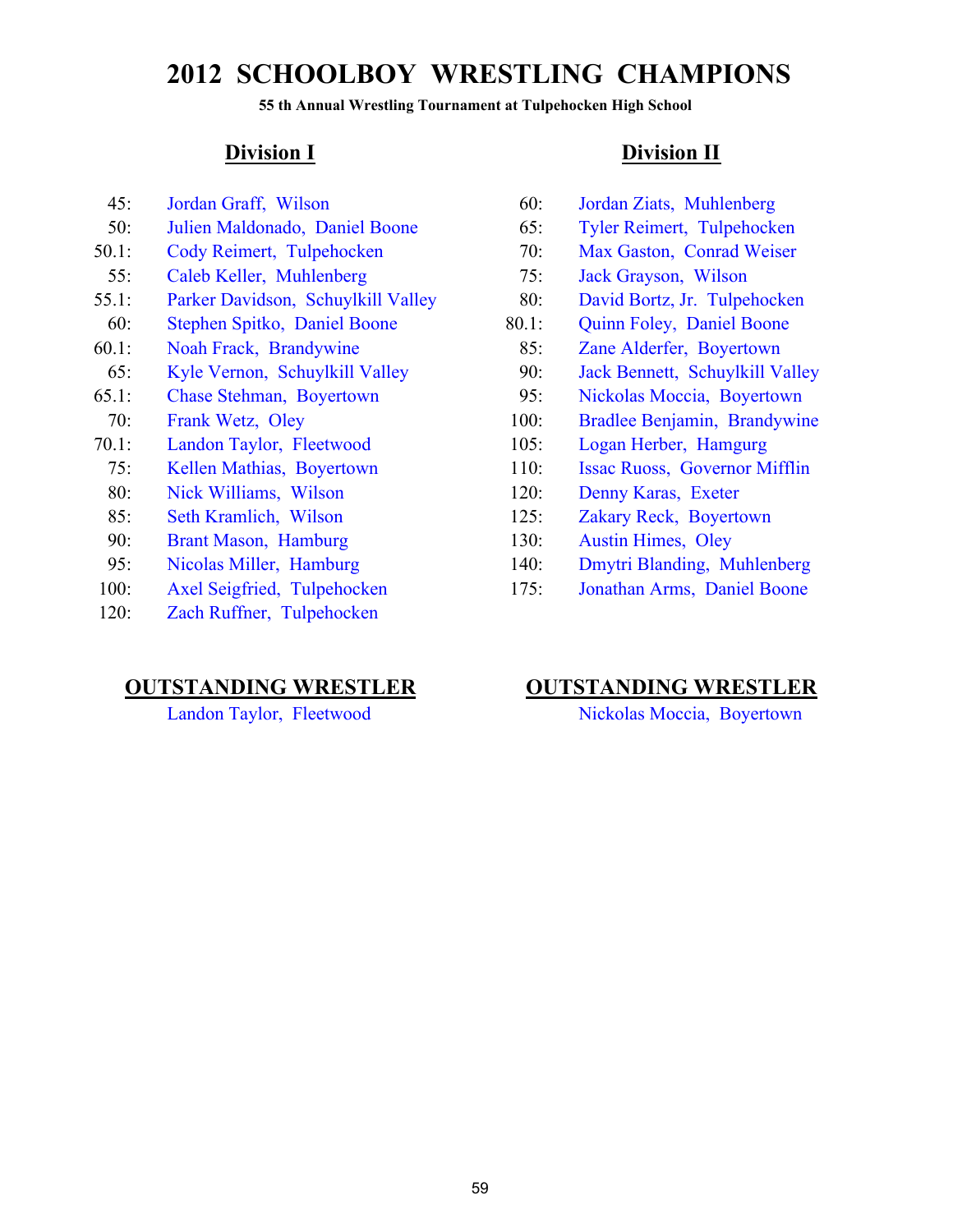# 2012 SCHOOLBOY WRESTLING CHAMPIONS

**55 th Annual Wrestling Tournament at Tulpehocken High School**

## Division I

| | |
|---|---|
| 45: | Jordan Graff, Wilson |
| 50: | Julien Maldonado, Daniel Boone |
| 50.1: | Cody Reimert, Tulpehocken |
| 55: | Caleb Keller, Muhlenberg |
| 55.1: | Parker Davidson, Schuylkill Valley |
| 60: | Stephen Spitko, Daniel Boone |
| 60.1: | Noah Frack, Brandywine |
| 65: | Kyle Vernon, Schuylkill Valley |
| 65.1: | Chase Stehman, Boyertown |
| 70: | Frank Wetz, Oley |
| 70.1: | Landon Taylor, Fleetwood |
| 75: | Kellen Mathias, Boyertown |
| 80: | Nick Williams, Wilson |
| 85: | Seth Kramlich, Wilson |
| 90: | Brant Mason, Hamburg |
| 95: | Nicolas Miller, Hamburg |
| 100: | Axel Seigfried, Tulpehocken |
| 120: | Zach Ruffner, Tulpehocken |

## OUTSTANDING WRESTLER

Landon Taylor, Fleetwood

## Division II

| | |
|---|---|
| 60: | Jordan Ziats, Muhlenberg |
| 65: | Tyler Reimert, Tulpehocken |
| 70: | Max Gaston, Conrad Weiser |
| 75: | Jack Grayson, Wilson |
| 80: | David Bortz, Jr. Tulpehocken |
| 80.1: | Quinn Foley, Daniel Boone |
| 85: | Zane Alderfer, Boyertown |
| 90: | Jack Bennett, Schuylkill Valley |
| 95: | Nickolas Moccia, Boyertown |
| 100: | Bradlee Benjamin, Brandywine |
| 105: | Logan Herber, Hamgurg |
| 110: | Issac Ruoss, Governor Mifflin |
| 120: | Denny Karas, Exeter |
| 125: | Zakary Reck, Boyertown |
| 130: | Austin Himes, Oley |
| 140: | Dmytri Blanding, Muhlenberg |
| 175: | Jonathan Arms, Daniel Boone |

## OUTSTANDING WRESTLER

Nickolas Moccia, Boyertown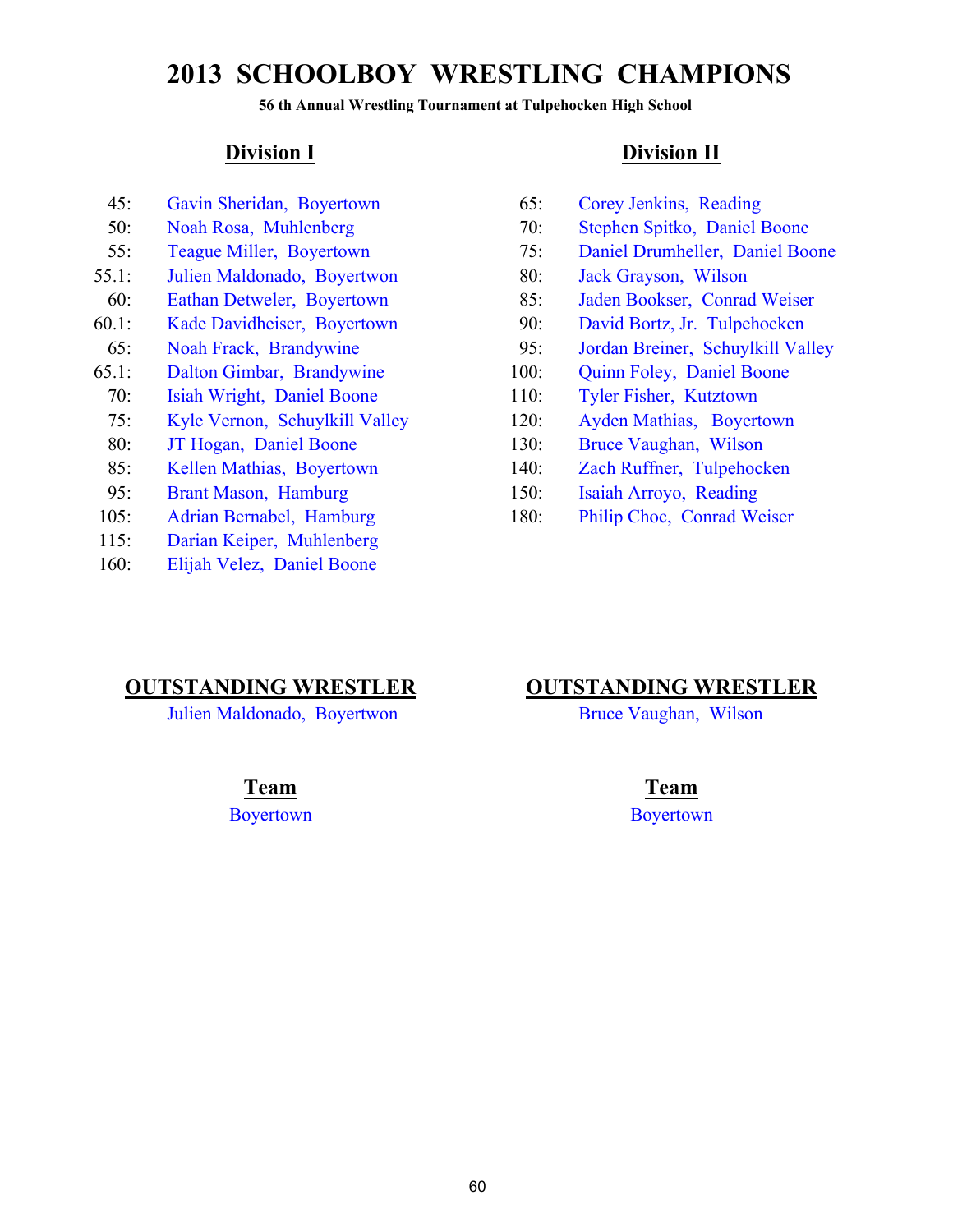# 2013 SCHOOLBOY WRESTLING CHAMPIONS

**56 th Annual Wrestling Tournament at Tulpehocken High School**

## Division I

| | |
|---|---|
| 45: | Gavin Sheridan, Boyertown |
| 50: | Noah Rosa, Muhlenberg |
| 55: | Teague Miller, Boyertown |
| 55.1: | Julien Maldonado, Boyertwon |
| 60: | Eathan Detweler, Boyertown |
| 60.1: | Kade Davidheiser, Boyertown |
| 65: | Noah Frack, Brandywine |
| 65.1: | Dalton Gimbar, Brandywine |
| 70: | Isiah Wright, Daniel Boone |
| 75: | Kyle Vernon, Schuylkill Valley |
| 80: | JT Hogan, Daniel Boone |
| 85: | Kellen Mathias, Boyertown |
| 95: | Brant Mason, Hamburg |
| 105: | Adrian Bernabel, Hamburg |
| 115: | Darian Keiper, Muhlenberg |
| 160: | Elijah Velez, Daniel Boone |

**OUTSTANDING WRESTLER**

Julien Maldonado, Boyertwon

**Team**

Boyertown

## Division II

| | |
|---|---|
| 65: | Corey Jenkins, Reading |
| 70: | Stephen Spitko, Daniel Boone |
| 75: | Daniel Drumheller, Daniel Boone |
| 80: | Jack Grayson, Wilson |
| 85: | Jaden Bookser, Conrad Weiser |
| 90: | David Bortz, Jr. Tulpehocken |
| 95: | Jordan Breiner, Schuylkill Valley |
| 100: | Quinn Foley, Daniel Boone |
| 110: | Tyler Fisher, Kutztown |
| 120: | Ayden Mathias, Boyertown |
| 130: | Bruce Vaughan, Wilson |
| 140: | Zach Ruffner, Tulpehocken |
| 150: | Isaiah Arroyo, Reading |
| 180: | Philip Choc, Conrad Weiser |

**OUTSTANDING WRESTLER**

Bruce Vaughan, Wilson

**Team**

Boyertown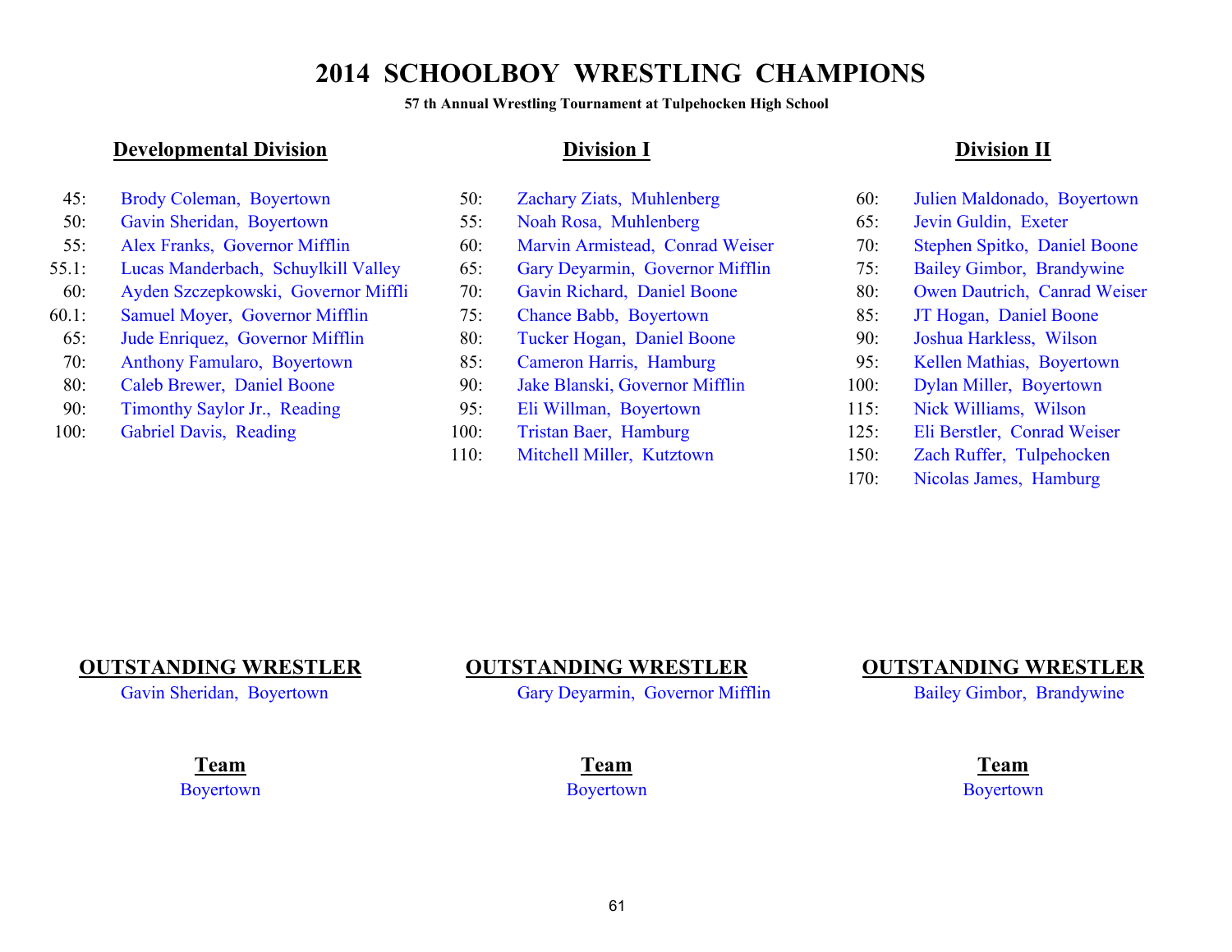# 2014 SCHOOLBOY WRESTLING CHAMPIONS

**57 th Annual Wrestling Tournament at Tulpehocken High School**

## Developmental Division

| | |
|---|---|
| 45: | Brody Coleman, Boyertown |
| 50: | Gavin Sheridan, Boyertown |
| 55: | Alex Franks, Governor Mifflin |
| 55.1: | Lucas Manderbach, Schuylkill Valley |
| 60: | Ayden Szczepkowski, Governor Miffli |
| 60.1: | Samuel Moyer, Governor Mifflin |
| 65: | Jude Enriquez, Governor Mifflin |
| 70: | Anthony Famularo, Boyertown |
| 80: | Caleb Brewer, Daniel Boone |
| 90: | Timonthy Saylor Jr., Reading |
| 100: | Gabriel Davis, Reading |

## Division I

| | |
|---|---|
| 50: | Zachary Ziats, Muhlenberg |
| 55: | Noah Rosa, Muhlenberg |
| 60: | Marvin Armistead, Conrad Weiser |
| 65: | Gary Deyarmin, Governor Mifflin |
| 70: | Gavin Richard, Daniel Boone |
| 75: | Chance Babb, Boyertown |
| 80: | Tucker Hogan, Daniel Boone |
| 85: | Cameron Harris, Hamburg |
| 90: | Jake Blanski, Governor Mifflin |
| 95: | Eli Willman, Boyertown |
| 100: | Tristan Baer, Hamburg |
| 110: | Mitchell Miller, Kutztown |

## Division II

| | |
|---|---|
| 60: | Julien Maldonado, Boyertown |
| 65: | Jevin Guldin, Exeter |
| 70: | Stephen Spitko, Daniel Boone |
| 75: | Bailey Gimbor, Brandywine |
| 80: | Owen Dautrich, Canrad Weiser |
| 85: | JT Hogan, Daniel Boone |
| 90: | Joshua Harkless, Wilson |
| 95: | Kellen Mathias, Boyertown |
| 100: | Dylan Miller, Boyertown |
| 115: | Nick Williams, Wilson |
| 125: | Eli Berstler, Conrad Weiser |
| 150: | Zach Ruffer, Tulpehocken |
| 170: | Nicolas James, Hamburg |

## OUTSTANDING WRESTLER

Developmental Division: Gavin Sheridan, Boyertown

Division I: Gary Deyarmin, Governor Mifflin

Division II: Bailey Gimbor, Brandywine

## Team

Developmental Division: Boyertown

Division I: Boyertown

Division II: Boyertown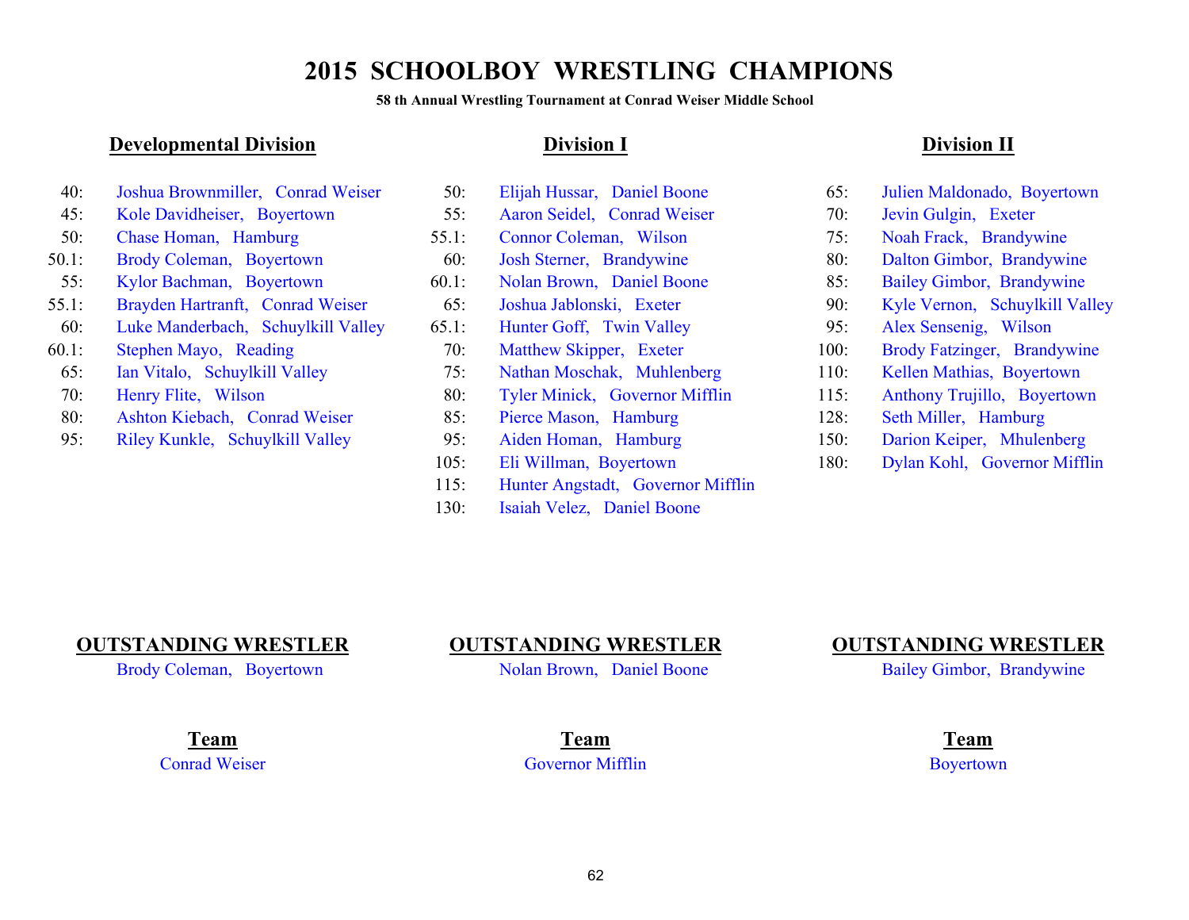# 2015 SCHOOLBOY WRESTLING CHAMPIONS

**58 th Annual Wrestling Tournament at Conrad Weiser Middle School**

## Developmental Division

| | |
|---|---|
| 40: | Joshua Brownmiller, Conrad Weiser |
| 45: | Kole Davidheiser, Boyertown |
| 50: | Chase Homan, Hamburg |
| 50.1: | Brody Coleman, Boyertown |
| 55: | Kylor Bachman, Boyertown |
| 55.1: | Brayden Hartranft, Conrad Weiser |
| 60: | Luke Manderbach, Schuylkill Valley |
| 60.1: | Stephen Mayo, Reading |
| 65: | Ian Vitalo, Schuylkill Valley |
| 70: | Henry Flite, Wilson |
| 80: | Ashton Kiebach, Conrad Weiser |
| 95: | Riley Kunkle, Schuylkill Valley |

## Division I

| | |
|---|---|
| 50: | Elijah Hussar, Daniel Boone |
| 55: | Aaron Seidel, Conrad Weiser |
| 55.1: | Connor Coleman, Wilson |
| 60: | Josh Sterner, Brandywine |
| 60.1: | Nolan Brown, Daniel Boone |
| 65: | Joshua Jablonski, Exeter |
| 65.1: | Hunter Goff, Twin Valley |
| 70: | Matthew Skipper, Exeter |
| 75: | Nathan Moschak, Muhlenberg |
| 80: | Tyler Minick, Governor Mifflin |
| 85: | Pierce Mason, Hamburg |
| 95: | Aiden Homan, Hamburg |
| 105: | Eli Willman, Boyertown |
| 115: | Hunter Angstadt, Governor Mifflin |
| 130: | Isaiah Velez, Daniel Boone |

## Division II

| | |
|---|---|
| 65: | Julien Maldonado, Boyertown |
| 70: | Jevin Gulgin, Exeter |
| 75: | Noah Frack, Brandywine |
| 80: | Dalton Gimbor, Brandywine |
| 85: | Bailey Gimbor, Brandywine |
| 90: | Kyle Vernon, Schuylkill Valley |
| 95: | Alex Sensenig, Wilson |
| 100: | Brody Fatzinger, Brandywine |
| 110: | Kellen Mathias, Boyertown |
| 115: | Anthony Trujillo, Boyertown |
| 128: | Seth Miller, Hamburg |
| 150: | Darion Keiper, Mhulenberg |
| 180: | Dylan Kohl, Governor Mifflin |

## OUTSTANDING WRESTLER

Developmental Division: Brody Coleman, Boyertown

Division I: Nolan Brown, Daniel Boone

Division II: Bailey Gimbor, Brandywine

## Team

Developmental Division: Conrad Weiser

Division I: Governor Mifflin

Division II: Boyertown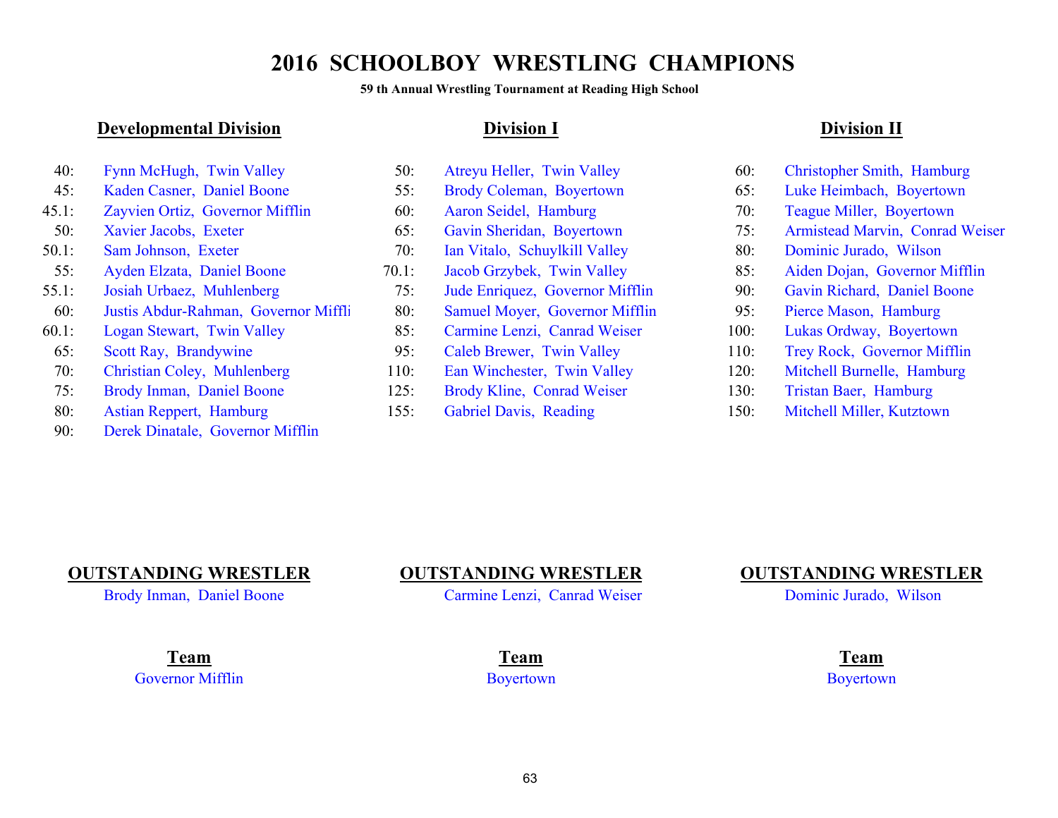# 2016 SCHOOLBOY WRESTLING CHAMPIONS

**59 th Annual Wrestling Tournament at Reading High School**

## Developmental Division

| | |
|---|---|
| 40: | Fynn McHugh, Twin Valley |
| 45: | Kaden Casner, Daniel Boone |
| 45.1: | Zayvien Ortiz, Governor Mifflin |
| 50: | Xavier Jacobs, Exeter |
| 50.1: | Sam Johnson, Exeter |
| 55: | Ayden Elzata, Daniel Boone |
| 55.1: | Josiah Urbaez, Muhlenberg |
| 60: | Justis Abdur-Rahman, Governor Miffli |
| 60.1: | Logan Stewart, Twin Valley |
| 65: | Scott Ray, Brandywine |
| 70: | Christian Coley, Muhlenberg |
| 75: | Brody Inman, Daniel Boone |
| 80: | Astian Reppert, Hamburg |
| 90: | Derek Dinatale, Governor Mifflin |

## Division I

| | |
|---|---|
| 50: | Atreyu Heller, Twin Valley |
| 55: | Brody Coleman, Boyertown |
| 60: | Aaron Seidel, Hamburg |
| 65: | Gavin Sheridan, Boyertown |
| 70: | Ian Vitalo, Schuylkill Valley |
| 70.1: | Jacob Grzybek, Twin Valley |
| 75: | Jude Enriquez, Governor Mifflin |
| 80: | Samuel Moyer, Governor Mifflin |
| 85: | Carmine Lenzi, Canrad Weiser |
| 95: | Caleb Brewer, Twin Valley |
| 110: | Ean Winchester, Twin Valley |
| 125: | Brody Kline, Conrad Weiser |
| 155: | Gabriel Davis, Reading |

## Division II

| | |
|---|---|
| 60: | Christopher Smith, Hamburg |
| 65: | Luke Heimbach, Boyertown |
| 70: | Teague Miller, Boyertown |
| 75: | Armistead Marvin, Conrad Weiser |
| 80: | Dominic Jurado, Wilson |
| 85: | Aiden Dojan, Governor Mifflin |
| 90: | Gavin Richard, Daniel Boone |
| 95: | Pierce Mason, Hamburg |
| 100: | Lukas Ordway, Boyertown |
| 110: | Trey Rock, Governor Mifflin |
| 120: | Mitchell Burnelle, Hamburg |
| 130: | Tristan Baer, Hamburg |
| 150: | Mitchell Miller, Kutztown |

## OUTSTANDING WRESTLER

Developmental Division: Brody Inman, Daniel Boone

Division I: Carmine Lenzi, Canrad Weiser

Division II: Dominic Jurado, Wilson

## Team

Developmental Division: Governor Mifflin

Division I: Boyertown

Division II: Boyertown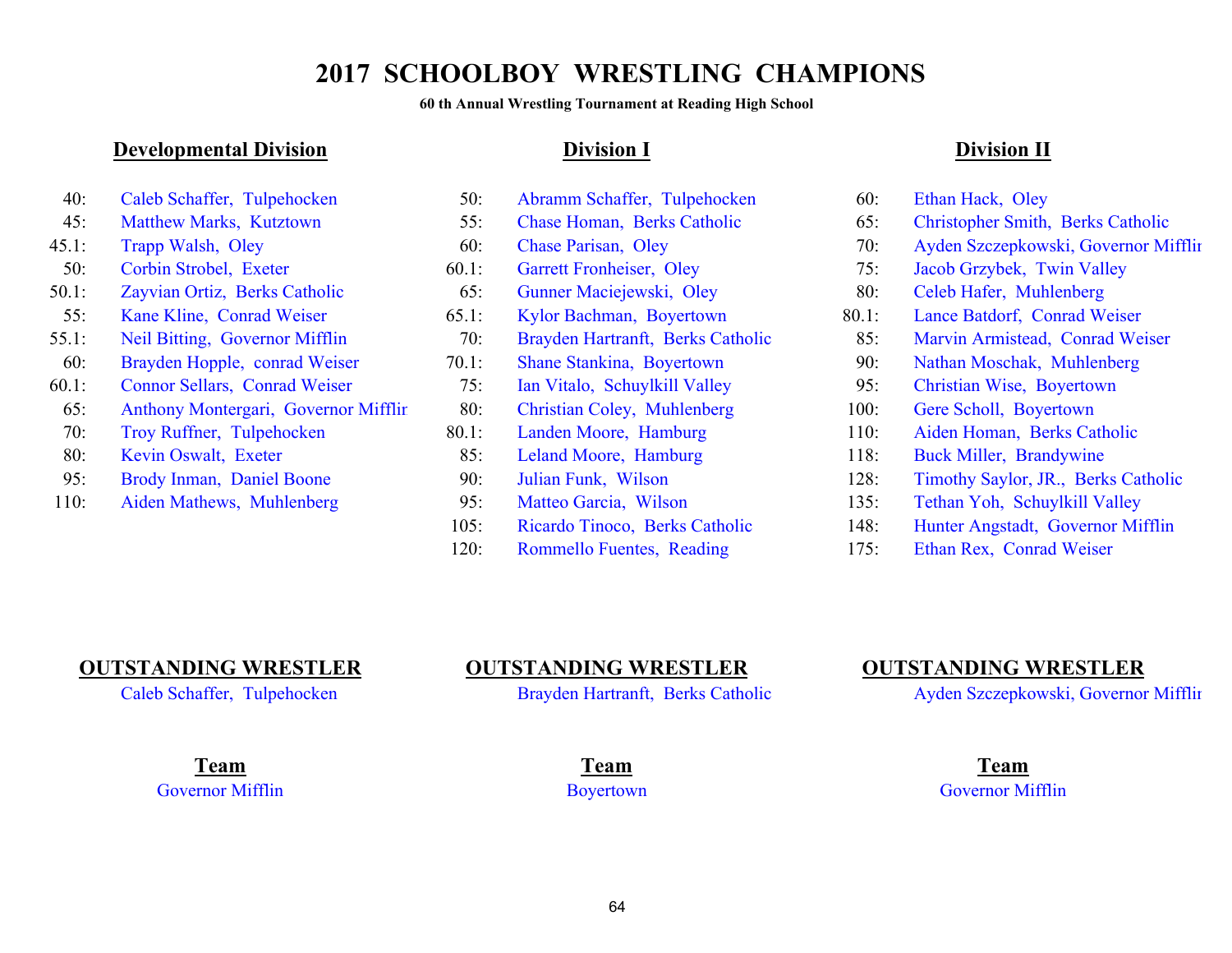# 2017 SCHOOLBOY WRESTLING CHAMPIONS

**60 th Annual Wrestling Tournament at Reading High School**

## Developmental Division

- 40: Caleb Schaffer, Tulpehocken
- 45: Matthew Marks, Kutztown
- 45.1: Trapp Walsh, Oley
- 50: Corbin Strobel, Exeter
- 50.1: Zayvian Ortiz, Berks Catholic
- 55: Kane Kline, Conrad Weiser
- 55.1: Neil Bitting, Governor Mifflin
- 60: Brayden Hopple, conrad Weiser
- 60.1: Connor Sellars, Conrad Weiser
- 65: Anthony Montergari, Governor Mifflin
- 70: Troy Ruffner, Tulpehocken
- 80: Kevin Oswalt, Exeter
- 95: Brody Inman, Daniel Boone
- 110: Aiden Mathews, Muhlenberg

**OUTSTANDING WRESTLER**
Caleb Schaffer, Tulpehocken

**Team**
Governor Mifflin

## Division I

- 50: Abramm Schaffer, Tulpehocken
- 55: Chase Homan, Berks Catholic
- 60: Chase Parisan, Oley
- 60.1: Garrett Fronheiser, Oley
- 65: Gunner Maciejewski, Oley
- 65.1: Kylor Bachman, Boyertown
- 70: Brayden Hartranft, Berks Catholic
- 70.1: Shane Stankina, Boyertown
- 75: Ian Vitalo, Schuylkill Valley
- 80: Christian Coley, Muhlenberg
- 80.1: Landen Moore, Hamburg
- 85: Leland Moore, Hamburg
- 90: Julian Funk, Wilson
- 95: Matteo Garcia, Wilson
- 105: Ricardo Tinoco, Berks Catholic
- 120: Rommello Fuentes, Reading

**OUTSTANDING WRESTLER**
Brayden Hartranft, Berks Catholic

**Team**
Boyertown

## Division II

- 60: Ethan Hack, Oley
- 65: Christopher Smith, Berks Catholic
- 70: Ayden Szczepkowski, Governor Mifflin
- 75: Jacob Grzybek, Twin Valley
- 80: Celeb Hafer, Muhlenberg
- 80.1: Lance Batdorf, Conrad Weiser
- 85: Marvin Armistead, Conrad Weiser
- 90: Nathan Moschak, Muhlenberg
- 95: Christian Wise, Boyertown
- 100: Gere Scholl, Boyertown
- 110: Aiden Homan, Berks Catholic
- 118: Buck Miller, Brandywine
- 128: Timothy Saylor, JR., Berks Catholic
- 135: Tethan Yoh, Schuylkill Valley
- 148: Hunter Angstadt, Governor Mifflin
- 175: Ethan Rex, Conrad Weiser

**OUTSTANDING WRESTLER**
Ayden Szczepkowski, Governor Mifflin

**Team**
Governor Mifflin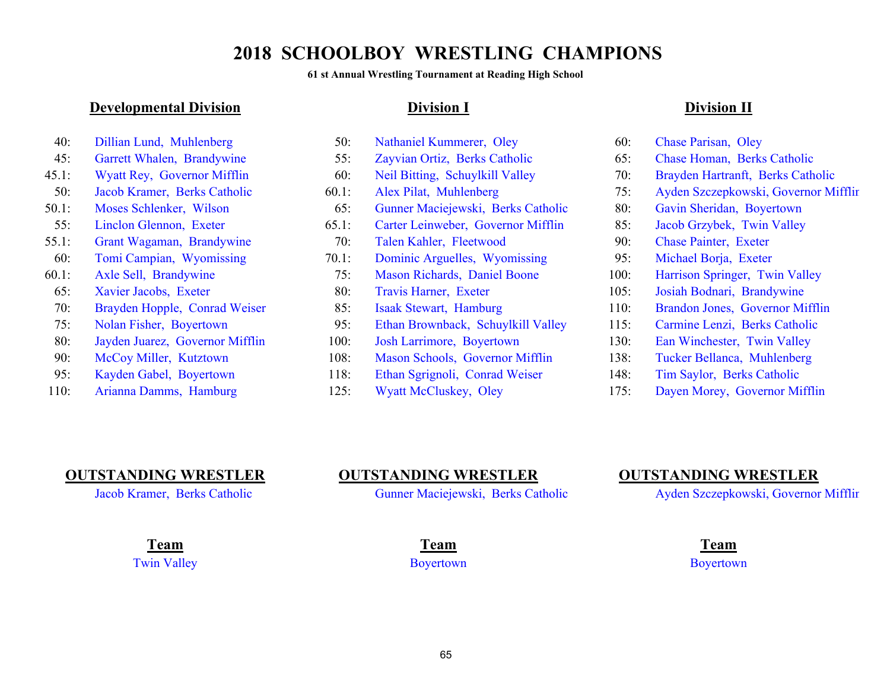# 2018 SCHOOLBOY WRESTLING CHAMPIONS

**61 st Annual Wrestling Tournament at Reading High School**

## Developmental Division

| | |
|---|---|
| 40: | Dillian Lund, Muhlenberg |
| 45: | Garrett Whalen, Brandywine |
| 45.1: | Wyatt Rey, Governor Mifflin |
| 50: | Jacob Kramer, Berks Catholic |
| 50.1: | Moses Schlenker, Wilson |
| 55: | Linclon Glennon, Exeter |
| 55.1: | Grant Wagaman, Brandywine |
| 60: | Tomi Campian, Wyomissing |
| 60.1: | Axle Sell, Brandywine |
| 65: | Xavier Jacobs, Exeter |
| 70: | Brayden Hopple, Conrad Weiser |
| 75: | Nolan Fisher, Boyertown |
| 80: | Jayden Juarez, Governor Mifflin |
| 90: | McCoy Miller, Kutztown |
| 95: | Kayden Gabel, Boyertown |
| 110: | Arianna Damms, Hamburg |

**OUTSTANDING WRESTLER**

Jacob Kramer, Berks Catholic

**Team**

Twin Valley

## Division I

| | |
|---|---|
| 50: | Nathaniel Kummerer, Oley |
| 55: | Zayvian Ortiz, Berks Catholic |
| 60: | Neil Bitting, Schuylkill Valley |
| 60.1: | Alex Pilat, Muhlenberg |
| 65: | Gunner Maciejewski, Berks Catholic |
| 65.1: | Carter Leinweber, Governor Mifflin |
| 70: | Talen Kahler, Fleetwood |
| 70.1: | Dominic Arguelles, Wyomissing |
| 75: | Mason Richards, Daniel Boone |
| 80: | Travis Harner, Exeter |
| 85: | Isaak Stewart, Hamburg |
| 95: | Ethan Brownback, Schuylkill Valley |
| 100: | Josh Larrimore, Boyertown |
| 108: | Mason Schools, Governor Mifflin |
| 118: | Ethan Sgrignoli, Conrad Weiser |
| 125: | Wyatt McCluskey, Oley |

**OUTSTANDING WRESTLER**

Gunner Maciejewski, Berks Catholic

**Team**

Boyertown

## Division II

| | |
|---|---|
| 60: | Chase Parisan, Oley |
| 65: | Chase Homan, Berks Catholic |
| 70: | Brayden Hartranft, Berks Catholic |
| 75: | Ayden Szczepkowski, Governor Mifflir |
| 80: | Gavin Sheridan, Boyertown |
| 85: | Jacob Grzybek, Twin Valley |
| 90: | Chase Painter, Exeter |
| 95: | Michael Borja, Exeter |
| 100: | Harrison Springer, Twin Valley |
| 105: | Josiah Bodnari, Brandywine |
| 110: | Brandon Jones, Governor Mifflin |
| 115: | Carmine Lenzi, Berks Catholic |
| 130: | Ean Winchester, Twin Valley |
| 138: | Tucker Bellanca, Muhlenberg |
| 148: | Tim Saylor, Berks Catholic |
| 175: | Dayen Morey, Governor Mifflin |

**OUTSTANDING WRESTLER**

Ayden Szczepkowski, Governor Mifflir

**Team**

Boyertown